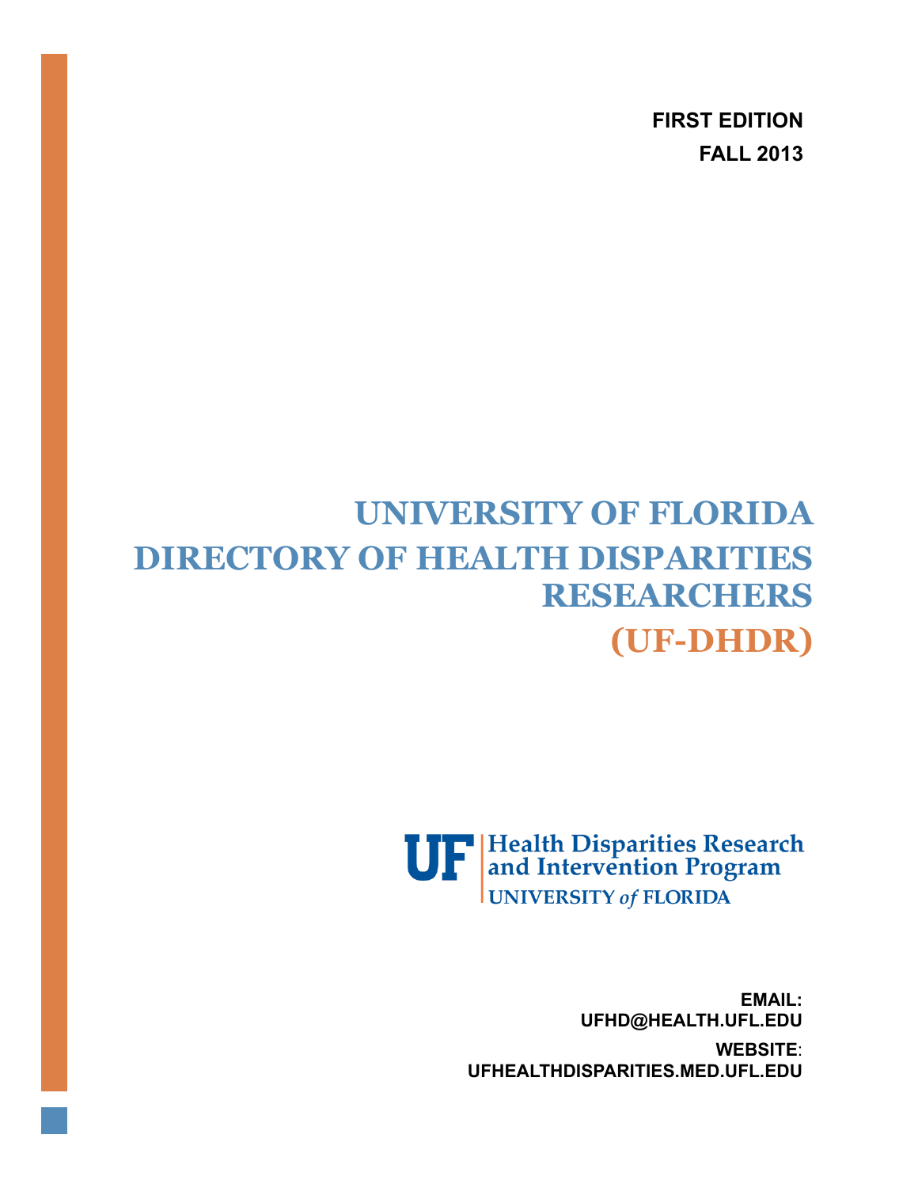**FIRST EDITION**

**FALL 2013**

# UNIVERSITY OF FLORIDA DIRECTORY OF HEALTH DISPARITIES RESEARCHERS (UF-DHDR)

UF | Health Disparities Research and Intervention Program
UNIVERSITY *of* FLORIDA

**EMAIL:**
**UFHD@HEALTH.UFL.EDU**

**WEBSITE**:
**UFHEALTHDISPARITIES.MED.UFL.EDU**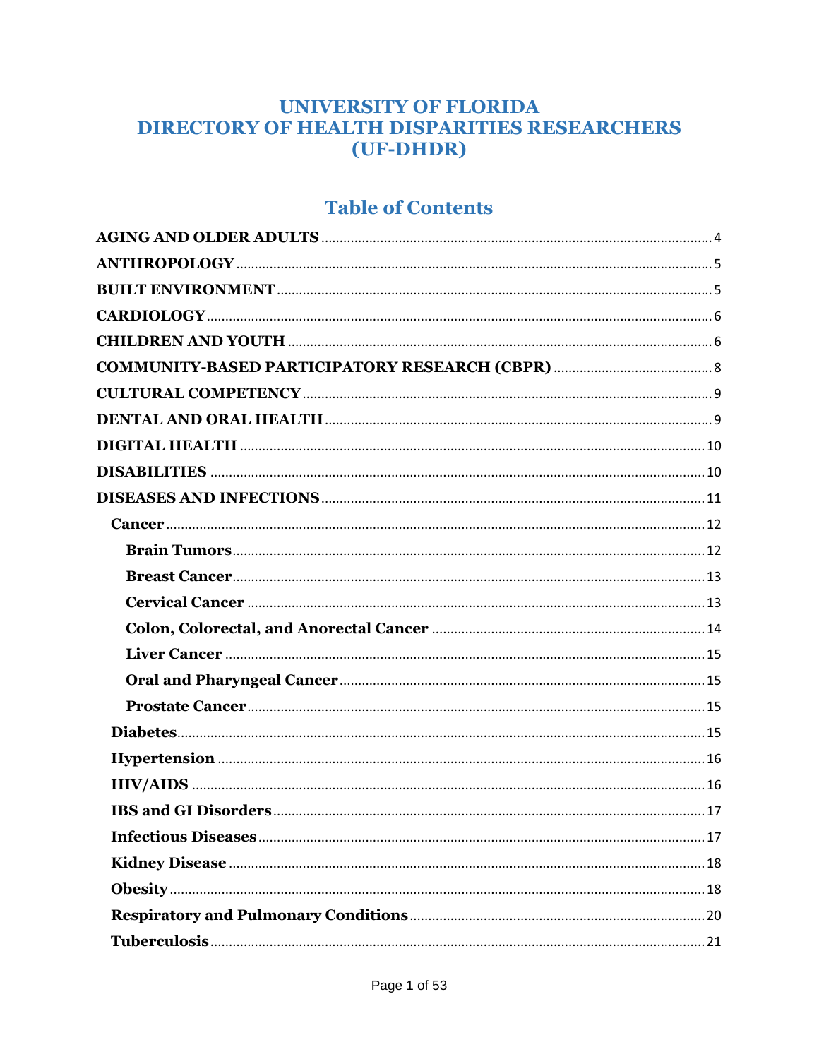# UNIVERSITY OF FLORIDA DIRECTORY OF HEALTH DISPARITIES RESEARCHERS (UF-DHDR)

## Table of Contents

- **AGING AND OLDER ADULTS** .......... 4
- **ANTHROPOLOGY** .......... 5
- **BUILT ENVIRONMENT** .......... 5
- **CARDIOLOGY** .......... 6
- **CHILDREN AND YOUTH** .......... 6
- **COMMUNITY-BASED PARTICIPATORY RESEARCH (CBPR)** .......... 8
- **CULTURAL COMPETENCY** .......... 9
- **DENTAL AND ORAL HEALTH** .......... 9
- **DIGITAL HEALTH** .......... 10
- **DISABILITIES** .......... 10
- **DISEASES AND INFECTIONS** .......... 11
  - **Cancer** .......... 12
    - **Brain Tumors** .......... 12
    - **Breast Cancer** .......... 13
    - **Cervical Cancer** .......... 13
    - **Colon, Colorectal, and Anorectal Cancer** .......... 14
    - **Liver Cancer** .......... 15
    - **Oral and Pharyngeal Cancer** .......... 15
    - **Prostate Cancer** .......... 15
  - **Diabetes** .......... 15
  - **Hypertension** .......... 16
  - **HIV/AIDS** .......... 16
  - **IBS and GI Disorders** .......... 17
  - **Infectious Diseases** .......... 17
  - **Kidney Disease** .......... 18
  - **Obesity** .......... 18
  - **Respiratory and Pulmonary Conditions** .......... 20
  - **Tuberculosis** .......... 21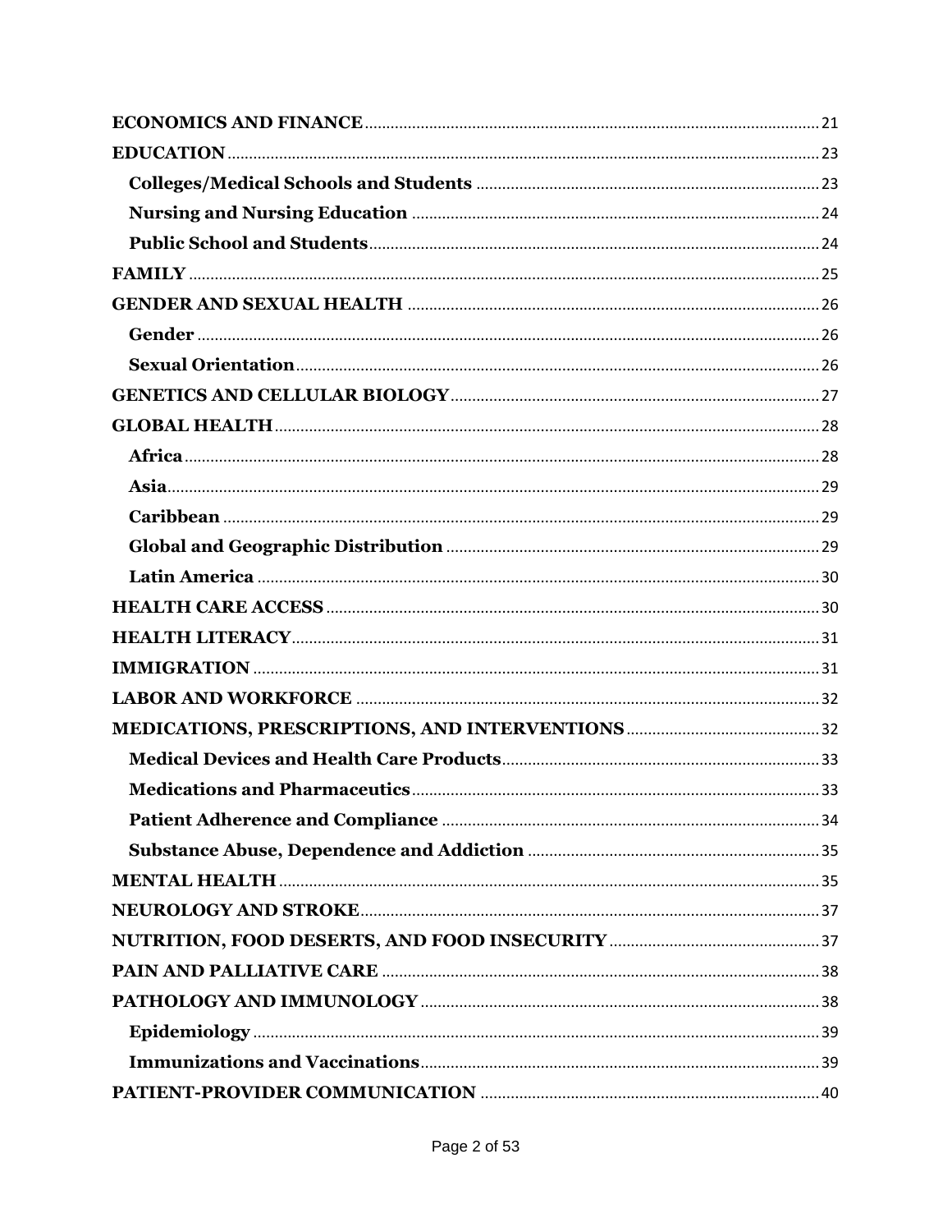**ECONOMICS AND FINANCE** .......... 21

**EDUCATION** .......... 23

- **Colleges/Medical Schools and Students** .......... 23
- **Nursing and Nursing Education** .......... 24
- **Public School and Students** .......... 24

**FAMILY** .......... 25

**GENDER AND SEXUAL HEALTH** .......... 26

- **Gender** .......... 26
- **Sexual Orientation** .......... 26

**GENETICS AND CELLULAR BIOLOGY** .......... 27

**GLOBAL HEALTH** .......... 28

- **Africa** .......... 28
- **Asia** .......... 29
- **Caribbean** .......... 29
- **Global and Geographic Distribution** .......... 29
- **Latin America** .......... 30

**HEALTH CARE ACCESS** .......... 30

**HEALTH LITERACY** .......... 31

**IMMIGRATION** .......... 31

**LABOR AND WORKFORCE** .......... 32

**MEDICATIONS, PRESCRIPTIONS, AND INTERVENTIONS** .......... 32

- **Medical Devices and Health Care Products** .......... 33
- **Medications and Pharmaceutics** .......... 33
- **Patient Adherence and Compliance** .......... 34
- **Substance Abuse, Dependence and Addiction** .......... 35

**MENTAL HEALTH** .......... 35

**NEUROLOGY AND STROKE** .......... 37

**NUTRITION, FOOD DESERTS, AND FOOD INSECURITY** .......... 37

**PAIN AND PALLIATIVE CARE** .......... 38

**PATHOLOGY AND IMMUNOLOGY** .......... 38

- **Epidemiology** .......... 39
- **Immunizations and Vaccinations** .......... 39

**PATIENT-PROVIDER COMMUNICATION** .......... 40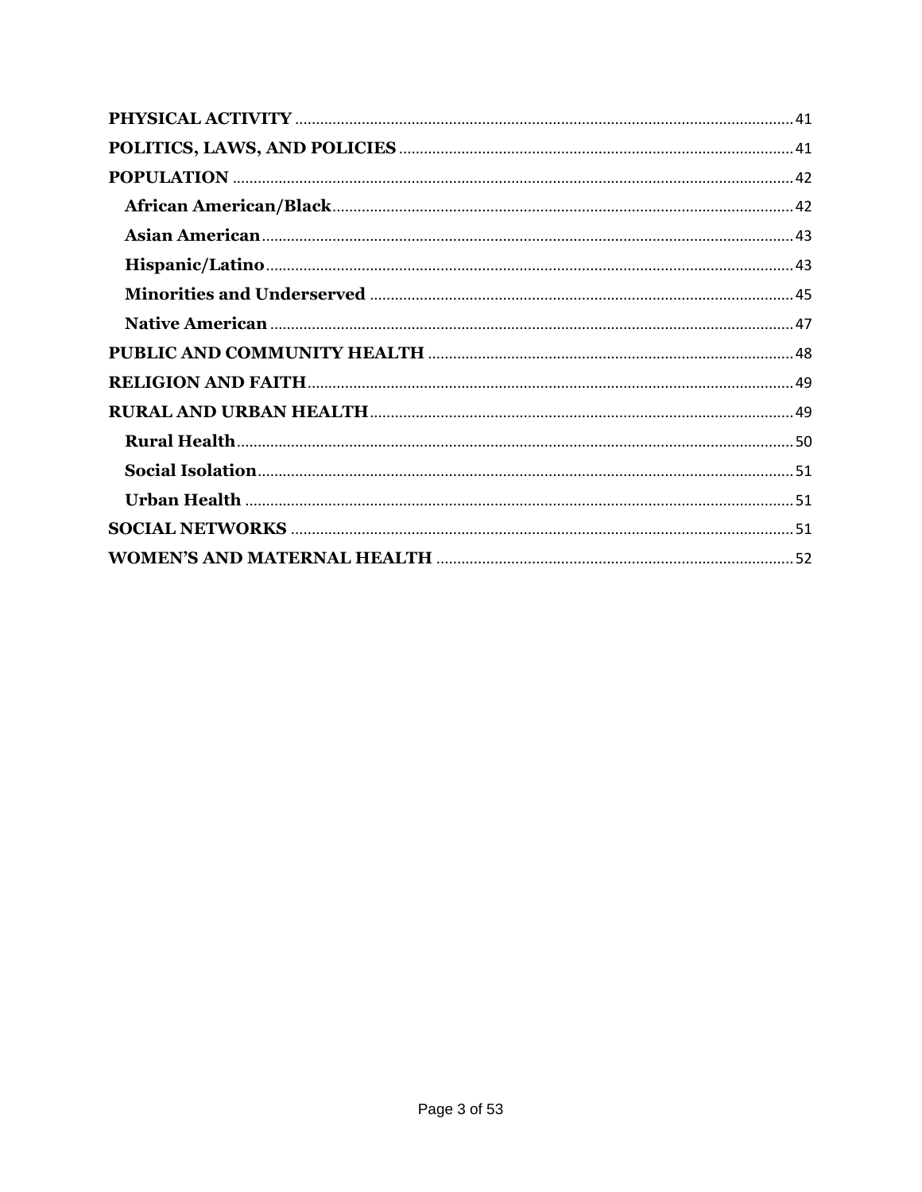PHYSICAL ACTIVITY ........................................................................................................ 41

POLITICS, LAWS, AND POLICIES ............................................................................... 41

POPULATION ................................................................................................................ 42

- African American/Black ............................................................................................ 42
- Asian American .......................................................................................................... 43
- Hispanic/Latino .......................................................................................................... 43
- Minorities and Underserved ...................................................................................... 45
- Native American ......................................................................................................... 47

PUBLIC AND COMMUNITY HEALTH ......................................................................... 48

RELIGION AND FAITH ................................................................................................. 49

RURAL AND URBAN HEALTH ..................................................................................... 49

- Rural Health ................................................................................................................ 50
- Social Isolation ............................................................................................................ 51
- Urban Health ............................................................................................................... 51

SOCIAL NETWORKS ..................................................................................................... 51

WOMEN'S AND MATERNAL HEALTH ........................................................................ 52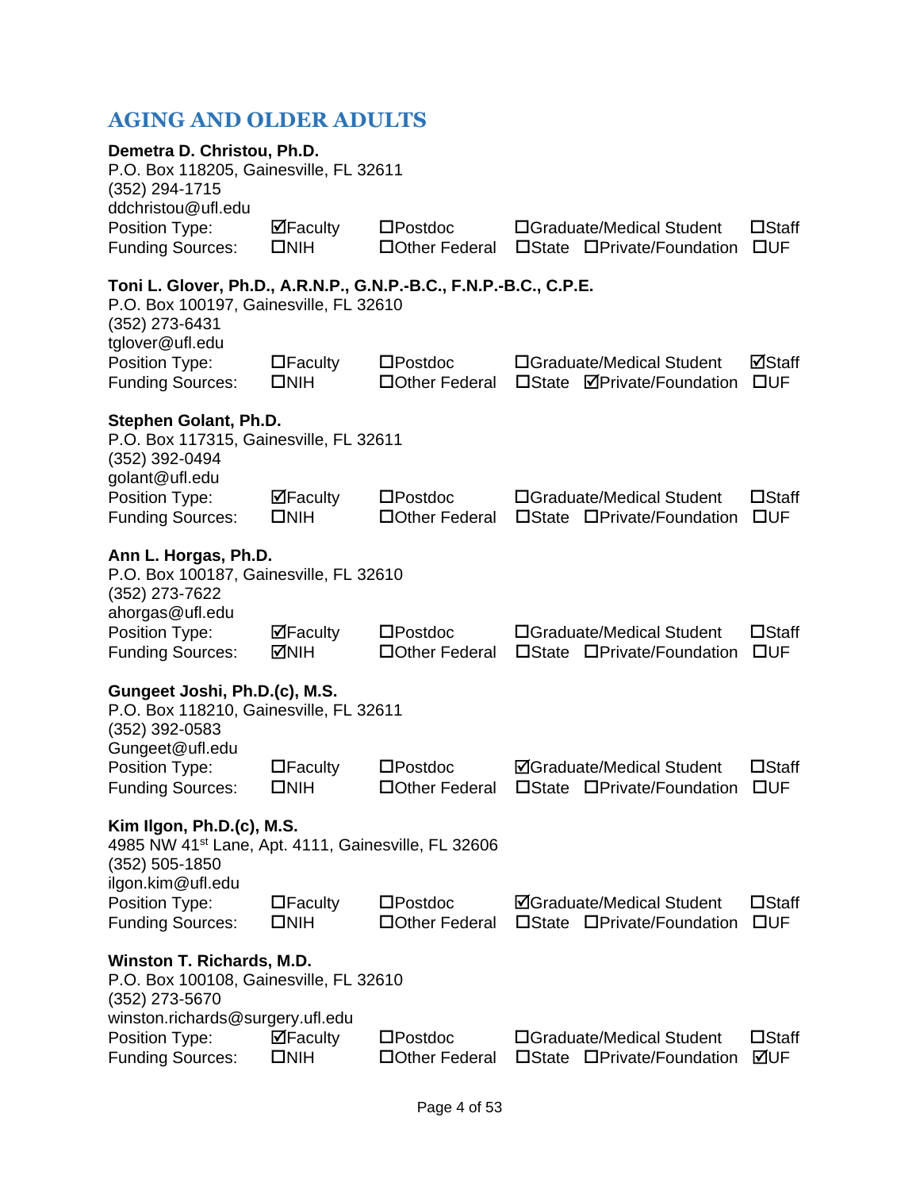## AGING AND OLDER ADULTS

**Demetra D. Christou, Ph.D.**
P.O. Box 118205, Gainesville, FL 32611
(352) 294-1715
ddchristou@ufl.edu

| Position Type: | ☑Faculty | ☐Postdoc | ☐Graduate/Medical Student | | ☐Staff |
|---|---|---|---|---|---|
| Funding Sources: | ☐NIH | ☐Other Federal | ☐State | ☐Private/Foundation | ☐UF |

**Toni L. Glover, Ph.D., A.R.N.P., G.N.P.-B.C., F.N.P.-B.C., C.P.E.**
P.O. Box 100197, Gainesville, FL 32610
(352) 273-6431
tglover@ufl.edu

| Position Type: | ☐Faculty | ☐Postdoc | ☐Graduate/Medical Student | | ☑Staff |
|---|---|---|---|---|---|
| Funding Sources: | ☐NIH | ☐Other Federal | ☐State | ☑Private/Foundation | ☐UF |

**Stephen Golant, Ph.D.**
P.O. Box 117315, Gainesville, FL 32611
(352) 392-0494
golant@ufl.edu

| Position Type: | ☑Faculty | ☐Postdoc | ☐Graduate/Medical Student | | ☐Staff |
|---|---|---|---|---|---|
| Funding Sources: | ☐NIH | ☐Other Federal | ☐State | ☐Private/Foundation | ☐UF |

**Ann L. Horgas, Ph.D.**
P.O. Box 100187, Gainesville, FL 32610
(352) 273-7622
ahorgas@ufl.edu

| Position Type: | ☑Faculty | ☐Postdoc | ☐Graduate/Medical Student | | ☐Staff |
|---|---|---|---|---|---|
| Funding Sources: | ☑NIH | ☐Other Federal | ☐State | ☐Private/Foundation | ☐UF |

**Gungeet Joshi, Ph.D.(c), M.S.**
P.O. Box 118210, Gainesville, FL 32611
(352) 392-0583
Gungeet@ufl.edu

| Position Type: | ☐Faculty | ☐Postdoc | ☑Graduate/Medical Student | | ☐Staff |
|---|---|---|---|---|---|
| Funding Sources: | ☐NIH | ☐Other Federal | ☐State | ☐Private/Foundation | ☐UF |

**Kim Ilgon, Ph.D.(c), M.S.**
4985 NW 41st Lane, Apt. 4111, Gainesville, FL 32606
(352) 505-1850
ilgon.kim@ufl.edu

| Position Type: | ☐Faculty | ☐Postdoc | ☑Graduate/Medical Student | | ☐Staff |
|---|---|---|---|---|---|
| Funding Sources: | ☐NIH | ☐Other Federal | ☐State | ☐Private/Foundation | ☐UF |

**Winston T. Richards, M.D.**
P.O. Box 100108, Gainesville, FL 32610
(352) 273-5670
winston.richards@surgery.ufl.edu

| Position Type: | ☑Faculty | ☐Postdoc | ☐Graduate/Medical Student | | ☐Staff |
|---|---|---|---|---|---|
| Funding Sources: | ☐NIH | ☐Other Federal | ☐State | ☐Private/Foundation | ☑UF |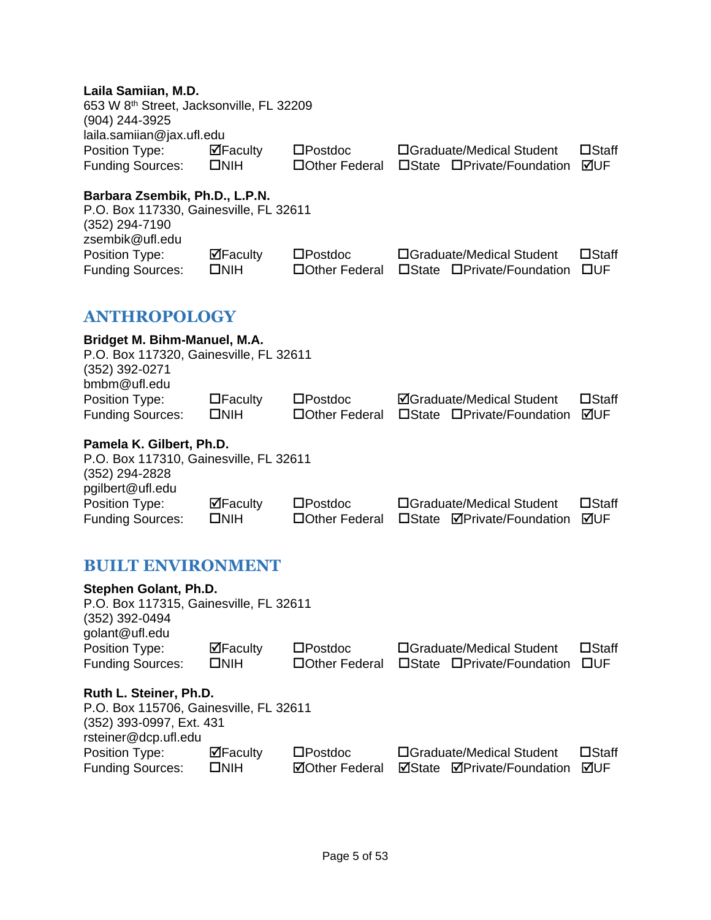**Laila Samiian, M.D.**
653 W 8th Street, Jacksonville, FL 32209
(904) 244-3925
laila.samiian@jax.ufl.edu

| | | | | | |
|---|---|---|---|---|---|
| Position Type: | ☑Faculty | ☐Postdoc | ☐Graduate/Medical Student | | ☐Staff |
| Funding Sources: | ☐NIH | ☐Other Federal | ☐State | ☐Private/Foundation | ☑UF |

**Barbara Zsembik, Ph.D., L.P.N.**
P.O. Box 117330, Gainesville, FL 32611
(352) 294-7190
zsembik@ufl.edu

| | | | | | |
|---|---|---|---|---|---|
| Position Type: | ☑Faculty | ☐Postdoc | ☐Graduate/Medical Student | | ☐Staff |
| Funding Sources: | ☐NIH | ☐Other Federal | ☐State | ☐Private/Foundation | ☐UF |

## ANTHROPOLOGY

**Bridget M. Bihm-Manuel, M.A.**
P.O. Box 117320, Gainesville, FL 32611
(352) 392-0271
bmbm@ufl.edu

| | | | | | |
|---|---|---|---|---|---|
| Position Type: | ☐Faculty | ☐Postdoc | ☑Graduate/Medical Student | | ☐Staff |
| Funding Sources: | ☐NIH | ☐Other Federal | ☐State | ☐Private/Foundation | ☑UF |

**Pamela K. Gilbert, Ph.D.**
P.O. Box 117310, Gainesville, FL 32611
(352) 294-2828
pgilbert@ufl.edu

| | | | | | |
|---|---|---|---|---|---|
| Position Type: | ☑Faculty | ☐Postdoc | ☐Graduate/Medical Student | | ☐Staff |
| Funding Sources: | ☐NIH | ☐Other Federal | ☐State | ☑Private/Foundation | ☑UF |

## BUILT ENVIRONMENT

**Stephen Golant, Ph.D.**
P.O. Box 117315, Gainesville, FL 32611
(352) 392-0494
golant@ufl.edu

| | | | | | |
|---|---|---|---|---|---|
| Position Type: | ☑Faculty | ☐Postdoc | ☐Graduate/Medical Student | | ☐Staff |
| Funding Sources: | ☐NIH | ☐Other Federal | ☐State | ☐Private/Foundation | ☐UF |

**Ruth L. Steiner, Ph.D.**
P.O. Box 115706, Gainesville, FL 32611
(352) 393-0997, Ext. 431
rsteiner@dcp.ufl.edu

| | | | | | |
|---|---|---|---|---|---|
| Position Type: | ☑Faculty | ☐Postdoc | ☐Graduate/Medical Student | | ☐Staff |
| Funding Sources: | ☐NIH | ☑Other Federal | ☑State | ☑Private/Foundation | ☑UF |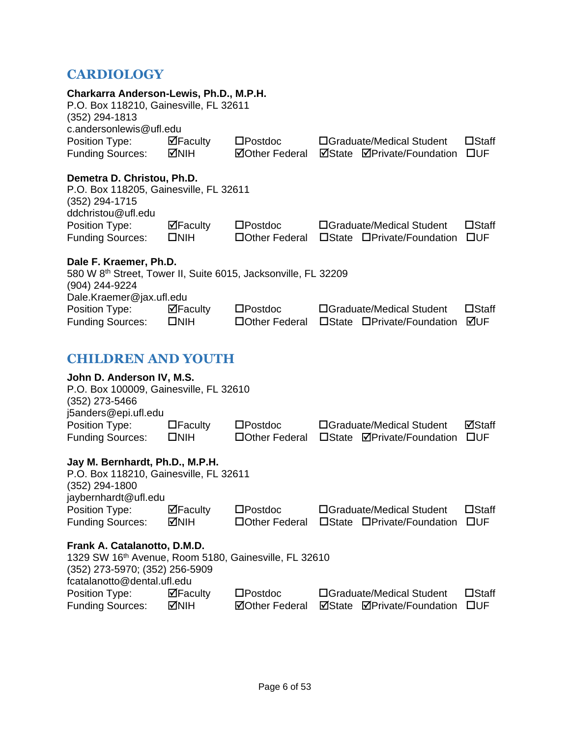## CARDIOLOGY

**Charkarra Anderson-Lewis, Ph.D., M.P.H.**
P.O. Box 118210, Gainesville, FL 32611
(352) 294-1813
c.andersonlewis@ufl.edu

| | | | | | | |
|---|---|---|---|---|---|---|
| Position Type: | ☑Faculty | ☐Postdoc | ☐Graduate/Medical Student | | | ☐Staff |
| Funding Sources: | ☑NIH | ☑Other Federal | ☑State | ☑Private/Foundation | | ☐UF |

**Demetra D. Christou, Ph.D.**
P.O. Box 118205, Gainesville, FL 32611
(352) 294-1715
ddchristou@ufl.edu

| | | | | | | |
|---|---|---|---|---|---|---|
| Position Type: | ☑Faculty | ☐Postdoc | ☐Graduate/Medical Student | | | ☐Staff |
| Funding Sources: | ☐NIH | ☐Other Federal | ☐State | ☐Private/Foundation | | ☐UF |

**Dale F. Kraemer, Ph.D.**
580 W 8th Street, Tower II, Suite 6015, Jacksonville, FL 32209
(904) 244-9224
Dale.Kraemer@jax.ufl.edu

| | | | | | | |
|---|---|---|---|---|---|---|
| Position Type: | ☑Faculty | ☐Postdoc | ☐Graduate/Medical Student | | | ☐Staff |
| Funding Sources: | ☐NIH | ☐Other Federal | ☐State | ☐Private/Foundation | | ☑UF |

## CHILDREN AND YOUTH

**John D. Anderson IV, M.S.**
P.O. Box 100009, Gainesville, FL 32610
(352) 273-5466
j5anders@epi.ufl.edu

| | | | | | | |
|---|---|---|---|---|---|---|
| Position Type: | ☐Faculty | ☐Postdoc | ☐Graduate/Medical Student | | | ☑Staff |
| Funding Sources: | ☐NIH | ☐Other Federal | ☐State | ☑Private/Foundation | | ☐UF |

**Jay M. Bernhardt, Ph.D., M.P.H.**
P.O. Box 118210, Gainesville, FL 32611
(352) 294-1800
jaybernhardt@ufl.edu

| | | | | | | |
|---|---|---|---|---|---|---|
| Position Type: | ☑Faculty | ☐Postdoc | ☐Graduate/Medical Student | | | ☐Staff |
| Funding Sources: | ☑NIH | ☐Other Federal | ☐State | ☐Private/Foundation | | ☐UF |

**Frank A. Catalanotto, D.M.D.**
1329 SW 16th Avenue, Room 5180, Gainesville, FL 32610
(352) 273-5970; (352) 256-5909
fcatalanotto@dental.ufl.edu

| | | | | | | |
|---|---|---|---|---|---|---|
| Position Type: | ☑Faculty | ☐Postdoc | ☐Graduate/Medical Student | | | ☐Staff |
| Funding Sources: | ☑NIH | ☑Other Federal | ☑State | ☑Private/Foundation | | ☐UF |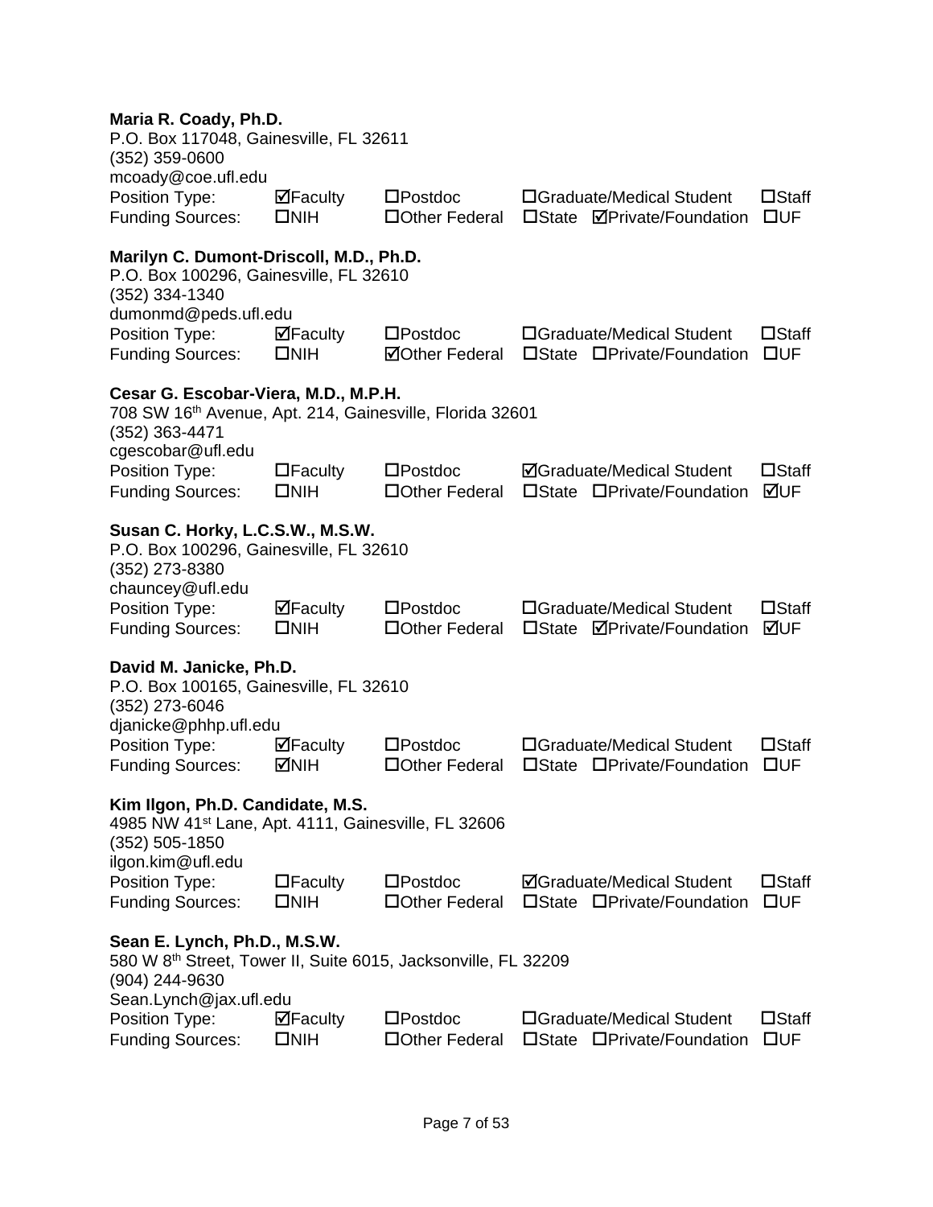**Maria R. Coady, Ph.D.**
P.O. Box 117048, Gainesville, FL 32611
(352) 359-0600
mcoady@coe.ufl.edu

| | | | | | |
|---|---|---|---|---|---|
| Position Type: | ☑Faculty | ☐Postdoc | ☐Graduate/Medical Student | | ☐Staff |
| Funding Sources: | ☐NIH | ☐Other Federal | ☐State | ☑Private/Foundation | ☐UF |

**Marilyn C. Dumont-Driscoll, M.D., Ph.D.**
P.O. Box 100296, Gainesville, FL 32610
(352) 334-1340
dumonmd@peds.ufl.edu

| | | | | | |
|---|---|---|---|---|---|
| Position Type: | ☑Faculty | ☐Postdoc | ☐Graduate/Medical Student | | ☐Staff |
| Funding Sources: | ☐NIH | ☑Other Federal | ☐State | ☐Private/Foundation | ☐UF |

**Cesar G. Escobar-Viera, M.D., M.P.H.**
708 SW 16th Avenue, Apt. 214, Gainesville, Florida 32601
(352) 363-4471
cgescobar@ufl.edu

| | | | | | |
|---|---|---|---|---|---|
| Position Type: | ☐Faculty | ☐Postdoc | ☑Graduate/Medical Student | | ☐Staff |
| Funding Sources: | ☐NIH | ☐Other Federal | ☐State | ☐Private/Foundation | ☑UF |

**Susan C. Horky, L.C.S.W., M.S.W.**
P.O. Box 100296, Gainesville, FL 32610
(352) 273-8380
chauncey@ufl.edu

| | | | | | |
|---|---|---|---|---|---|
| Position Type: | ☑Faculty | ☐Postdoc | ☐Graduate/Medical Student | | ☐Staff |
| Funding Sources: | ☐NIH | ☐Other Federal | ☐State | ☑Private/Foundation | ☑UF |

**David M. Janicke, Ph.D.**
P.O. Box 100165, Gainesville, FL 32610
(352) 273-6046
djanicke@phhp.ufl.edu

| | | | | | |
|---|---|---|---|---|---|
| Position Type: | ☑Faculty | ☐Postdoc | ☐Graduate/Medical Student | | ☐Staff |
| Funding Sources: | ☑NIH | ☐Other Federal | ☐State | ☐Private/Foundation | ☐UF |

**Kim Ilgon, Ph.D. Candidate, M.S.**
4985 NW 41st Lane, Apt. 4111, Gainesville, FL 32606
(352) 505-1850
ilgon.kim@ufl.edu

| | | | | | |
|---|---|---|---|---|---|
| Position Type: | ☐Faculty | ☐Postdoc | ☑Graduate/Medical Student | | ☐Staff |
| Funding Sources: | ☐NIH | ☐Other Federal | ☐State | ☐Private/Foundation | ☐UF |

**Sean E. Lynch, Ph.D., M.S.W.**
580 W 8th Street, Tower II, Suite 6015, Jacksonville, FL 32209
(904) 244-9630
Sean.Lynch@jax.ufl.edu

| | | | | | |
|---|---|---|---|---|---|
| Position Type: | ☑Faculty | ☐Postdoc | ☐Graduate/Medical Student | | ☐Staff |
| Funding Sources: | ☐NIH | ☐Other Federal | ☐State | ☐Private/Foundation | ☐UF |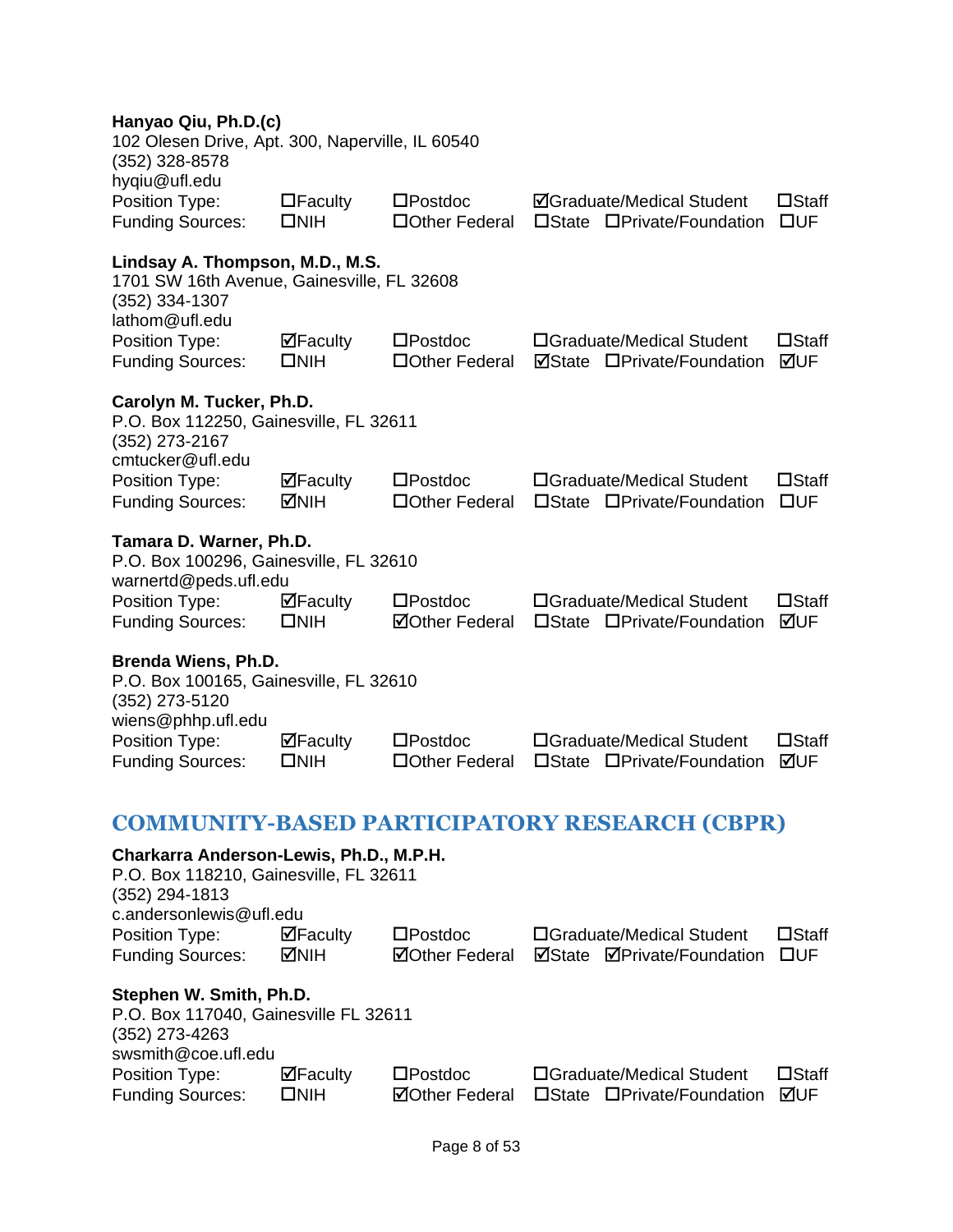**Hanyao Qiu, Ph.D.(c)**
102 Olesen Drive, Apt. 300, Naperville, IL 60540
(352) 328-8578
hyqiu@ufl.edu

| | | | | | |
|---|---|---|---|---|---|
| Position Type: | ☐Faculty | ☐Postdoc | ☑Graduate/Medical Student | | ☐Staff |
| Funding Sources: | ☐NIH | ☐Other Federal | ☐State | ☐Private/Foundation | ☐UF |

**Lindsay A. Thompson, M.D., M.S.**
1701 SW 16th Avenue, Gainesville, FL 32608
(352) 334-1307
lathom@ufl.edu

| | | | | | |
|---|---|---|---|---|---|
| Position Type: | ☑Faculty | ☐Postdoc | ☐Graduate/Medical Student | | ☐Staff |
| Funding Sources: | ☐NIH | ☐Other Federal | ☑State | ☐Private/Foundation | ☑UF |

**Carolyn M. Tucker, Ph.D.**
P.O. Box 112250, Gainesville, FL 32611
(352) 273-2167
cmtucker@ufl.edu

| | | | | | |
|---|---|---|---|---|---|
| Position Type: | ☑Faculty | ☐Postdoc | ☐Graduate/Medical Student | | ☐Staff |
| Funding Sources: | ☑NIH | ☐Other Federal | ☐State | ☐Private/Foundation | ☐UF |

**Tamara D. Warner, Ph.D.**
P.O. Box 100296, Gainesville, FL 32610
warnertd@peds.ufl.edu

| | | | | | |
|---|---|---|---|---|---|
| Position Type: | ☑Faculty | ☐Postdoc | ☐Graduate/Medical Student | | ☐Staff |
| Funding Sources: | ☐NIH | ☑Other Federal | ☐State | ☐Private/Foundation | ☑UF |

**Brenda Wiens, Ph.D.**
P.O. Box 100165, Gainesville, FL 32610
(352) 273-5120
wiens@phhp.ufl.edu

| | | | | | |
|---|---|---|---|---|---|
| Position Type: | ☑Faculty | ☐Postdoc | ☐Graduate/Medical Student | | ☐Staff |
| Funding Sources: | ☐NIH | ☐Other Federal | ☐State | ☐Private/Foundation | ☑UF |

## COMMUNITY-BASED PARTICIPATORY RESEARCH (CBPR)

**Charkarra Anderson-Lewis, Ph.D., M.P.H.**
P.O. Box 118210, Gainesville, FL 32611
(352) 294-1813
c.andersonlewis@ufl.edu

| | | | | | |
|---|---|---|---|---|---|
| Position Type: | ☑Faculty | ☐Postdoc | ☐Graduate/Medical Student | | ☐Staff |
| Funding Sources: | ☑NIH | ☑Other Federal | ☑State | ☑Private/Foundation | ☐UF |

**Stephen W. Smith, Ph.D.**
P.O. Box 117040, Gainesville FL 32611
(352) 273-4263
swsmith@coe.ufl.edu

| | | | | | |
|---|---|---|---|---|---|
| Position Type: | ☑Faculty | ☐Postdoc | ☐Graduate/Medical Student | | ☐Staff |
| Funding Sources: | ☐NIH | ☑Other Federal | ☐State | ☐Private/Foundation | ☑UF |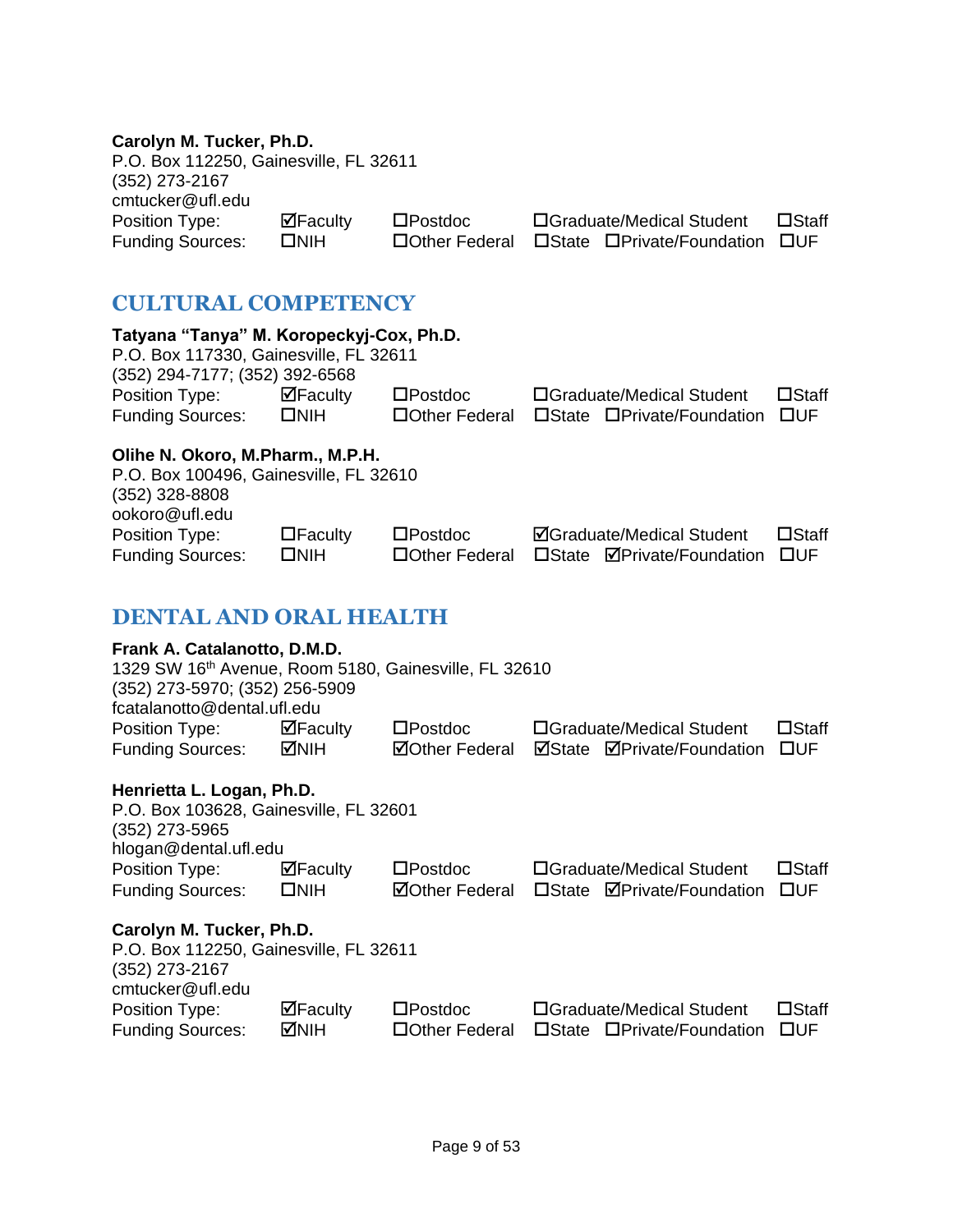**Carolyn M. Tucker, Ph.D.**
P.O. Box 112250, Gainesville, FL 32611
(352) 273-2167
cmtucker@ufl.edu

| | | | | |
|---|---|---|---|---|
| Position Type: | ☑Faculty | ☐Postdoc | ☐Graduate/Medical Student | ☐Staff |
| Funding Sources: | ☐NIH | ☐Other Federal | ☐State ☐Private/Foundation | ☐UF |

## CULTURAL COMPETENCY

**Tatyana "Tanya" M. Koropeckyj-Cox, Ph.D.**
P.O. Box 117330, Gainesville, FL 32611
(352) 294-7177; (352) 392-6568

| | | | | |
|---|---|---|---|---|
| Position Type: | ☑Faculty | ☐Postdoc | ☐Graduate/Medical Student | ☐Staff |
| Funding Sources: | ☐NIH | ☐Other Federal | ☐State ☐Private/Foundation | ☐UF |

**Olihe N. Okoro, M.Pharm., M.P.H.**
P.O. Box 100496, Gainesville, FL 32610
(352) 328-8808
ookoro@ufl.edu

| | | | | |
|---|---|---|---|---|
| Position Type: | ☐Faculty | ☐Postdoc | ☑Graduate/Medical Student | ☐Staff |
| Funding Sources: | ☐NIH | ☐Other Federal | ☐State ☑Private/Foundation | ☐UF |

## DENTAL AND ORAL HEALTH

**Frank A. Catalanotto, D.M.D.**
1329 SW 16th Avenue, Room 5180, Gainesville, FL 32610
(352) 273-5970; (352) 256-5909
fcatalanotto@dental.ufl.edu

| | | | | |
|---|---|---|---|---|
| Position Type: | ☑Faculty | ☐Postdoc | ☐Graduate/Medical Student | ☐Staff |
| Funding Sources: | ☑NIH | ☑Other Federal | ☑State ☑Private/Foundation | ☐UF |

**Henrietta L. Logan, Ph.D.**
P.O. Box 103628, Gainesville, FL 32601
(352) 273-5965
hlogan@dental.ufl.edu

| | | | | |
|---|---|---|---|---|
| Position Type: | ☑Faculty | ☐Postdoc | ☐Graduate/Medical Student | ☐Staff |
| Funding Sources: | ☐NIH | ☑Other Federal | ☐State ☑Private/Foundation | ☐UF |

**Carolyn M. Tucker, Ph.D.**
P.O. Box 112250, Gainesville, FL 32611
(352) 273-2167
cmtucker@ufl.edu

| | | | | |
|---|---|---|---|---|
| Position Type: | ☑Faculty | ☐Postdoc | ☐Graduate/Medical Student | ☐Staff |
| Funding Sources: | ☑NIH | ☐Other Federal | ☐State ☐Private/Foundation | ☐UF |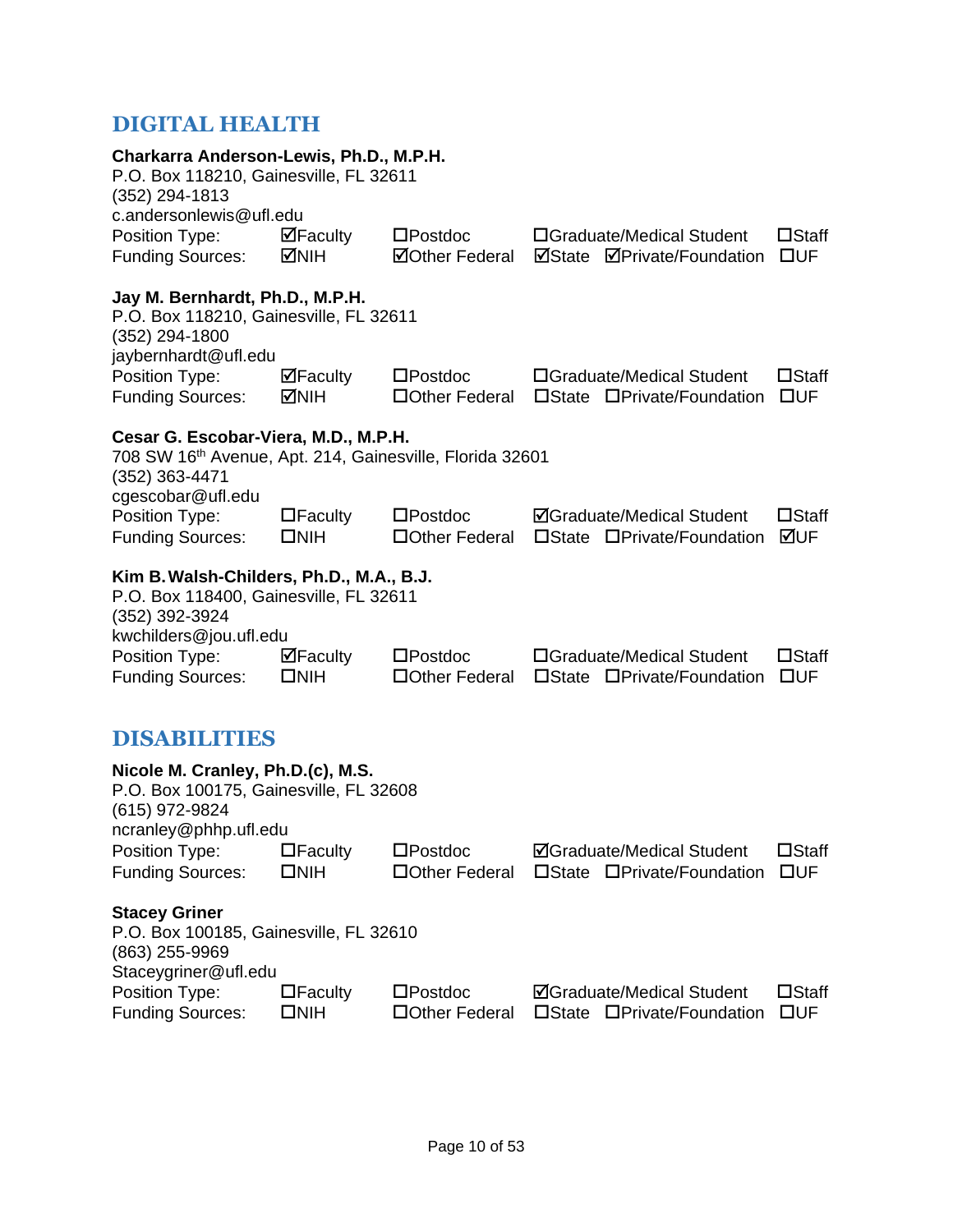## DIGITAL HEALTH

**Charkarra Anderson-Lewis, Ph.D., M.P.H.**
P.O. Box 118210, Gainesville, FL 32611
(352) 294-1813
c.andersonlewis@ufl.edu

| | | | | | |
|---|---|---|---|---|---|
| Position Type: | ☑Faculty | ☐Postdoc | ☐Graduate/Medical Student | | ☐Staff |
| Funding Sources: | ☑NIH | ☑Other Federal | ☑State | ☑Private/Foundation | ☐UF |

**Jay M. Bernhardt, Ph.D., M.P.H.**
P.O. Box 118210, Gainesville, FL 32611
(352) 294-1800
jaybernhardt@ufl.edu

| | | | | | |
|---|---|---|---|---|---|
| Position Type: | ☑Faculty | ☐Postdoc | ☐Graduate/Medical Student | | ☐Staff |
| Funding Sources: | ☑NIH | ☐Other Federal | ☐State | ☐Private/Foundation | ☐UF |

**Cesar G. Escobar-Viera, M.D., M.P.H.**
708 SW 16th Avenue, Apt. 214, Gainesville, Florida 32601
(352) 363-4471
cgescobar@ufl.edu

| | | | | | |
|---|---|---|---|---|---|
| Position Type: | ☐Faculty | ☐Postdoc | ☑Graduate/Medical Student | | ☐Staff |
| Funding Sources: | ☐NIH | ☐Other Federal | ☐State | ☐Private/Foundation | ☑UF |

**Kim B. Walsh-Childers, Ph.D., M.A., B.J.**
P.O. Box 118400, Gainesville, FL 32611
(352) 392-3924
kwchilders@jou.ufl.edu

| | | | | | |
|---|---|---|---|---|---|
| Position Type: | ☑Faculty | ☐Postdoc | ☐Graduate/Medical Student | | ☐Staff |
| Funding Sources: | ☐NIH | ☐Other Federal | ☐State | ☐Private/Foundation | ☐UF |

## DISABILITIES

**Nicole M. Cranley, Ph.D.(c), M.S.**
P.O. Box 100175, Gainesville, FL 32608
(615) 972-9824
ncranley@phhp.ufl.edu

| | | | | | |
|---|---|---|---|---|---|
| Position Type: | ☐Faculty | ☐Postdoc | ☑Graduate/Medical Student | | ☐Staff |
| Funding Sources: | ☐NIH | ☐Other Federal | ☐State | ☐Private/Foundation | ☐UF |

**Stacey Griner**
P.O. Box 100185, Gainesville, FL 32610
(863) 255-9969
Staceygriner@ufl.edu

| | | | | | |
|---|---|---|---|---|---|
| Position Type: | ☐Faculty | ☐Postdoc | ☑Graduate/Medical Student | | ☐Staff |
| Funding Sources: | ☐NIH | ☐Other Federal | ☐State | ☐Private/Foundation | ☐UF |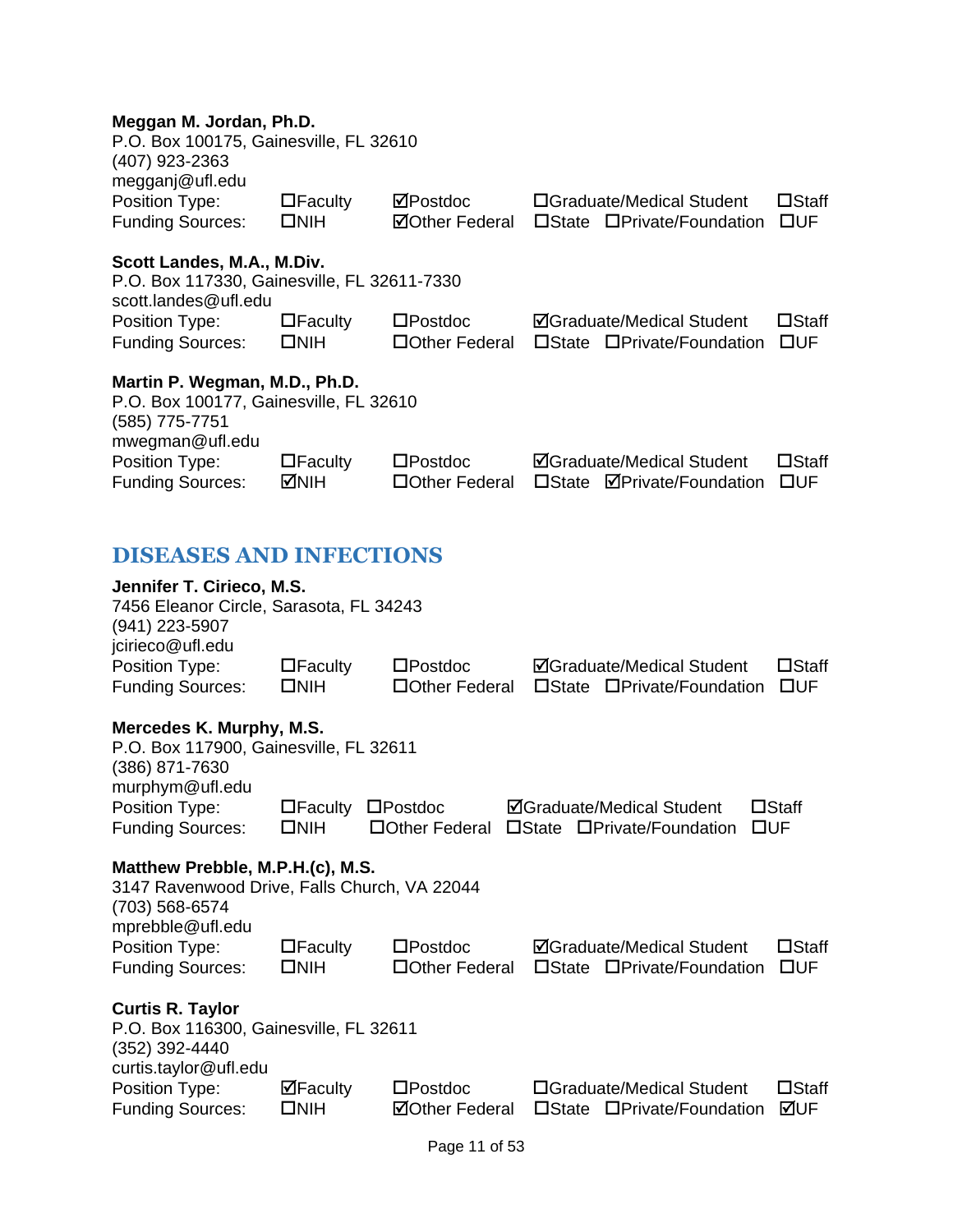**Meggan M. Jordan, Ph.D.**
P.O. Box 100175, Gainesville, FL 32610
(407) 923-2363
megganj@ufl.edu

| | | | | |
|---|---|---|---|---|
| Position Type: | ☐Faculty | ☑Postdoc | ☐Graduate/Medical Student | ☐Staff |
| Funding Sources: | ☐NIH | ☑Other Federal | ☐State ☐Private/Foundation | ☐UF |

**Scott Landes, M.A., M.Div.**
P.O. Box 117330, Gainesville, FL 32611-7330
scott.landes@ufl.edu

| | | | | |
|---|---|---|---|---|
| Position Type: | ☐Faculty | ☐Postdoc | ☑Graduate/Medical Student | ☐Staff |
| Funding Sources: | ☐NIH | ☐Other Federal | ☐State ☐Private/Foundation | ☐UF |

**Martin P. Wegman, M.D., Ph.D.**
P.O. Box 100177, Gainesville, FL 32610
(585) 775-7751
mwegman@ufl.edu

| | | | | |
|---|---|---|---|---|
| Position Type: | ☐Faculty | ☐Postdoc | ☑Graduate/Medical Student | ☐Staff |
| Funding Sources: | ☑NIH | ☐Other Federal | ☐State ☑Private/Foundation | ☐UF |

## DISEASES AND INFECTIONS

**Jennifer T. Cirieco, M.S.**
7456 Eleanor Circle, Sarasota, FL 34243
(941) 223-5907
jcirieco@ufl.edu

| | | | | |
|---|---|---|---|---|
| Position Type: | ☐Faculty | ☐Postdoc | ☑Graduate/Medical Student | ☐Staff |
| Funding Sources: | ☐NIH | ☐Other Federal | ☐State ☐Private/Foundation | ☐UF |

**Mercedes K. Murphy, M.S.**
P.O. Box 117900, Gainesville, FL 32611
(386) 871-7630
murphym@ufl.edu

| | | | | |
|---|---|---|---|---|
| Position Type: | ☐Faculty | ☐Postdoc | ☑Graduate/Medical Student | ☐Staff |
| Funding Sources: | ☐NIH | ☐Other Federal | ☐State ☐Private/Foundation | ☐UF |

**Matthew Prebble, M.P.H.(c), M.S.**
3147 Ravenwood Drive, Falls Church, VA 22044
(703) 568-6574
mprebble@ufl.edu

| | | | | |
|---|---|---|---|---|
| Position Type: | ☐Faculty | ☐Postdoc | ☑Graduate/Medical Student | ☐Staff |
| Funding Sources: | ☐NIH | ☐Other Federal | ☐State ☐Private/Foundation | ☐UF |

**Curtis R. Taylor**
P.O. Box 116300, Gainesville, FL 32611
(352) 392-4440
curtis.taylor@ufl.edu

| | | | | |
|---|---|---|---|---|
| Position Type: | ☑Faculty | ☐Postdoc | ☐Graduate/Medical Student | ☐Staff |
| Funding Sources: | ☐NIH | ☑Other Federal | ☐State ☐Private/Foundation | ☑UF |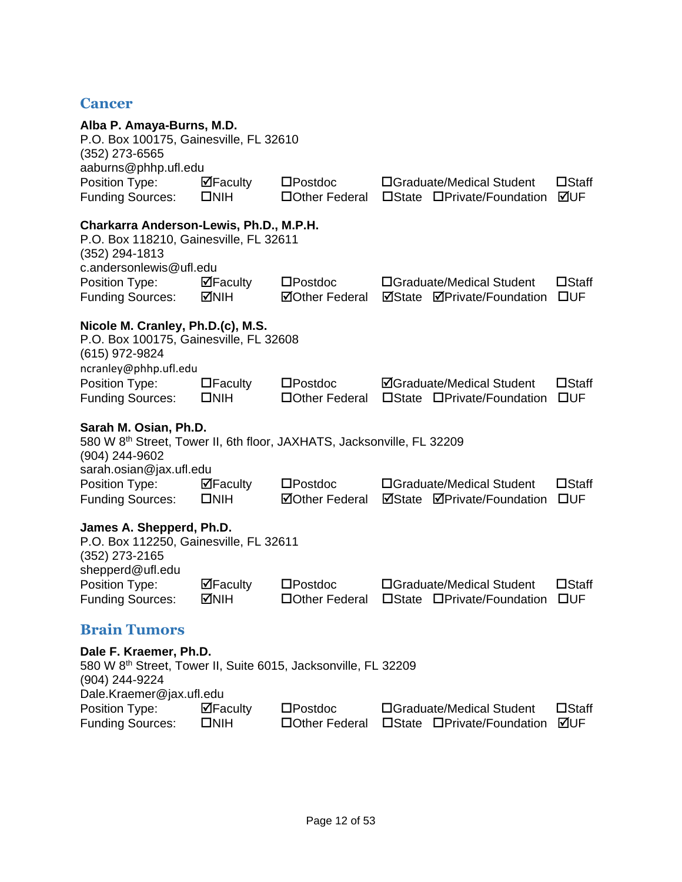## Cancer

**Alba P. Amaya-Burns, M.D.**
P.O. Box 100175, Gainesville, FL 32610
(352) 273-6565
aaburns@phhp.ufl.edu

| | | | | | |
|---|---|---|---|---|---|
| Position Type: | ☑Faculty | ☐Postdoc | ☐Graduate/Medical Student | | ☐Staff |
| Funding Sources: | ☐NIH | ☐Other Federal | ☐State | ☐Private/Foundation | ☑UF |

**Charkarra Anderson-Lewis, Ph.D., M.P.H.**
P.O. Box 118210, Gainesville, FL 32611
(352) 294-1813
c.andersonlewis@ufl.edu

| | | | | | |
|---|---|---|---|---|---|
| Position Type: | ☑Faculty | ☐Postdoc | ☐Graduate/Medical Student | | ☐Staff |
| Funding Sources: | ☑NIH | ☑Other Federal | ☑State | ☑Private/Foundation | ☐UF |

**Nicole M. Cranley, Ph.D.(c), M.S.**
P.O. Box 100175, Gainesville, FL 32608
(615) 972-9824
ncranley@phhp.ufl.edu

| | | | | | |
|---|---|---|---|---|---|
| Position Type: | ☐Faculty | ☐Postdoc | ☑Graduate/Medical Student | | ☐Staff |
| Funding Sources: | ☐NIH | ☐Other Federal | ☐State | ☐Private/Foundation | ☐UF |

**Sarah M. Osian, Ph.D.**
580 W 8th Street, Tower II, 6th floor, JAXHATS, Jacksonville, FL 32209
(904) 244-9602
sarah.osian@jax.ufl.edu

| | | | | | |
|---|---|---|---|---|---|
| Position Type: | ☑Faculty | ☐Postdoc | ☐Graduate/Medical Student | | ☐Staff |
| Funding Sources: | ☐NIH | ☑Other Federal | ☑State | ☑Private/Foundation | ☐UF |

**James A. Shepperd, Ph.D.**
P.O. Box 112250, Gainesville, FL 32611
(352) 273-2165
shepperd@ufl.edu

| | | | | | |
|---|---|---|---|---|---|
| Position Type: | ☑Faculty | ☐Postdoc | ☐Graduate/Medical Student | | ☐Staff |
| Funding Sources: | ☑NIH | ☐Other Federal | ☐State | ☐Private/Foundation | ☐UF |

## Brain Tumors

**Dale F. Kraemer, Ph.D.**
580 W 8th Street, Tower II, Suite 6015, Jacksonville, FL 32209
(904) 244-9224
Dale.Kraemer@jax.ufl.edu

| | | | | | |
|---|---|---|---|---|---|
| Position Type: | ☑Faculty | ☐Postdoc | ☐Graduate/Medical Student | | ☐Staff |
| Funding Sources: | ☐NIH | ☐Other Federal | ☐State | ☐Private/Foundation | ☑UF |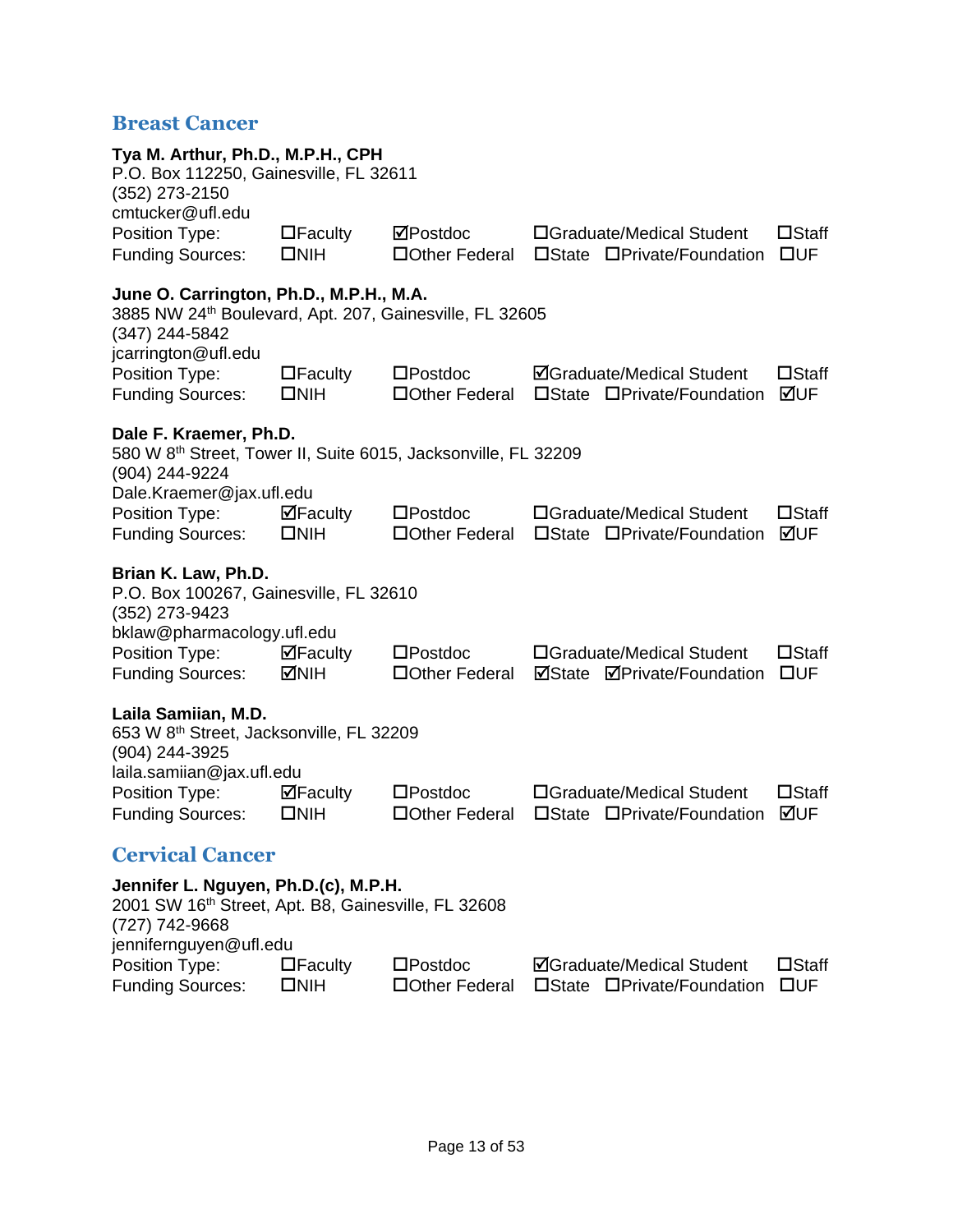## Breast Cancer

**Tya M. Arthur, Ph.D., M.P.H., CPH**
P.O. Box 112250, Gainesville, FL 32611
(352) 273-2150
cmtucker@ufl.edu

| | | | | |
|---|---|---|---|---|
| Position Type: | ☐Faculty | ☑Postdoc | ☐Graduate/Medical Student | ☐Staff |
| Funding Sources: | ☐NIH | ☐Other Federal | ☐State ☐Private/Foundation | ☐UF |

**June O. Carrington, Ph.D., M.P.H., M.A.**
3885 NW 24th Boulevard, Apt. 207, Gainesville, FL 32605
(347) 244-5842
jcarrington@ufl.edu

| | | | | |
|---|---|---|---|---|
| Position Type: | ☐Faculty | ☐Postdoc | ☑Graduate/Medical Student | ☐Staff |
| Funding Sources: | ☐NIH | ☐Other Federal | ☐State ☐Private/Foundation | ☑UF |

**Dale F. Kraemer, Ph.D.**
580 W 8th Street, Tower II, Suite 6015, Jacksonville, FL 32209
(904) 244-9224
Dale.Kraemer@jax.ufl.edu

| | | | | |
|---|---|---|---|---|
| Position Type: | ☑Faculty | ☐Postdoc | ☐Graduate/Medical Student | ☐Staff |
| Funding Sources: | ☐NIH | ☐Other Federal | ☐State ☐Private/Foundation | ☑UF |

**Brian K. Law, Ph.D.**
P.O. Box 100267, Gainesville, FL 32610
(352) 273-9423
bklaw@pharmacology.ufl.edu

| | | | | |
|---|---|---|---|---|
| Position Type: | ☑Faculty | ☐Postdoc | ☐Graduate/Medical Student | ☐Staff |
| Funding Sources: | ☑NIH | ☐Other Federal | ☑State ☑Private/Foundation | ☐UF |

**Laila Samiian, M.D.**
653 W 8th Street, Jacksonville, FL 32209
(904) 244-3925
laila.samiian@jax.ufl.edu

| | | | | |
|---|---|---|---|---|
| Position Type: | ☑Faculty | ☐Postdoc | ☐Graduate/Medical Student | ☐Staff |
| Funding Sources: | ☐NIH | ☐Other Federal | ☐State ☐Private/Foundation | ☑UF |

## Cervical Cancer

**Jennifer L. Nguyen, Ph.D.(c), M.P.H.**
2001 SW 16th Street, Apt. B8, Gainesville, FL 32608
(727) 742-9668
jennifernguyen@ufl.edu

| | | | | |
|---|---|---|---|---|
| Position Type: | ☐Faculty | ☐Postdoc | ☑Graduate/Medical Student | ☐Staff |
| Funding Sources: | ☐NIH | ☐Other Federal | ☐State ☐Private/Foundation | ☐UF |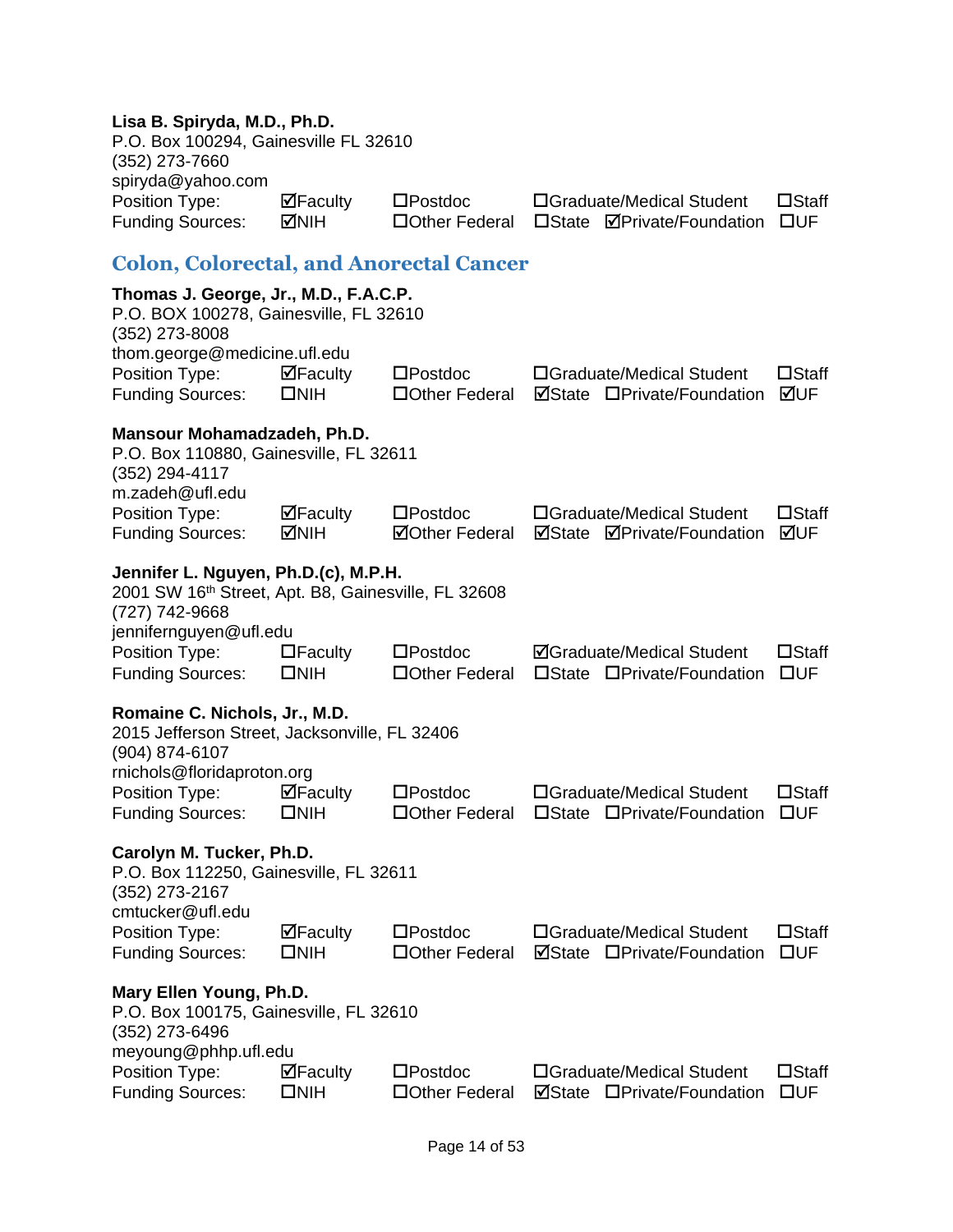**Lisa B. Spiryda, M.D., Ph.D.**
P.O. Box 100294, Gainesville FL 32610
(352) 273-7660
spiryda@yahoo.com

| | | | | |
|---|---|---|---|---|
| Position Type: | ☑Faculty | ☐Postdoc | ☐Graduate/Medical Student | ☐Staff |
| Funding Sources: | ☑NIH | ☐Other Federal | ☐State ☑Private/Foundation | ☐UF |

## Colon, Colorectal, and Anorectal Cancer

**Thomas J. George, Jr., M.D., F.A.C.P.**
P.O. BOX 100278, Gainesville, FL 32610
(352) 273-8008
thom.george@medicine.ufl.edu

| | | | | |
|---|---|---|---|---|
| Position Type: | ☑Faculty | ☐Postdoc | ☐Graduate/Medical Student | ☐Staff |
| Funding Sources: | ☐NIH | ☐Other Federal | ☑State ☐Private/Foundation | ☑UF |

**Mansour Mohamadzadeh, Ph.D.**
P.O. Box 110880, Gainesville, FL 32611
(352) 294-4117
m.zadeh@ufl.edu

| | | | | |
|---|---|---|---|---|
| Position Type: | ☑Faculty | ☐Postdoc | ☐Graduate/Medical Student | ☐Staff |
| Funding Sources: | ☑NIH | ☑Other Federal | ☑State ☑Private/Foundation | ☑UF |

**Jennifer L. Nguyen, Ph.D.(c), M.P.H.**
2001 SW 16th Street, Apt. B8, Gainesville, FL 32608
(727) 742-9668
jennifernguyen@ufl.edu

| | | | | |
|---|---|---|---|---|
| Position Type: | ☐Faculty | ☐Postdoc | ☑Graduate/Medical Student | ☐Staff |
| Funding Sources: | ☐NIH | ☐Other Federal | ☐State ☐Private/Foundation | ☐UF |

**Romaine C. Nichols, Jr., M.D.**
2015 Jefferson Street, Jacksonville, FL 32406
(904) 874-6107
rnichols@floridaproton.org

| | | | | |
|---|---|---|---|---|
| Position Type: | ☑Faculty | ☐Postdoc | ☐Graduate/Medical Student | ☐Staff |
| Funding Sources: | ☐NIH | ☐Other Federal | ☐State ☐Private/Foundation | ☐UF |

**Carolyn M. Tucker, Ph.D.**
P.O. Box 112250, Gainesville, FL 32611
(352) 273-2167
cmtucker@ufl.edu

| | | | | |
|---|---|---|---|---|
| Position Type: | ☑Faculty | ☐Postdoc | ☐Graduate/Medical Student | ☐Staff |
| Funding Sources: | ☐NIH | ☐Other Federal | ☑State ☐Private/Foundation | ☐UF |

**Mary Ellen Young, Ph.D.**
P.O. Box 100175, Gainesville, FL 32610
(352) 273-6496
meyoung@phhp.ufl.edu

| | | | | |
|---|---|---|---|---|
| Position Type: | ☑Faculty | ☐Postdoc | ☐Graduate/Medical Student | ☐Staff |
| Funding Sources: | ☐NIH | ☐Other Federal | ☑State ☐Private/Foundation | ☐UF |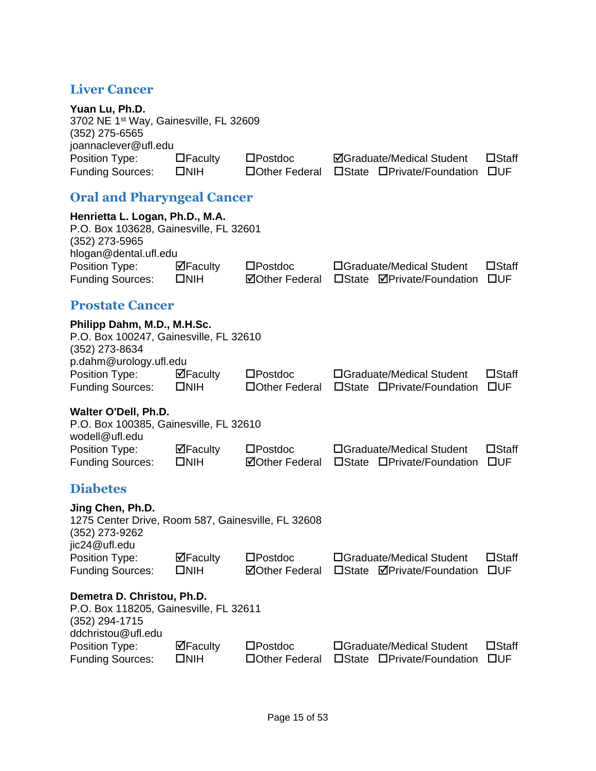## Liver Cancer

**Yuan Lu, Ph.D.**
3702 NE 1st Way, Gainesville, FL 32609
(352) 275-6565
joannaclever@ufl.edu

| | | | | | |
|---|---|---|---|---|---|
| Position Type: | ☐Faculty | ☐Postdoc | ☑Graduate/Medical Student | | ☐Staff |
| Funding Sources: | ☐NIH | ☐Other Federal | ☐State | ☐Private/Foundation | ☐UF |

## Oral and Pharyngeal Cancer

**Henrietta L. Logan, Ph.D., M.A.**
P.O. Box 103628, Gainesville, FL 32601
(352) 273-5965
hlogan@dental.ufl.edu

| | | | | | |
|---|---|---|---|---|---|
| Position Type: | ☑Faculty | ☐Postdoc | ☐Graduate/Medical Student | | ☐Staff |
| Funding Sources: | ☐NIH | ☑Other Federal | ☐State | ☑Private/Foundation | ☐UF |

## Prostate Cancer

**Philipp Dahm, M.D., M.H.Sc.**
P.O. Box 100247, Gainesville, FL 32610
(352) 273-8634
p.dahm@urology.ufl.edu

| | | | | | |
|---|---|---|---|---|---|
| Position Type: | ☑Faculty | ☐Postdoc | ☐Graduate/Medical Student | | ☐Staff |
| Funding Sources: | ☐NIH | ☐Other Federal | ☐State | ☐Private/Foundation | ☐UF |

**Walter O'Dell, Ph.D.**
P.O. Box 100385, Gainesville, FL 32610
wodell@ufl.edu

| | | | | | |
|---|---|---|---|---|---|
| Position Type: | ☑Faculty | ☐Postdoc | ☐Graduate/Medical Student | | ☐Staff |
| Funding Sources: | ☐NIH | ☑Other Federal | ☐State | ☐Private/Foundation | ☐UF |

## Diabetes

**Jing Chen, Ph.D.**
1275 Center Drive, Room 587, Gainesville, FL 32608
(352) 273-9262
jic24@ufl.edu

| | | | | | |
|---|---|---|---|---|---|
| Position Type: | ☑Faculty | ☐Postdoc | ☐Graduate/Medical Student | | ☐Staff |
| Funding Sources: | ☐NIH | ☑Other Federal | ☐State | ☑Private/Foundation | ☐UF |

**Demetra D. Christou, Ph.D.**
P.O. Box 118205, Gainesville, FL 32611
(352) 294-1715
ddchristou@ufl.edu

| | | | | | |
|---|---|---|---|---|---|
| Position Type: | ☑Faculty | ☐Postdoc | ☐Graduate/Medical Student | | ☐Staff |
| Funding Sources: | ☐NIH | ☐Other Federal | ☐State | ☐Private/Foundation | ☐UF |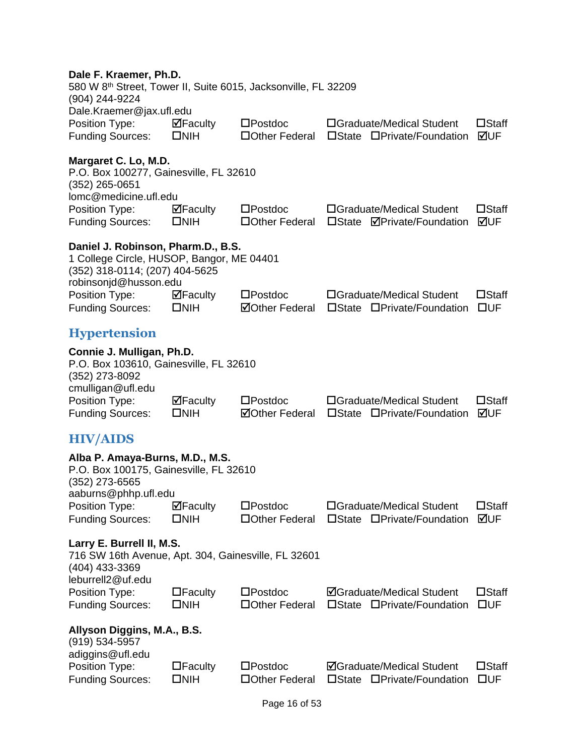**Dale F. Kraemer, Ph.D.**
580 W 8th Street, Tower II, Suite 6015, Jacksonville, FL 32209
(904) 244-9224
Dale.Kraemer@jax.ufl.edu

| | | | | | |
|---|---|---|---|---|---|
| Position Type: | ☑Faculty | ☐Postdoc | ☐Graduate/Medical Student | | ☐Staff |
| Funding Sources: | ☐NIH | ☐Other Federal | ☐State | ☐Private/Foundation | ☑UF |

**Margaret C. Lo, M.D.**
P.O. Box 100277, Gainesville, FL 32610
(352) 265-0651
lomc@medicine.ufl.edu

| | | | | | |
|---|---|---|---|---|---|
| Position Type: | ☑Faculty | ☐Postdoc | ☐Graduate/Medical Student | | ☐Staff |
| Funding Sources: | ☐NIH | ☐Other Federal | ☐State | ☑Private/Foundation | ☑UF |

**Daniel J. Robinson, Pharm.D., B.S.**
1 College Circle, HUSOP, Bangor, ME 04401
(352) 318-0114; (207) 404-5625
robinsonjd@husson.edu

| | | | | | |
|---|---|---|---|---|---|
| Position Type: | ☑Faculty | ☐Postdoc | ☐Graduate/Medical Student | | ☐Staff |
| Funding Sources: | ☐NIH | ☑Other Federal | ☐State | ☐Private/Foundation | ☐UF |

## Hypertension

**Connie J. Mulligan, Ph.D.**
P.O. Box 103610, Gainesville, FL 32610
(352) 273-8092
cmulligan@ufl.edu

| | | | | | |
|---|---|---|---|---|---|
| Position Type: | ☑Faculty | ☐Postdoc | ☐Graduate/Medical Student | | ☐Staff |
| Funding Sources: | ☐NIH | ☑Other Federal | ☐State | ☐Private/Foundation | ☑UF |

## HIV/AIDS

**Alba P. Amaya-Burns, M.D., M.S.**
P.O. Box 100175, Gainesville, FL 32610
(352) 273-6565
aaburns@phhp.ufl.edu

| | | | | | |
|---|---|---|---|---|---|
| Position Type: | ☑Faculty | ☐Postdoc | ☐Graduate/Medical Student | | ☐Staff |
| Funding Sources: | ☐NIH | ☐Other Federal | ☐State | ☐Private/Foundation | ☑UF |

**Larry E. Burrell II, M.S.**
716 SW 16th Avenue, Apt. 304, Gainesville, FL 32601
(404) 433-3369
leburrell2@uf.edu

| | | | | | |
|---|---|---|---|---|---|
| Position Type: | ☐Faculty | ☐Postdoc | ☑Graduate/Medical Student | | ☐Staff |
| Funding Sources: | ☐NIH | ☐Other Federal | ☐State | ☐Private/Foundation | ☐UF |

**Allyson Diggins, M.A., B.S.**
(919) 534-5957
adiggins@ufl.edu

| | | | | | |
|---|---|---|---|---|---|
| Position Type: | ☐Faculty | ☐Postdoc | ☑Graduate/Medical Student | | ☐Staff |
| Funding Sources: | ☐NIH | ☐Other Federal | ☐State | ☐Private/Foundation | ☐UF |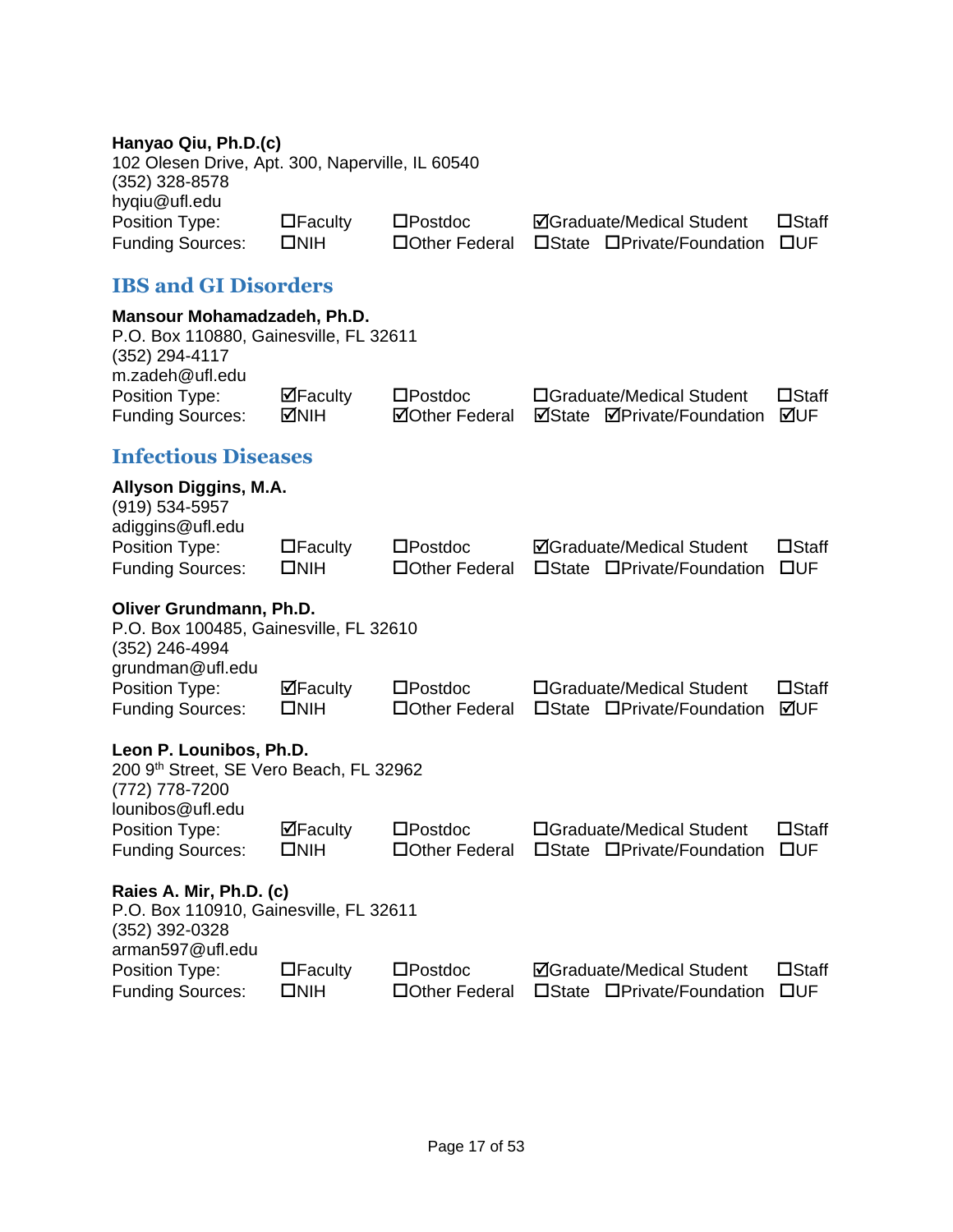**Hanyao Qiu, Ph.D.(c)**
102 Olesen Drive, Apt. 300, Naperville, IL 60540
(352) 328-8578
hyqiu@ufl.edu

| | | | | |
|---|---|---|---|---|
| Position Type: | ☐Faculty | ☐Postdoc | ☑Graduate/Medical Student | ☐Staff |
| Funding Sources: | ☐NIH | ☐Other Federal | ☐State ☐Private/Foundation | ☐UF |

## IBS and GI Disorders

**Mansour Mohamadzadeh, Ph.D.**
P.O. Box 110880, Gainesville, FL 32611
(352) 294-4117
m.zadeh@ufl.edu

| | | | | |
|---|---|---|---|---|
| Position Type: | ☑Faculty | ☐Postdoc | ☐Graduate/Medical Student | ☐Staff |
| Funding Sources: | ☑NIH | ☑Other Federal | ☑State ☑Private/Foundation | ☑UF |

## Infectious Diseases

**Allyson Diggins, M.A.**
(919) 534-5957
adiggins@ufl.edu

| | | | | |
|---|---|---|---|---|
| Position Type: | ☐Faculty | ☐Postdoc | ☑Graduate/Medical Student | ☐Staff |
| Funding Sources: | ☐NIH | ☐Other Federal | ☐State ☐Private/Foundation | ☐UF |

**Oliver Grundmann, Ph.D.**
P.O. Box 100485, Gainesville, FL 32610
(352) 246-4994
grundman@ufl.edu

| | | | | |
|---|---|---|---|---|
| Position Type: | ☑Faculty | ☐Postdoc | ☐Graduate/Medical Student | ☐Staff |
| Funding Sources: | ☐NIH | ☐Other Federal | ☐State ☐Private/Foundation | ☑UF |

**Leon P. Lounibos, Ph.D.**
200 9th Street, SE Vero Beach, FL 32962
(772) 778-7200
lounibos@ufl.edu

| | | | | |
|---|---|---|---|---|
| Position Type: | ☑Faculty | ☐Postdoc | ☐Graduate/Medical Student | ☐Staff |
| Funding Sources: | ☐NIH | ☐Other Federal | ☐State ☐Private/Foundation | ☐UF |

**Raies A. Mir, Ph.D. (c)**
P.O. Box 110910, Gainesville, FL 32611
(352) 392-0328
arman597@ufl.edu

| | | | | |
|---|---|---|---|---|
| Position Type: | ☐Faculty | ☐Postdoc | ☑Graduate/Medical Student | ☐Staff |
| Funding Sources: | ☐NIH | ☐Other Federal | ☐State ☐Private/Foundation | ☐UF |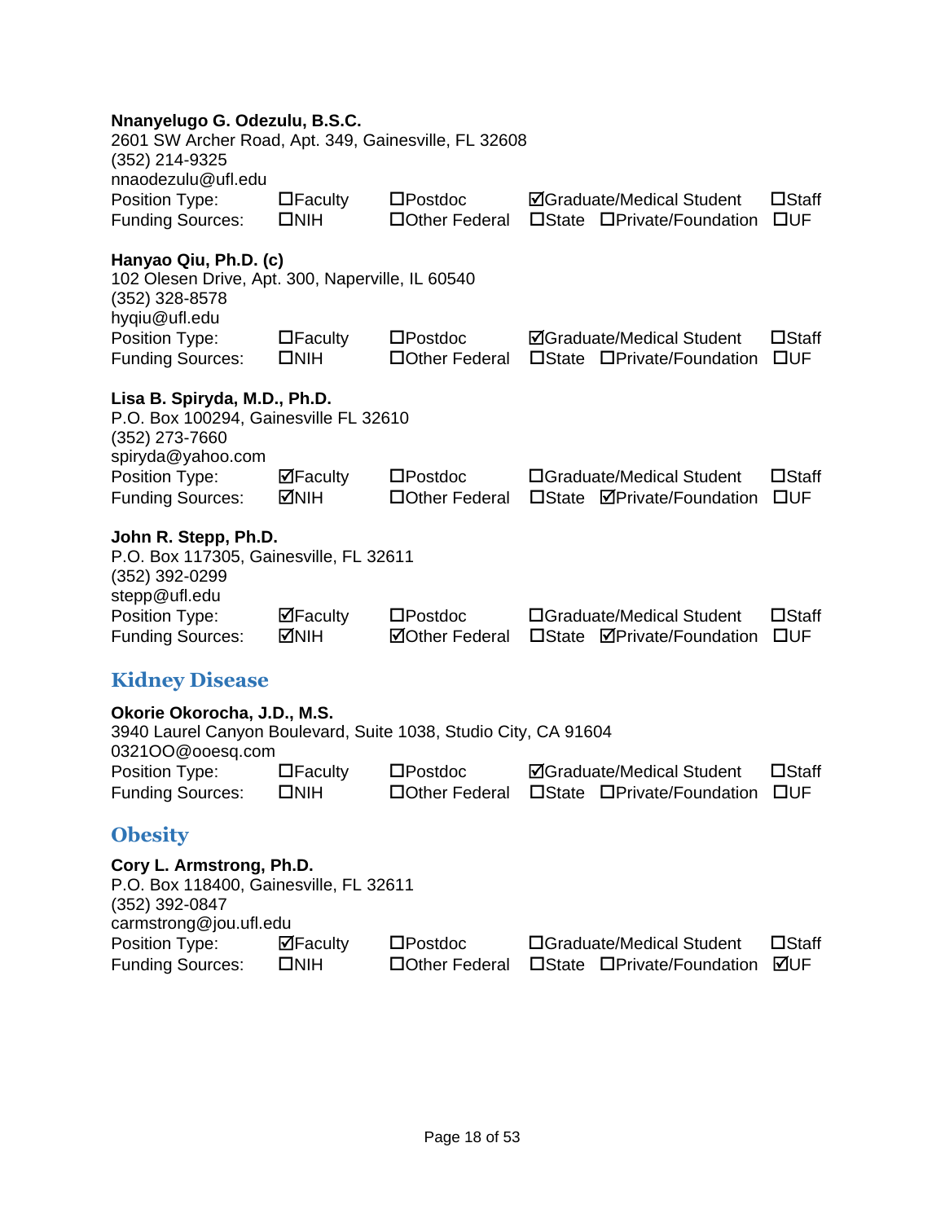**Nnanyelugo G. Odezulu, B.S.C.**
2601 SW Archer Road, Apt. 349, Gainesville, FL 32608
(352) 214-9325
nnaodezulu@ufl.edu

| | | | | |
|---|---|---|---|---|
| Position Type: | ☐Faculty | ☐Postdoc | ☑Graduate/Medical Student | ☐Staff |
| Funding Sources: | ☐NIH | ☐Other Federal | ☐State ☐Private/Foundation | ☐UF |

**Hanyao Qiu, Ph.D. (c)**
102 Olesen Drive, Apt. 300, Naperville, IL 60540
(352) 328-8578
hyqiu@ufl.edu

| | | | | |
|---|---|---|---|---|
| Position Type: | ☐Faculty | ☐Postdoc | ☑Graduate/Medical Student | ☐Staff |
| Funding Sources: | ☐NIH | ☐Other Federal | ☐State ☐Private/Foundation | ☐UF |

**Lisa B. Spiryda, M.D., Ph.D.**
P.O. Box 100294, Gainesville FL 32610
(352) 273-7660
spiryda@yahoo.com

| | | | | |
|---|---|---|---|---|
| Position Type: | ☑Faculty | ☐Postdoc | ☐Graduate/Medical Student | ☐Staff |
| Funding Sources: | ☑NIH | ☐Other Federal | ☐State ☑Private/Foundation | ☐UF |

**John R. Stepp, Ph.D.**
P.O. Box 117305, Gainesville, FL 32611
(352) 392-0299
stepp@ufl.edu

| | | | | |
|---|---|---|---|---|
| Position Type: | ☑Faculty | ☐Postdoc | ☐Graduate/Medical Student | ☐Staff |
| Funding Sources: | ☑NIH | ☑Other Federal | ☐State ☑Private/Foundation | ☐UF |

## Kidney Disease

**Okorie Okorocha, J.D., M.S.**
3940 Laurel Canyon Boulevard, Suite 1038, Studio City, CA 91604
0321OO@ooesq.com

| | | | | |
|---|---|---|---|---|
| Position Type: | ☐Faculty | ☐Postdoc | ☑Graduate/Medical Student | ☐Staff |
| Funding Sources: | ☐NIH | ☐Other Federal | ☐State ☐Private/Foundation | ☐UF |

## Obesity

**Cory L. Armstrong, Ph.D.**
P.O. Box 118400, Gainesville, FL 32611
(352) 392-0847
carmstrong@jou.ufl.edu

| | | | | |
|---|---|---|---|---|
| Position Type: | ☑Faculty | ☐Postdoc | ☐Graduate/Medical Student | ☐Staff |
| Funding Sources: | ☐NIH | ☐Other Federal | ☐State ☐Private/Foundation | ☑UF |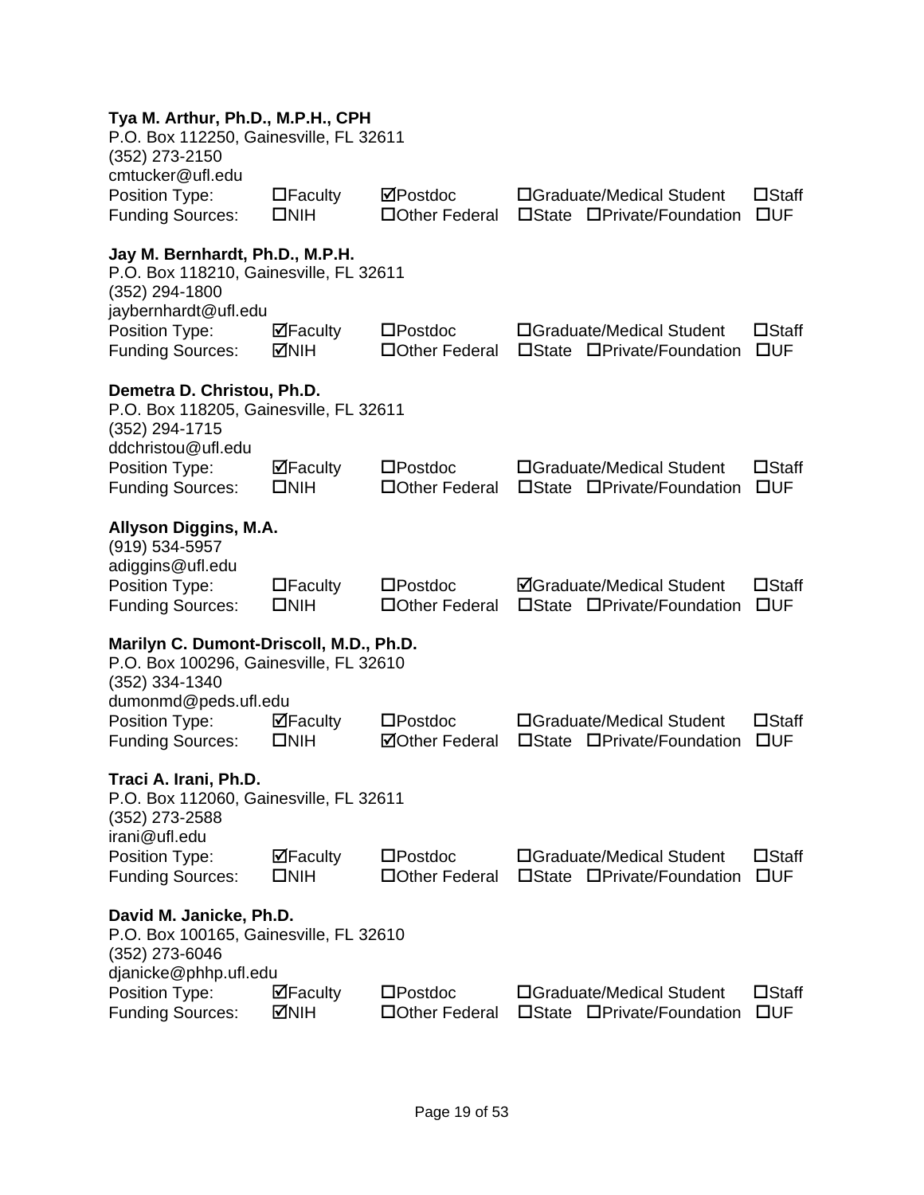**Tya M. Arthur, Ph.D., M.P.H., CPH**
P.O. Box 112250, Gainesville, FL 32611
(352) 273-2150
cmtucker@ufl.edu

| Position Type: | ☐Faculty | ☑Postdoc | ☐Graduate/Medical Student | | ☐Staff |
|---|---|---|---|---|---|
| Funding Sources: | ☐NIH | ☐Other Federal | ☐State | ☐Private/Foundation | ☐UF |

**Jay M. Bernhardt, Ph.D., M.P.H.**
P.O. Box 118210, Gainesville, FL 32611
(352) 294-1800
jaybernhardt@ufl.edu

| Position Type: | ☑Faculty | ☐Postdoc | ☐Graduate/Medical Student | | ☐Staff |
|---|---|---|---|---|---|
| Funding Sources: | ☑NIH | ☐Other Federal | ☐State | ☐Private/Foundation | ☐UF |

**Demetra D. Christou, Ph.D.**
P.O. Box 118205, Gainesville, FL 32611
(352) 294-1715
ddchristou@ufl.edu

| Position Type: | ☑Faculty | ☐Postdoc | ☐Graduate/Medical Student | | ☐Staff |
|---|---|---|---|---|---|
| Funding Sources: | ☐NIH | ☐Other Federal | ☐State | ☐Private/Foundation | ☐UF |

**Allyson Diggins, M.A.**
(919) 534-5957
adiggins@ufl.edu

| Position Type: | ☐Faculty | ☐Postdoc | ☑Graduate/Medical Student | | ☐Staff |
|---|---|---|---|---|---|
| Funding Sources: | ☐NIH | ☐Other Federal | ☐State | ☐Private/Foundation | ☐UF |

**Marilyn C. Dumont-Driscoll, M.D., Ph.D.**
P.O. Box 100296, Gainesville, FL 32610
(352) 334-1340
dumonmd@peds.ufl.edu

| Position Type: | ☑Faculty | ☐Postdoc | ☐Graduate/Medical Student | | ☐Staff |
|---|---|---|---|---|---|
| Funding Sources: | ☐NIH | ☑Other Federal | ☐State | ☐Private/Foundation | ☐UF |

**Traci A. Irani, Ph.D.**
P.O. Box 112060, Gainesville, FL 32611
(352) 273-2588
irani@ufl.edu

| Position Type: | ☑Faculty | ☐Postdoc | ☐Graduate/Medical Student | | ☐Staff |
|---|---|---|---|---|---|
| Funding Sources: | ☐NIH | ☐Other Federal | ☐State | ☐Private/Foundation | ☐UF |

**David M. Janicke, Ph.D.**
P.O. Box 100165, Gainesville, FL 32610
(352) 273-6046
djanicke@phhp.ufl.edu

| Position Type: | ☑Faculty | ☐Postdoc | ☐Graduate/Medical Student | | ☐Staff |
|---|---|---|---|---|---|
| Funding Sources: | ☑NIH | ☐Other Federal | ☐State | ☐Private/Foundation | ☐UF |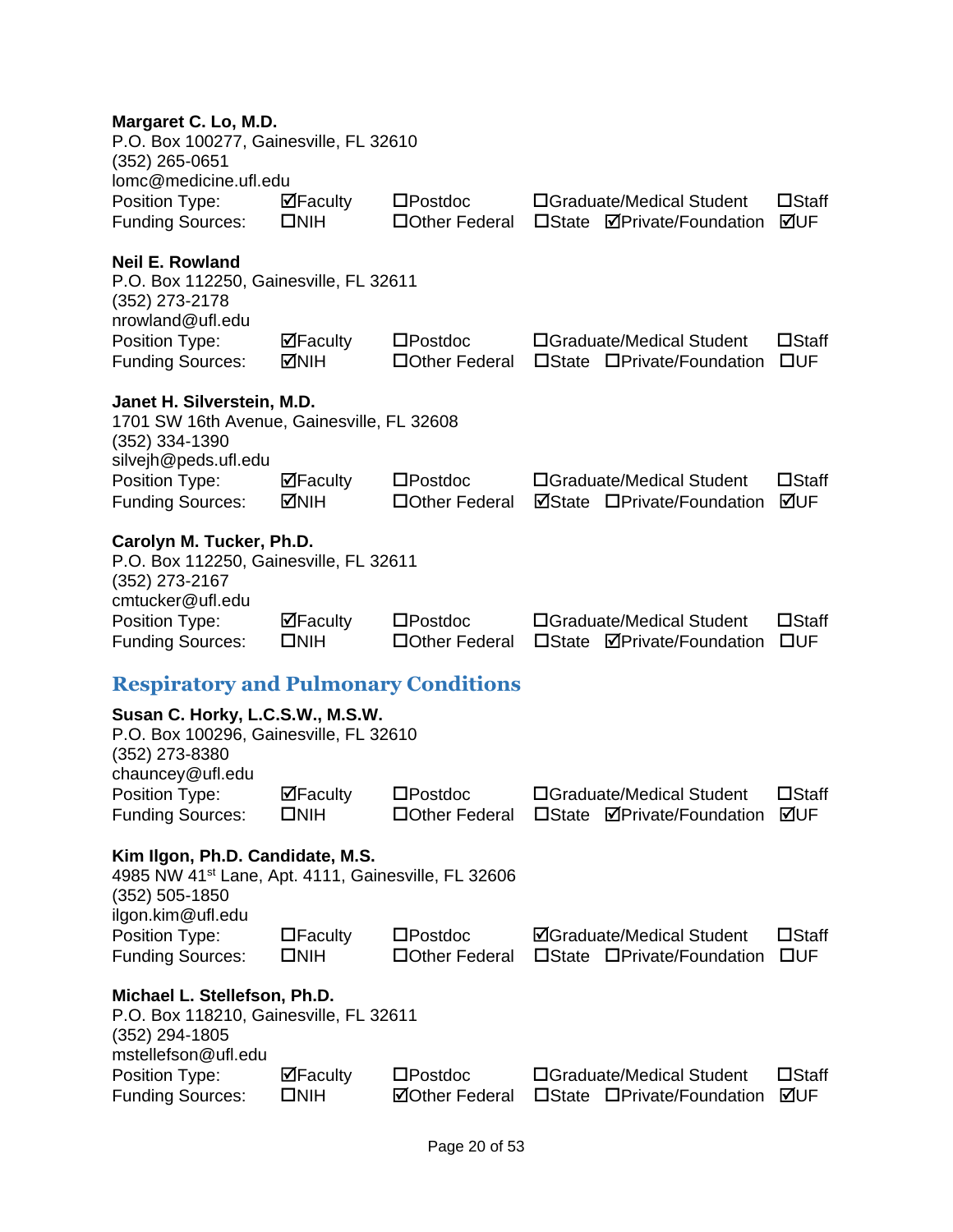**Margaret C. Lo, M.D.**
P.O. Box 100277, Gainesville, FL 32610
(352) 265-0651
lomc@medicine.ufl.edu

| | | | | | |
|---|---|---|---|---|---|
| Position Type: | ☑Faculty | ☐Postdoc | ☐Graduate/Medical Student | | ☐Staff |
| Funding Sources: | ☐NIH | ☐Other Federal | ☐State | ☑Private/Foundation | ☑UF |

**Neil E. Rowland**
P.O. Box 112250, Gainesville, FL 32611
(352) 273-2178
nrowland@ufl.edu

| | | | | | |
|---|---|---|---|---|---|
| Position Type: | ☑Faculty | ☐Postdoc | ☐Graduate/Medical Student | | ☐Staff |
| Funding Sources: | ☑NIH | ☐Other Federal | ☐State | ☐Private/Foundation | ☐UF |

**Janet H. Silverstein, M.D.**
1701 SW 16th Avenue, Gainesville, FL 32608
(352) 334-1390
silvejh@peds.ufl.edu

| | | | | | |
|---|---|---|---|---|---|
| Position Type: | ☑Faculty | ☐Postdoc | ☐Graduate/Medical Student | | ☐Staff |
| Funding Sources: | ☑NIH | ☐Other Federal | ☑State | ☐Private/Foundation | ☑UF |

**Carolyn M. Tucker, Ph.D.**
P.O. Box 112250, Gainesville, FL 32611
(352) 273-2167
cmtucker@ufl.edu

| | | | | | |
|---|---|---|---|---|---|
| Position Type: | ☑Faculty | ☐Postdoc | ☐Graduate/Medical Student | | ☐Staff |
| Funding Sources: | ☐NIH | ☐Other Federal | ☐State | ☑Private/Foundation | ☐UF |

## Respiratory and Pulmonary Conditions

**Susan C. Horky, L.C.S.W., M.S.W.**
P.O. Box 100296, Gainesville, FL 32610
(352) 273-8380
chauncey@ufl.edu

| | | | | | |
|---|---|---|---|---|---|
| Position Type: | ☑Faculty | ☐Postdoc | ☐Graduate/Medical Student | | ☐Staff |
| Funding Sources: | ☐NIH | ☐Other Federal | ☐State | ☑Private/Foundation | ☑UF |

**Kim Ilgon, Ph.D. Candidate, M.S.**
4985 NW 41st Lane, Apt. 4111, Gainesville, FL 32606
(352) 505-1850
ilgon.kim@ufl.edu

| | | | | | |
|---|---|---|---|---|---|
| Position Type: | ☐Faculty | ☐Postdoc | ☑Graduate/Medical Student | | ☐Staff |
| Funding Sources: | ☐NIH | ☐Other Federal | ☐State | ☐Private/Foundation | ☐UF |

**Michael L. Stellefson, Ph.D.**
P.O. Box 118210, Gainesville, FL 32611
(352) 294-1805
mstellefson@ufl.edu

| | | | | | |
|---|---|---|---|---|---|
| Position Type: | ☑Faculty | ☐Postdoc | ☐Graduate/Medical Student | | ☐Staff |
| Funding Sources: | ☐NIH | ☑Other Federal | ☐State | ☐Private/Foundation | ☑UF |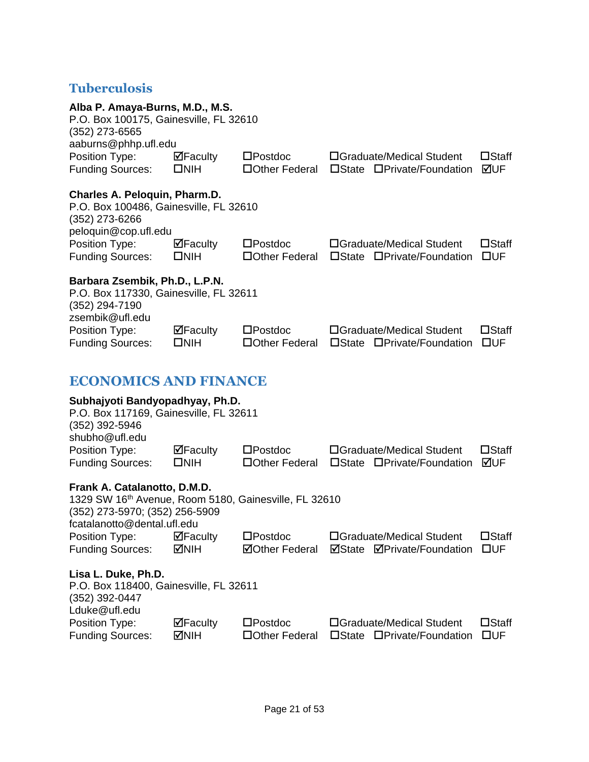## Tuberculosis

**Alba P. Amaya-Burns, M.D., M.S.**
P.O. Box 100175, Gainesville, FL 32610
(352) 273-6565
aaburns@phhp.ufl.edu
Position Type: ☑Faculty ☐Postdoc ☐Graduate/Medical Student ☐Staff
Funding Sources: ☐NIH ☐Other Federal ☐State ☐Private/Foundation ☑UF

**Charles A. Peloquin, Pharm.D.**
P.O. Box 100486, Gainesville, FL 32610
(352) 273-6266
peloquin@cop.ufl.edu
Position Type: ☑Faculty ☐Postdoc ☐Graduate/Medical Student ☐Staff
Funding Sources: ☐NIH ☐Other Federal ☐State ☐Private/Foundation ☐UF

**Barbara Zsembik, Ph.D., L.P.N.**
P.O. Box 117330, Gainesville, FL 32611
(352) 294-7190
zsembik@ufl.edu
Position Type: ☑Faculty ☐Postdoc ☐Graduate/Medical Student ☐Staff
Funding Sources: ☐NIH ☐Other Federal ☐State ☐Private/Foundation ☐UF

## ECONOMICS AND FINANCE

**Subhajyoti Bandyopadhyay, Ph.D.**
P.O. Box 117169, Gainesville, FL 32611
(352) 392-5946
shubho@ufl.edu
Position Type: ☑Faculty ☐Postdoc ☐Graduate/Medical Student ☐Staff
Funding Sources: ☐NIH ☐Other Federal ☐State ☐Private/Foundation ☑UF

**Frank A. Catalanotto, D.M.D.**
1329 SW 16th Avenue, Room 5180, Gainesville, FL 32610
(352) 273-5970; (352) 256-5909
fcatalanotto@dental.ufl.edu
Position Type: ☑Faculty ☐Postdoc ☐Graduate/Medical Student ☐Staff
Funding Sources: ☑NIH ☑Other Federal ☑State ☑Private/Foundation ☐UF

**Lisa L. Duke, Ph.D.**
P.O. Box 118400, Gainesville, FL 32611
(352) 392-0447
Lduke@ufl.edu
Position Type: ☑Faculty ☐Postdoc ☐Graduate/Medical Student ☐Staff
Funding Sources: ☑NIH ☐Other Federal ☐State ☐Private/Foundation ☐UF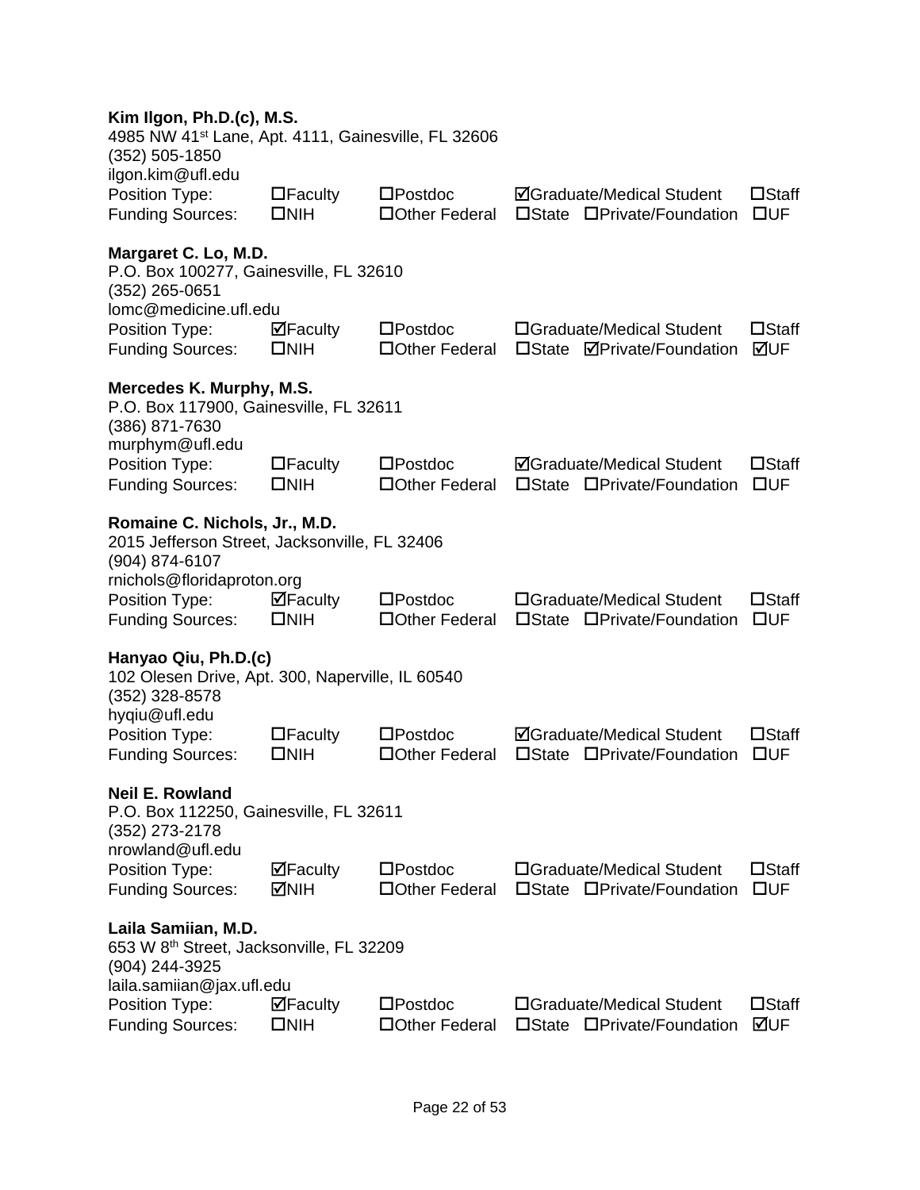**Kim Ilgon, Ph.D.(c), M.S.**
4985 NW 41st Lane, Apt. 4111, Gainesville, FL 32606
(352) 505-1850
ilgon.kim@ufl.edu

| Position Type: | ☐Faculty | ☐Postdoc | ☑Graduate/Medical Student | ☐Staff |
|---|---|---|---|---|
| Funding Sources: | ☐NIH | ☐Other Federal | ☐State ☐Private/Foundation | ☐UF |

**Margaret C. Lo, M.D.**
P.O. Box 100277, Gainesville, FL 32610
(352) 265-0651
lomc@medicine.ufl.edu

| Position Type: | ☑Faculty | ☐Postdoc | ☐Graduate/Medical Student | ☐Staff |
|---|---|---|---|---|
| Funding Sources: | ☐NIH | ☐Other Federal | ☐State ☑Private/Foundation | ☑UF |

**Mercedes K. Murphy, M.S.**
P.O. Box 117900, Gainesville, FL 32611
(386) 871-7630
murphym@ufl.edu

| Position Type: | ☐Faculty | ☐Postdoc | ☑Graduate/Medical Student | ☐Staff |
|---|---|---|---|---|
| Funding Sources: | ☐NIH | ☐Other Federal | ☐State ☐Private/Foundation | ☐UF |

**Romaine C. Nichols, Jr., M.D.**
2015 Jefferson Street, Jacksonville, FL 32406
(904) 874-6107
rnichols@floridaproton.org

| Position Type: | ☑Faculty | ☐Postdoc | ☐Graduate/Medical Student | ☐Staff |
|---|---|---|---|---|
| Funding Sources: | ☐NIH | ☐Other Federal | ☐State ☐Private/Foundation | ☐UF |

**Hanyao Qiu, Ph.D.(c)**
102 Olesen Drive, Apt. 300, Naperville, IL 60540
(352) 328-8578
hyqiu@ufl.edu

| Position Type: | ☐Faculty | ☐Postdoc | ☑Graduate/Medical Student | ☐Staff |
|---|---|---|---|---|
| Funding Sources: | ☐NIH | ☐Other Federal | ☐State ☐Private/Foundation | ☐UF |

**Neil E. Rowland**
P.O. Box 112250, Gainesville, FL 32611
(352) 273-2178
nrowland@ufl.edu

| Position Type: | ☑Faculty | ☐Postdoc | ☐Graduate/Medical Student | ☐Staff |
|---|---|---|---|---|
| Funding Sources: | ☑NIH | ☐Other Federal | ☐State ☐Private/Foundation | ☐UF |

**Laila Samiian, M.D.**
653 W 8th Street, Jacksonville, FL 32209
(904) 244-3925
laila.samiian@jax.ufl.edu

| Position Type: | ☑Faculty | ☐Postdoc | ☐Graduate/Medical Student | ☐Staff |
|---|---|---|---|---|
| Funding Sources: | ☐NIH | ☐Other Federal | ☐State ☐Private/Foundation | ☑UF |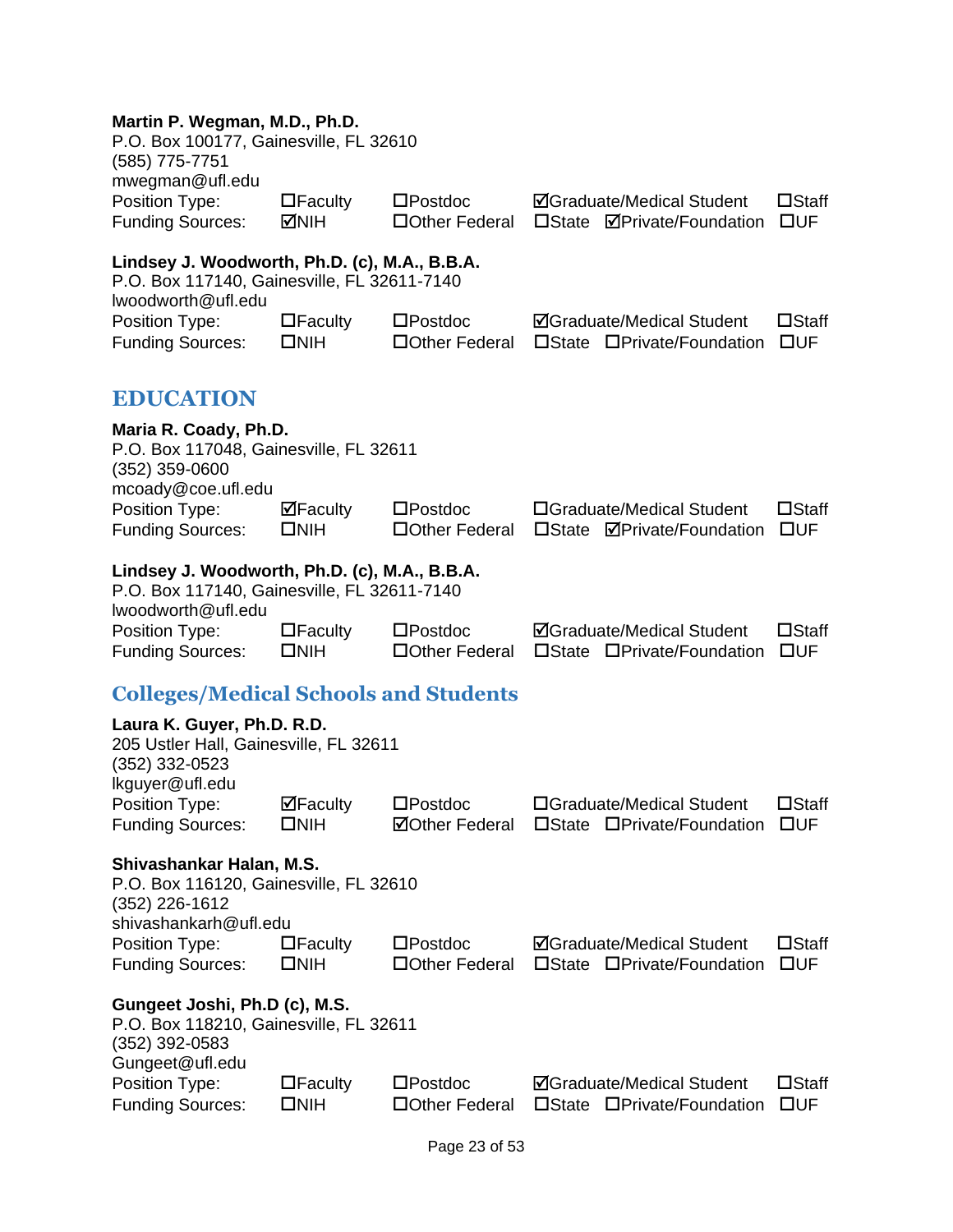**Martin P. Wegman, M.D., Ph.D.**
P.O. Box 100177, Gainesville, FL 32610
(585) 775-7751
mwegman@ufl.edu

| | | | | | |
|---|---|---|---|---|---|
| Position Type: | ☐Faculty | ☐Postdoc | ☑Graduate/Medical Student | | ☐Staff |
| Funding Sources: | ☑NIH | ☐Other Federal | ☐State | ☑Private/Foundation | ☐UF |

**Lindsey J. Woodworth, Ph.D. (c), M.A., B.B.A.**
P.O. Box 117140, Gainesville, FL 32611-7140
lwoodworth@ufl.edu

| | | | | | |
|---|---|---|---|---|---|
| Position Type: | ☐Faculty | ☐Postdoc | ☑Graduate/Medical Student | | ☐Staff |
| Funding Sources: | ☐NIH | ☐Other Federal | ☐State | ☐Private/Foundation | ☐UF |

## EDUCATION

**Maria R. Coady, Ph.D.**
P.O. Box 117048, Gainesville, FL 32611
(352) 359-0600
mcoady@coe.ufl.edu

| | | | | | |
|---|---|---|---|---|---|
| Position Type: | ☑Faculty | ☐Postdoc | ☐Graduate/Medical Student | | ☐Staff |
| Funding Sources: | ☐NIH | ☐Other Federal | ☐State | ☑Private/Foundation | ☐UF |

**Lindsey J. Woodworth, Ph.D. (c), M.A., B.B.A.**
P.O. Box 117140, Gainesville, FL 32611-7140
lwoodworth@ufl.edu

| | | | | | |
|---|---|---|---|---|---|
| Position Type: | ☐Faculty | ☐Postdoc | ☑Graduate/Medical Student | | ☐Staff |
| Funding Sources: | ☐NIH | ☐Other Federal | ☐State | ☐Private/Foundation | ☐UF |

## Colleges/Medical Schools and Students

**Laura K. Guyer, Ph.D. R.D.**
205 Ustler Hall, Gainesville, FL 32611
(352) 332-0523
lkguyer@ufl.edu

| | | | | | |
|---|---|---|---|---|---|
| Position Type: | ☑Faculty | ☐Postdoc | ☐Graduate/Medical Student | | ☐Staff |
| Funding Sources: | ☐NIH | ☑Other Federal | ☐State | ☐Private/Foundation | ☐UF |

**Shivashankar Halan, M.S.**
P.O. Box 116120, Gainesville, FL 32610
(352) 226-1612
shivashankarh@ufl.edu

| | | | | | |
|---|---|---|---|---|---|
| Position Type: | ☐Faculty | ☐Postdoc | ☑Graduate/Medical Student | | ☐Staff |
| Funding Sources: | ☐NIH | ☐Other Federal | ☐State | ☐Private/Foundation | ☐UF |

**Gungeet Joshi, Ph.D (c), M.S.**
P.O. Box 118210, Gainesville, FL 32611
(352) 392-0583
Gungeet@ufl.edu

| | | | | | |
|---|---|---|---|---|---|
| Position Type: | ☐Faculty | ☐Postdoc | ☑Graduate/Medical Student | | ☐Staff |
| Funding Sources: | ☐NIH | ☐Other Federal | ☐State | ☐Private/Foundation | ☐UF |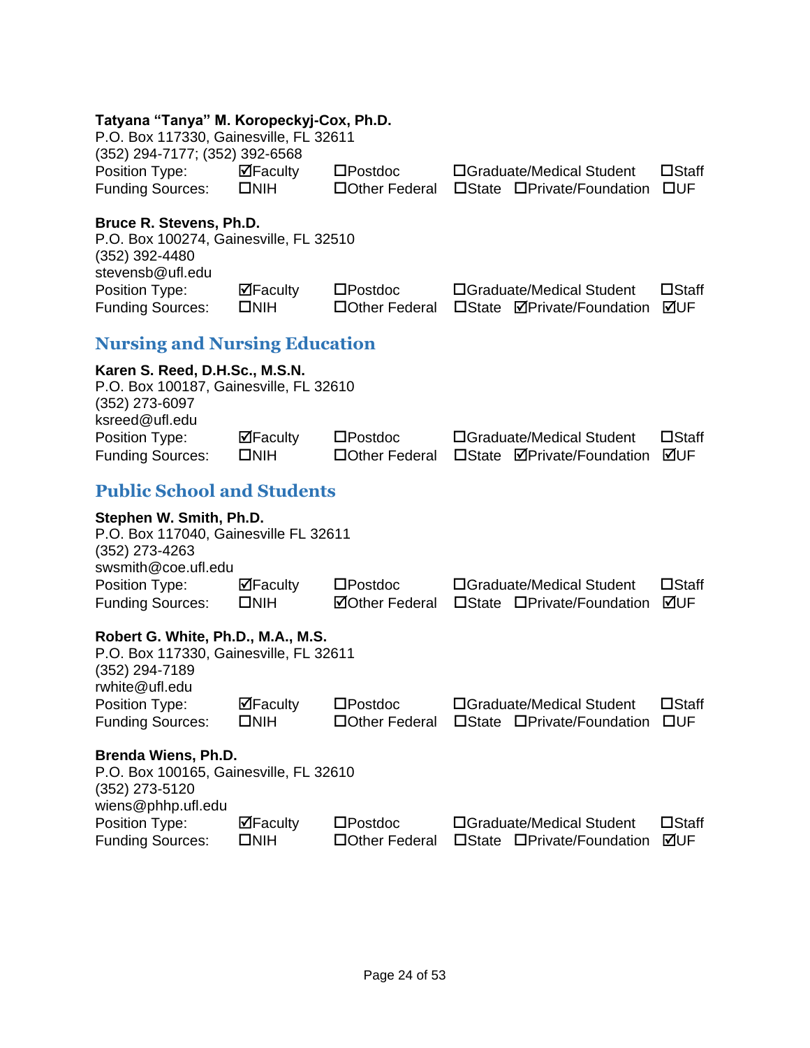**Tatyana "Tanya" M. Koropeckyj-Cox, Ph.D.**
P.O. Box 117330, Gainesville, FL 32611
(352) 294-7177; (352) 392-6568

| | | | | | |
|---|---|---|---|---|---|
| Position Type: | ☑Faculty | ☐Postdoc | ☐Graduate/Medical Student | | ☐Staff |
| Funding Sources: | ☐NIH | ☐Other Federal | ☐State | ☐Private/Foundation | ☐UF |

**Bruce R. Stevens, Ph.D.**
P.O. Box 100274, Gainesville, FL 32510
(352) 392-4480
stevensb@ufl.edu

| | | | | | |
|---|---|---|---|---|---|
| Position Type: | ☑Faculty | ☐Postdoc | ☐Graduate/Medical Student | | ☐Staff |
| Funding Sources: | ☐NIH | ☐Other Federal | ☐State | ☑Private/Foundation | ☑UF |

## Nursing and Nursing Education

**Karen S. Reed, D.H.Sc., M.S.N.**
P.O. Box 100187, Gainesville, FL 32610
(352) 273-6097
ksreed@ufl.edu

| | | | | | |
|---|---|---|---|---|---|
| Position Type: | ☑Faculty | ☐Postdoc | ☐Graduate/Medical Student | | ☐Staff |
| Funding Sources: | ☐NIH | ☐Other Federal | ☐State | ☑Private/Foundation | ☑UF |

## Public School and Students

**Stephen W. Smith, Ph.D.**
P.O. Box 117040, Gainesville FL 32611
(352) 273-4263
swsmith@coe.ufl.edu

| | | | | | |
|---|---|---|---|---|---|
| Position Type: | ☑Faculty | ☐Postdoc | ☐Graduate/Medical Student | | ☐Staff |
| Funding Sources: | ☐NIH | ☑Other Federal | ☐State | ☐Private/Foundation | ☑UF |

**Robert G. White, Ph.D., M.A., M.S.**
P.O. Box 117330, Gainesville, FL 32611
(352) 294-7189
rwhite@ufl.edu

| | | | | | |
|---|---|---|---|---|---|
| Position Type: | ☑Faculty | ☐Postdoc | ☐Graduate/Medical Student | | ☐Staff |
| Funding Sources: | ☐NIH | ☐Other Federal | ☐State | ☐Private/Foundation | ☐UF |

**Brenda Wiens, Ph.D.**
P.O. Box 100165, Gainesville, FL 32610
(352) 273-5120
wiens@phhp.ufl.edu

| | | | | | |
|---|---|---|---|---|---|
| Position Type: | ☑Faculty | ☐Postdoc | ☐Graduate/Medical Student | | ☐Staff |
| Funding Sources: | ☐NIH | ☐Other Federal | ☐State | ☐Private/Foundation | ☑UF |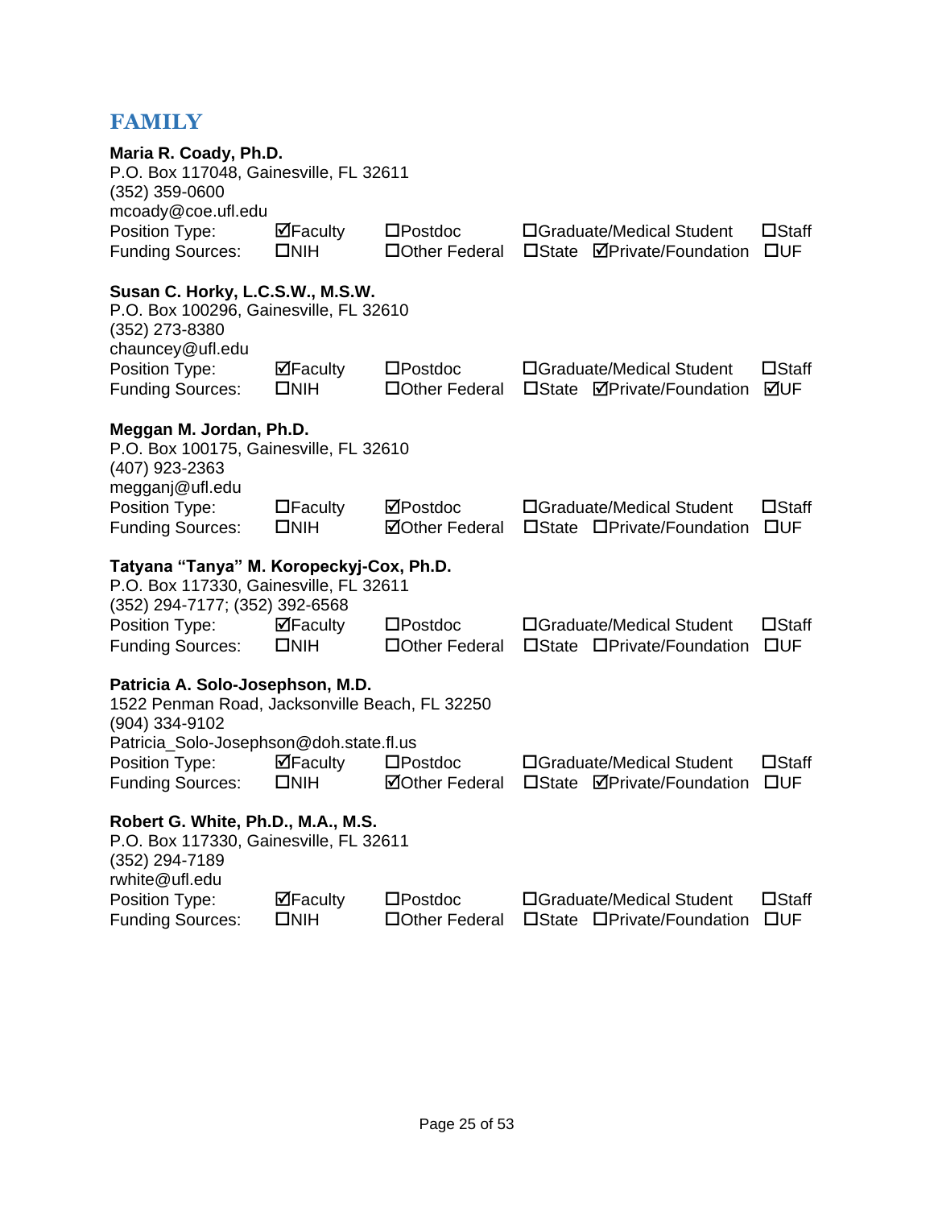## FAMILY

**Maria R. Coady, Ph.D.**
P.O. Box 117048, Gainesville, FL 32611
(352) 359-0600
mcoady@coe.ufl.edu

| | | | | | |
|---|---|---|---|---|---|
| Position Type: | ☑Faculty | ☐Postdoc | ☐Graduate/Medical Student | | ☐Staff |
| Funding Sources: | ☐NIH | ☐Other Federal | ☐State | ☑Private/Foundation | ☐UF |

**Susan C. Horky, L.C.S.W., M.S.W.**
P.O. Box 100296, Gainesville, FL 32610
(352) 273-8380
chauncey@ufl.edu

| | | | | | |
|---|---|---|---|---|---|
| Position Type: | ☑Faculty | ☐Postdoc | ☐Graduate/Medical Student | | ☐Staff |
| Funding Sources: | ☐NIH | ☐Other Federal | ☐State | ☑Private/Foundation | ☑UF |

**Meggan M. Jordan, Ph.D.**
P.O. Box 100175, Gainesville, FL 32610
(407) 923-2363
megganj@ufl.edu

| | | | | | |
|---|---|---|---|---|---|
| Position Type: | ☐Faculty | ☑Postdoc | ☐Graduate/Medical Student | | ☐Staff |
| Funding Sources: | ☐NIH | ☑Other Federal | ☐State | ☐Private/Foundation | ☐UF |

**Tatyana "Tanya" M. Koropeckyj-Cox, Ph.D.**
P.O. Box 117330, Gainesville, FL 32611
(352) 294-7177; (352) 392-6568

| | | | | | |
|---|---|---|---|---|---|
| Position Type: | ☑Faculty | ☐Postdoc | ☐Graduate/Medical Student | | ☐Staff |
| Funding Sources: | ☐NIH | ☐Other Federal | ☐State | ☐Private/Foundation | ☐UF |

**Patricia A. Solo-Josephson, M.D.**
1522 Penman Road, Jacksonville Beach, FL 32250
(904) 334-9102
Patricia_Solo-Josephson@doh.state.fl.us

| | | | | | |
|---|---|---|---|---|---|
| Position Type: | ☑Faculty | ☐Postdoc | ☐Graduate/Medical Student | | ☐Staff |
| Funding Sources: | ☐NIH | ☑Other Federal | ☐State | ☑Private/Foundation | ☐UF |

**Robert G. White, Ph.D., M.A., M.S.**
P.O. Box 117330, Gainesville, FL 32611
(352) 294-7189
rwhite@ufl.edu

| | | | | | |
|---|---|---|---|---|---|
| Position Type: | ☑Faculty | ☐Postdoc | ☐Graduate/Medical Student | | ☐Staff |
| Funding Sources: | ☐NIH | ☐Other Federal | ☐State | ☐Private/Foundation | ☐UF |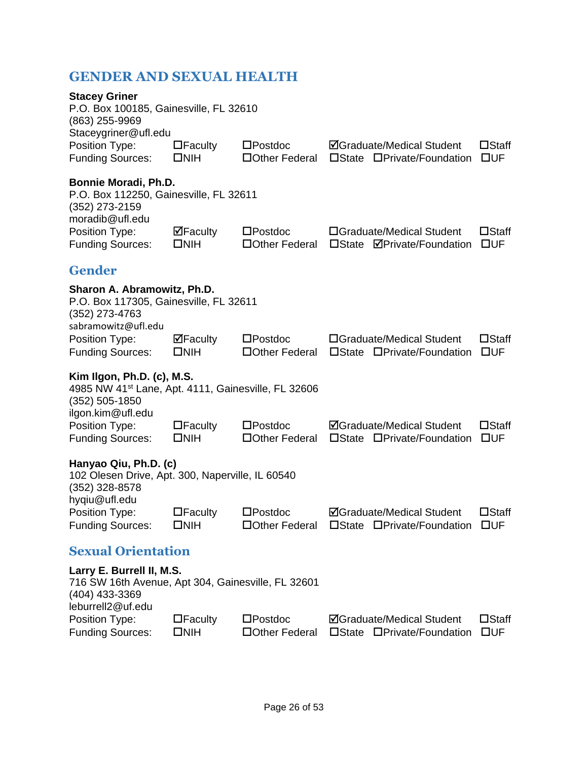# GENDER AND SEXUAL HEALTH

**Stacey Griner**
P.O. Box 100185, Gainesville, FL 32610
(863) 255-9969
Staceygriner@ufl.edu

| | | | | |
|---|---|---|---|---|
| Position Type: | ☐Faculty | ☐Postdoc | ☑Graduate/Medical Student | ☐Staff |
| Funding Sources: | ☐NIH | ☐Other Federal | ☐State ☐Private/Foundation | ☐UF |

**Bonnie Moradi, Ph.D.**
P.O. Box 112250, Gainesville, FL 32611
(352) 273-2159
moradib@ufl.edu

| | | | | |
|---|---|---|---|---|
| Position Type: | ☑Faculty | ☐Postdoc | ☐Graduate/Medical Student | ☐Staff |
| Funding Sources: | ☐NIH | ☐Other Federal | ☐State ☑Private/Foundation | ☐UF |

## Gender

**Sharon A. Abramowitz, Ph.D.**
P.O. Box 117305, Gainesville, FL 32611
(352) 273-4763
sabramowitz@ufl.edu

| | | | | |
|---|---|---|---|---|
| Position Type: | ☑Faculty | ☐Postdoc | ☐Graduate/Medical Student | ☐Staff |
| Funding Sources: | ☐NIH | ☐Other Federal | ☐State ☐Private/Foundation | ☐UF |

**Kim Ilgon, Ph.D. (c), M.S.**
4985 NW 41st Lane, Apt. 4111, Gainesville, FL 32606
(352) 505-1850
ilgon.kim@ufl.edu

| | | | | |
|---|---|---|---|---|
| Position Type: | ☐Faculty | ☐Postdoc | ☑Graduate/Medical Student | ☐Staff |
| Funding Sources: | ☐NIH | ☐Other Federal | ☐State ☐Private/Foundation | ☐UF |

**Hanyao Qiu, Ph.D. (c)**
102 Olesen Drive, Apt. 300, Naperville, IL 60540
(352) 328-8578
hyqiu@ufl.edu

| | | | | |
|---|---|---|---|---|
| Position Type: | ☐Faculty | ☐Postdoc | ☑Graduate/Medical Student | ☐Staff |
| Funding Sources: | ☐NIH | ☐Other Federal | ☐State ☐Private/Foundation | ☐UF |

## Sexual Orientation

**Larry E. Burrell II, M.S.**
716 SW 16th Avenue, Apt 304, Gainesville, FL 32601
(404) 433-3369
leburrell2@uf.edu

| | | | | |
|---|---|---|---|---|
| Position Type: | ☐Faculty | ☐Postdoc | ☑Graduate/Medical Student | ☐Staff |
| Funding Sources: | ☐NIH | ☐Other Federal | ☐State ☐Private/Foundation | ☐UF |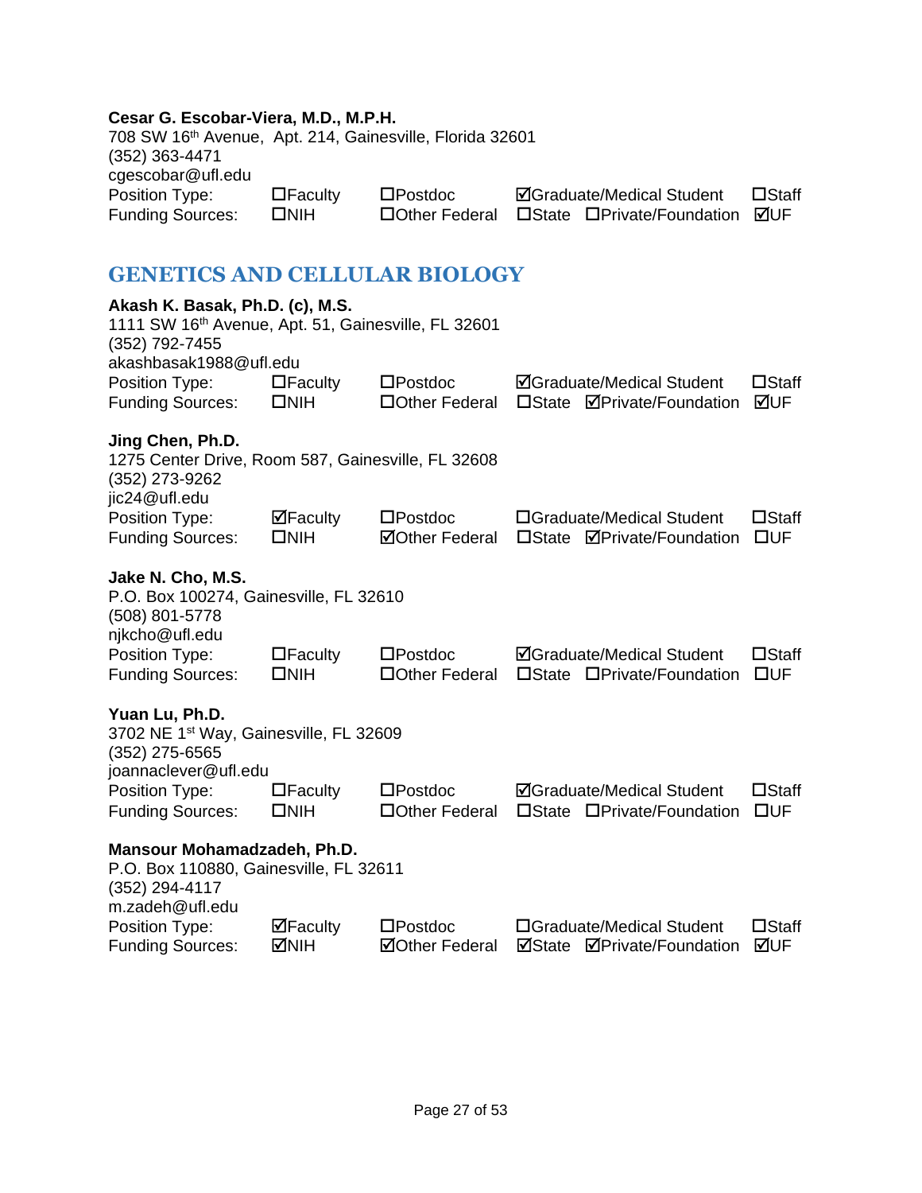**Cesar G. Escobar-Viera, M.D., M.P.H.**
708 SW 16th Avenue, Apt. 214, Gainesville, Florida 32601
(352) 363-4471
cgescobar@ufl.edu

| | | | | | |
|---|---|---|---|---|---|
| Position Type: | ☐Faculty | ☐Postdoc | ☑Graduate/Medical Student | | ☐Staff |
| Funding Sources: | ☐NIH | ☐Other Federal | ☐State | ☐Private/Foundation | ☑UF |

## GENETICS AND CELLULAR BIOLOGY

**Akash K. Basak, Ph.D. (c), M.S.**
1111 SW 16th Avenue, Apt. 51, Gainesville, FL 32601
(352) 792-7455
akashbasak1988@ufl.edu

| | | | | | |
|---|---|---|---|---|---|
| Position Type: | ☐Faculty | ☐Postdoc | ☑Graduate/Medical Student | | ☐Staff |
| Funding Sources: | ☐NIH | ☐Other Federal | ☐State | ☑Private/Foundation | ☑UF |

**Jing Chen, Ph.D.**
1275 Center Drive, Room 587, Gainesville, FL 32608
(352) 273-9262
jic24@ufl.edu

| | | | | | |
|---|---|---|---|---|---|
| Position Type: | ☑Faculty | ☐Postdoc | ☐Graduate/Medical Student | | ☐Staff |
| Funding Sources: | ☐NIH | ☑Other Federal | ☐State | ☑Private/Foundation | ☐UF |

**Jake N. Cho, M.S.**
P.O. Box 100274, Gainesville, FL 32610
(508) 801-5778
njkcho@ufl.edu

| | | | | | |
|---|---|---|---|---|---|
| Position Type: | ☐Faculty | ☐Postdoc | ☑Graduate/Medical Student | | ☐Staff |
| Funding Sources: | ☐NIH | ☐Other Federal | ☐State | ☐Private/Foundation | ☐UF |

**Yuan Lu, Ph.D.**
3702 NE 1st Way, Gainesville, FL 32609
(352) 275-6565
joannaclever@ufl.edu

| | | | | | |
|---|---|---|---|---|---|
| Position Type: | ☐Faculty | ☐Postdoc | ☑Graduate/Medical Student | | ☐Staff |
| Funding Sources: | ☐NIH | ☐Other Federal | ☐State | ☐Private/Foundation | ☐UF |

**Mansour Mohamadzadeh, Ph.D.**
P.O. Box 110880, Gainesville, FL 32611
(352) 294-4117
m.zadeh@ufl.edu

| | | | | | |
|---|---|---|---|---|---|
| Position Type: | ☑Faculty | ☐Postdoc | ☐Graduate/Medical Student | | ☐Staff |
| Funding Sources: | ☑NIH | ☑Other Federal | ☑State | ☑Private/Foundation | ☑UF |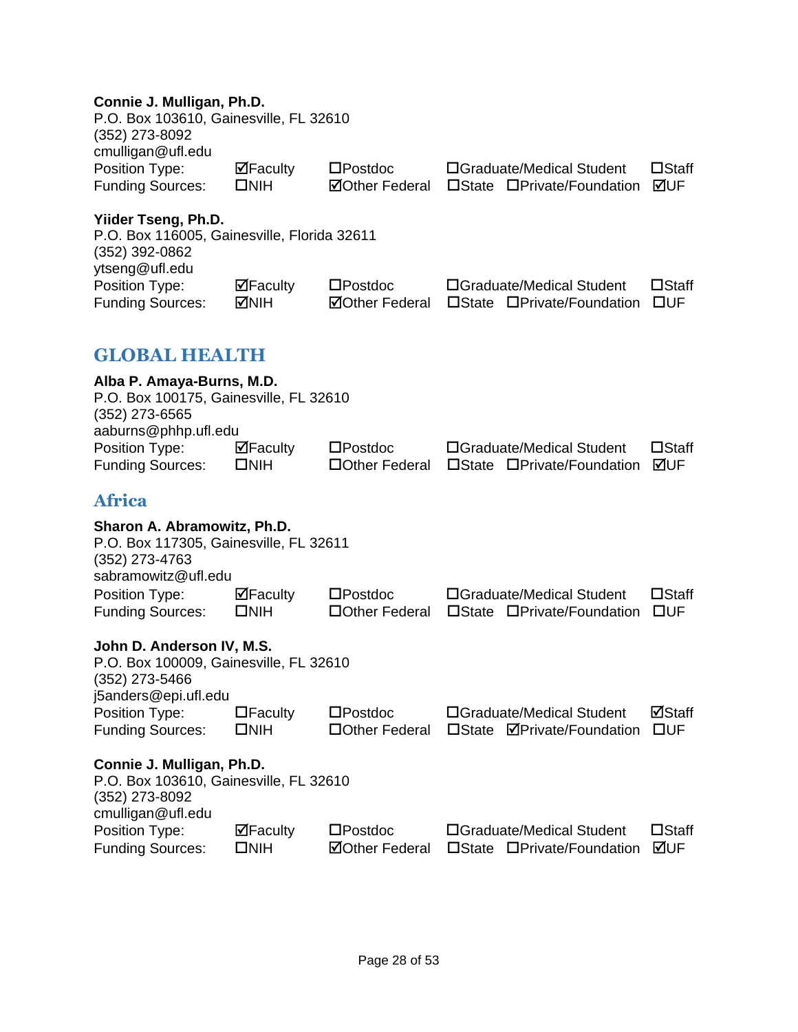**Connie J. Mulligan, Ph.D.**
P.O. Box 103610, Gainesville, FL 32610
(352) 273-8092
cmulligan@ufl.edu

| | | | | |
|---|---|---|---|---|
| Position Type: | ☑Faculty | ☐Postdoc | ☐Graduate/Medical Student | ☐Staff |
| Funding Sources: | ☐NIH | ☑Other Federal | ☐State ☐Private/Foundation | ☑UF |

**Yiider Tseng, Ph.D.**
P.O. Box 116005, Gainesville, Florida 32611
(352) 392-0862
ytseng@ufl.edu

| | | | | |
|---|---|---|---|---|
| Position Type: | ☑Faculty | ☐Postdoc | ☐Graduate/Medical Student | ☐Staff |
| Funding Sources: | ☑NIH | ☑Other Federal | ☐State ☐Private/Foundation | ☐UF |

# GLOBAL HEALTH

**Alba P. Amaya-Burns, M.D.**
P.O. Box 100175, Gainesville, FL 32610
(352) 273-6565
aaburns@phhp.ufl.edu

| | | | | |
|---|---|---|---|---|
| Position Type: | ☑Faculty | ☐Postdoc | ☐Graduate/Medical Student | ☐Staff |
| Funding Sources: | ☐NIH | ☐Other Federal | ☐State ☐Private/Foundation | ☑UF |

## Africa

**Sharon A. Abramowitz, Ph.D.**
P.O. Box 117305, Gainesville, FL 32611
(352) 273-4763
sabramowitz@ufl.edu

| | | | | |
|---|---|---|---|---|
| Position Type: | ☑Faculty | ☐Postdoc | ☐Graduate/Medical Student | ☐Staff |
| Funding Sources: | ☐NIH | ☐Other Federal | ☐State ☐Private/Foundation | ☐UF |

**John D. Anderson IV, M.S.**
P.O. Box 100009, Gainesville, FL 32610
(352) 273-5466
j5anders@epi.ufl.edu

| | | | | |
|---|---|---|---|---|
| Position Type: | ☐Faculty | ☐Postdoc | ☐Graduate/Medical Student | ☑Staff |
| Funding Sources: | ☐NIH | ☐Other Federal | ☐State ☑Private/Foundation | ☐UF |

**Connie J. Mulligan, Ph.D.**
P.O. Box 103610, Gainesville, FL 32610
(352) 273-8092
cmulligan@ufl.edu

| | | | | |
|---|---|---|---|---|
| Position Type: | ☑Faculty | ☐Postdoc | ☐Graduate/Medical Student | ☐Staff |
| Funding Sources: | ☐NIH | ☑Other Federal | ☐State ☐Private/Foundation | ☑UF |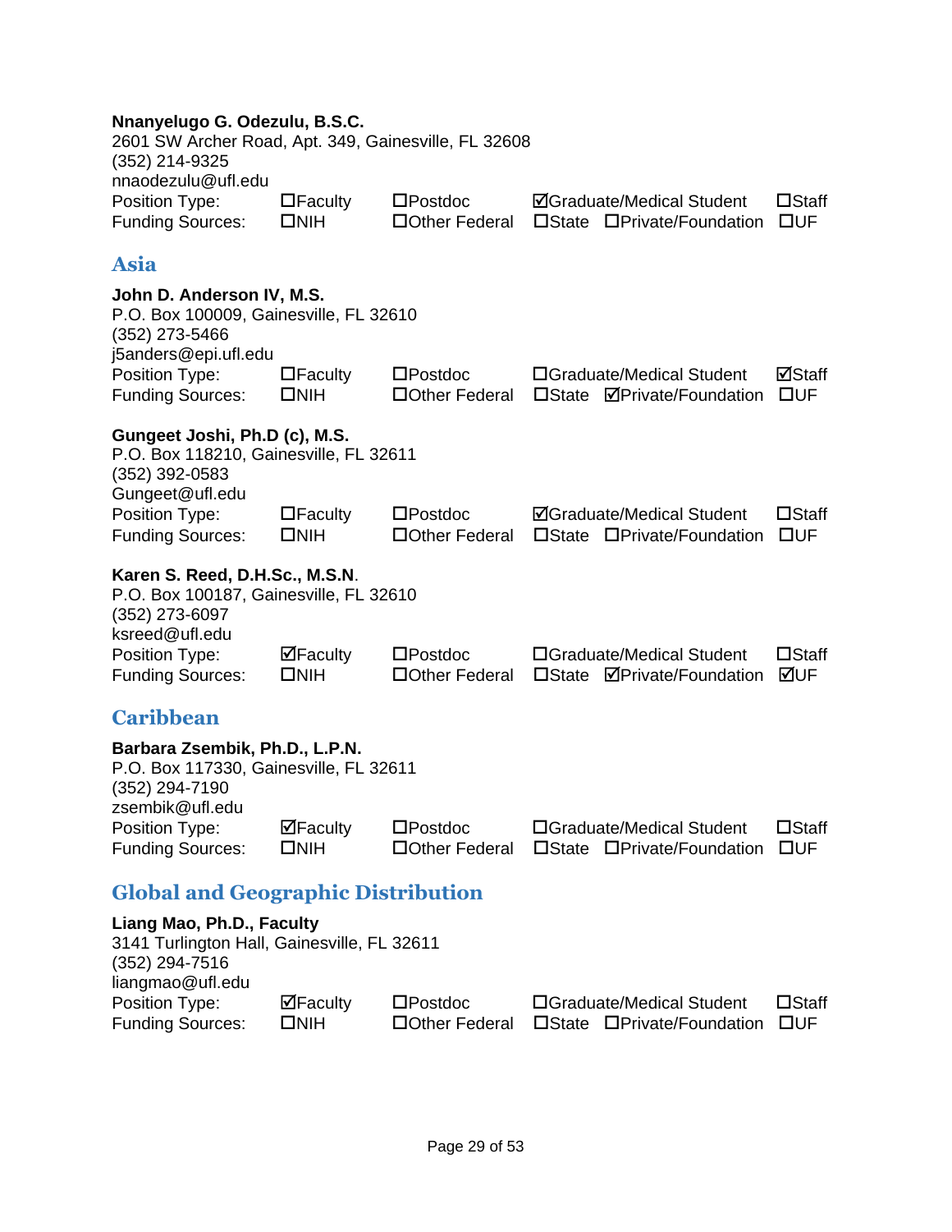**Nnanyelugo G. Odezulu, B.S.C.**
2601 SW Archer Road, Apt. 349, Gainesville, FL 32608
(352) 214-9325
nnaodezulu@ufl.edu

| | | | | | |
|---|---|---|---|---|---|
| Position Type: | ☐Faculty | ☐Postdoc | ☑Graduate/Medical Student | | ☐Staff |
| Funding Sources: | ☐NIH | ☐Other Federal | ☐State | ☐Private/Foundation | ☐UF |

## Asia

**John D. Anderson IV, M.S.**
P.O. Box 100009, Gainesville, FL 32610
(352) 273-5466
j5anders@epi.ufl.edu

| | | | | | |
|---|---|---|---|---|---|
| Position Type: | ☐Faculty | ☐Postdoc | ☐Graduate/Medical Student | | ☑Staff |
| Funding Sources: | ☐NIH | ☐Other Federal | ☐State | ☑Private/Foundation | ☐UF |

**Gungeet Joshi, Ph.D (c), M.S.**
P.O. Box 118210, Gainesville, FL 32611
(352) 392-0583
Gungeet@ufl.edu

| | | | | | |
|---|---|---|---|---|---|
| Position Type: | ☐Faculty | ☐Postdoc | ☑Graduate/Medical Student | | ☐Staff |
| Funding Sources: | ☐NIH | ☐Other Federal | ☐State | ☐Private/Foundation | ☐UF |

**Karen S. Reed, D.H.Sc., M.S.N**.
P.O. Box 100187, Gainesville, FL 32610
(352) 273-6097
ksreed@ufl.edu

| | | | | | |
|---|---|---|---|---|---|
| Position Type: | ☑Faculty | ☐Postdoc | ☐Graduate/Medical Student | | ☐Staff |
| Funding Sources: | ☐NIH | ☐Other Federal | ☐State | ☑Private/Foundation | ☑UF |

## Caribbean

**Barbara Zsembik, Ph.D., L.P.N.**
P.O. Box 117330, Gainesville, FL 32611
(352) 294-7190
zsembik@ufl.edu

| | | | | | |
|---|---|---|---|---|---|
| Position Type: | ☑Faculty | ☐Postdoc | ☐Graduate/Medical Student | | ☐Staff |
| Funding Sources: | ☐NIH | ☐Other Federal | ☐State | ☐Private/Foundation | ☐UF |

## Global and Geographic Distribution

**Liang Mao, Ph.D., Faculty**
3141 Turlington Hall, Gainesville, FL 32611
(352) 294-7516
liangmao@ufl.edu

| | | | | | |
|---|---|---|---|---|---|
| Position Type: | ☑Faculty | ☐Postdoc | ☐Graduate/Medical Student | | ☐Staff |
| Funding Sources: | ☐NIH | ☐Other Federal | ☐State | ☐Private/Foundation | ☐UF |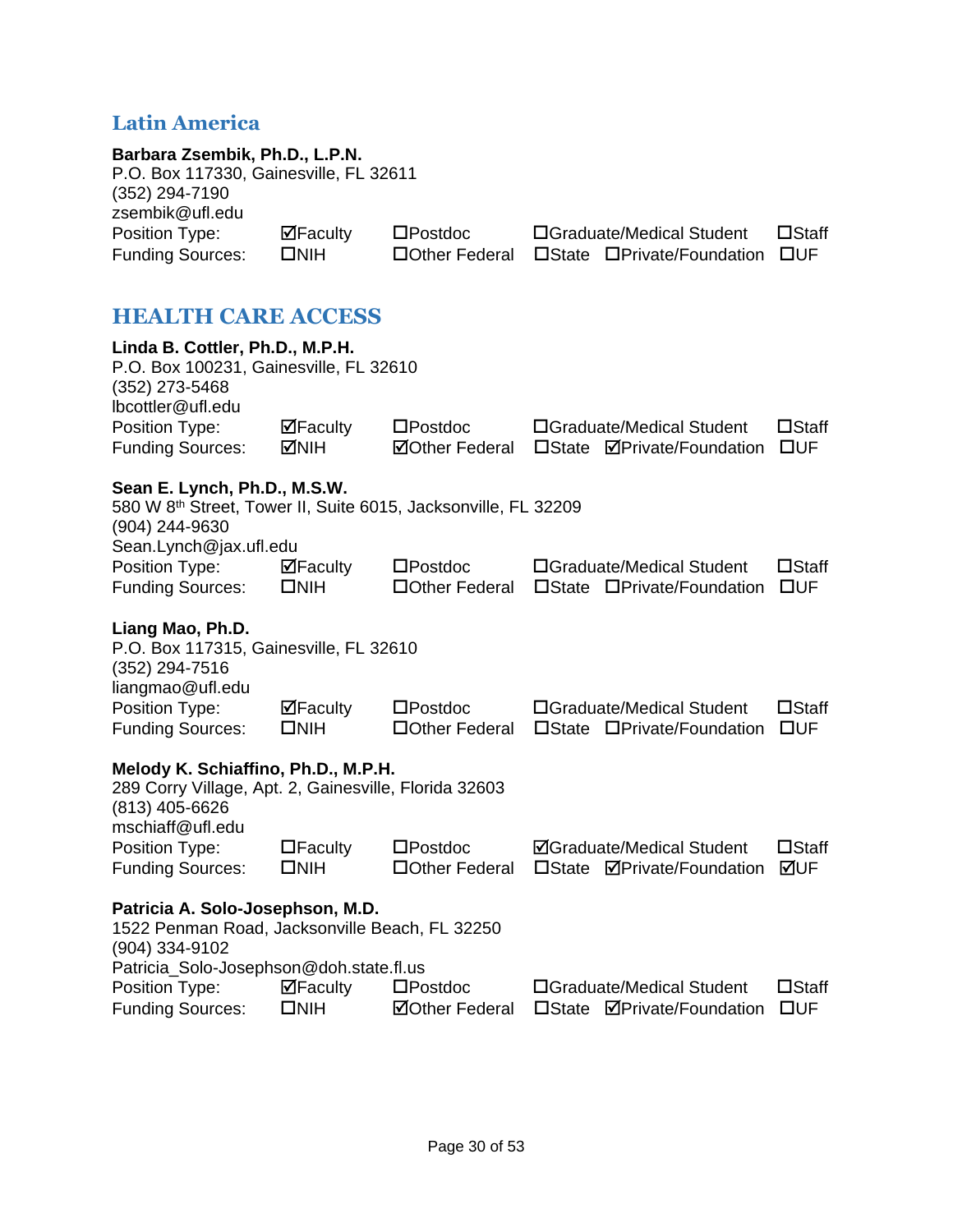## Latin America

**Barbara Zsembik, Ph.D., L.P.N.**
P.O. Box 117330, Gainesville, FL 32611
(352) 294-7190
zsembik@ufl.edu

| | | | | | |
|---|---|---|---|---|---|
| Position Type: | ☑Faculty | ☐Postdoc | ☐Graduate/Medical Student | | ☐Staff |
| Funding Sources: | ☐NIH | ☐Other Federal | ☐State | ☐Private/Foundation | ☐UF |

## HEALTH CARE ACCESS

**Linda B. Cottler, Ph.D., M.P.H.**
P.O. Box 100231, Gainesville, FL 32610
(352) 273-5468
lbcottler@ufl.edu

| | | | | | |
|---|---|---|---|---|---|
| Position Type: | ☑Faculty | ☐Postdoc | ☐Graduate/Medical Student | | ☐Staff |
| Funding Sources: | ☑NIH | ☑Other Federal | ☐State | ☑Private/Foundation | ☐UF |

**Sean E. Lynch, Ph.D., M.S.W.**
580 W 8th Street, Tower II, Suite 6015, Jacksonville, FL 32209
(904) 244-9630
Sean.Lynch@jax.ufl.edu

| | | | | | |
|---|---|---|---|---|---|
| Position Type: | ☑Faculty | ☐Postdoc | ☐Graduate/Medical Student | | ☐Staff |
| Funding Sources: | ☐NIH | ☐Other Federal | ☐State | ☐Private/Foundation | ☐UF |

**Liang Mao, Ph.D.**
P.O. Box 117315, Gainesville, FL 32610
(352) 294-7516
liangmao@ufl.edu

| | | | | | |
|---|---|---|---|---|---|
| Position Type: | ☑Faculty | ☐Postdoc | ☐Graduate/Medical Student | | ☐Staff |
| Funding Sources: | ☐NIH | ☐Other Federal | ☐State | ☐Private/Foundation | ☐UF |

**Melody K. Schiaffino, Ph.D., M.P.H.**
289 Corry Village, Apt. 2, Gainesville, Florida 32603
(813) 405-6626
mschiaff@ufl.edu

| | | | | | |
|---|---|---|---|---|---|
| Position Type: | ☐Faculty | ☐Postdoc | ☑Graduate/Medical Student | | ☐Staff |
| Funding Sources: | ☐NIH | ☐Other Federal | ☐State | ☑Private/Foundation | ☑UF |

**Patricia A. Solo-Josephson, M.D.**
1522 Penman Road, Jacksonville Beach, FL 32250
(904) 334-9102
Patricia_Solo-Josephson@doh.state.fl.us

| | | | | | |
|---|---|---|---|---|---|
| Position Type: | ☑Faculty | ☐Postdoc | ☐Graduate/Medical Student | | ☐Staff |
| Funding Sources: | ☐NIH | ☑Other Federal | ☐State | ☑Private/Foundation | ☐UF |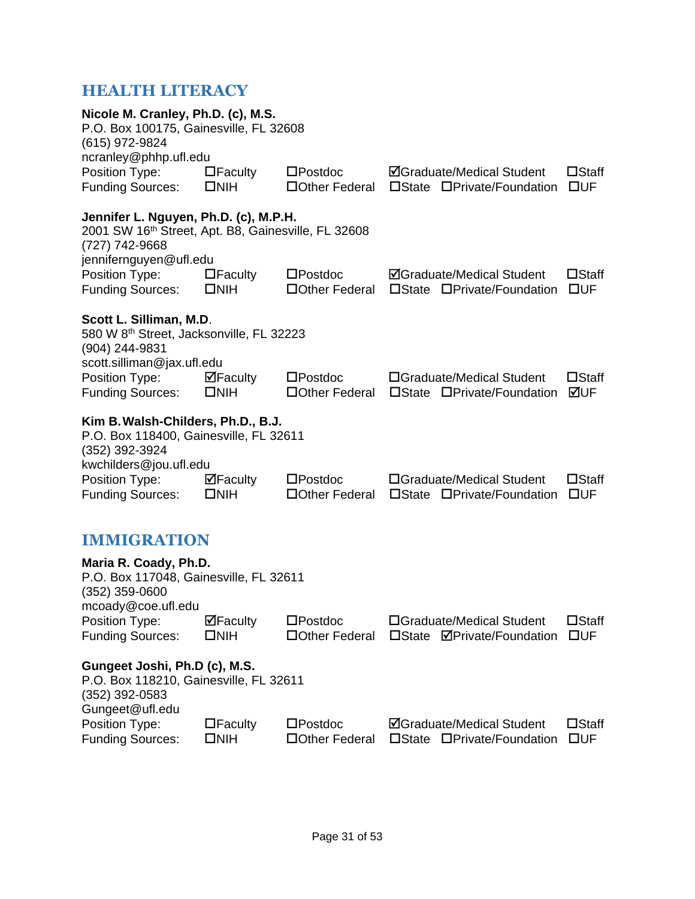## HEALTH LITERACY

**Nicole M. Cranley, Ph.D. (c), M.S.**
P.O. Box 100175, Gainesville, FL 32608
(615) 972-9824
ncranley@phhp.ufl.edu
Position Type: ☐Faculty ☐Postdoc ☑Graduate/Medical Student ☐Staff
Funding Sources: ☐NIH ☐Other Federal ☐State ☐Private/Foundation ☐UF

**Jennifer L. Nguyen, Ph.D. (c), M.P.H.**
2001 SW 16th Street, Apt. B8, Gainesville, FL 32608
(727) 742-9668
jennifernguyen@ufl.edu
Position Type: ☐Faculty ☐Postdoc ☑Graduate/Medical Student ☐Staff
Funding Sources: ☐NIH ☐Other Federal ☐State ☐Private/Foundation ☐UF

**Scott L. Silliman, M.D**.
580 W 8th Street, Jacksonville, FL 32223
(904) 244-9831
scott.silliman@jax.ufl.edu
Position Type: ☑Faculty ☐Postdoc ☐Graduate/Medical Student ☐Staff
Funding Sources: ☐NIH ☐Other Federal ☐State ☐Private/Foundation ☑UF

**Kim B. Walsh-Childers, Ph.D., B.J.**
P.O. Box 118400, Gainesville, FL 32611
(352) 392-3924
kwchilders@jou.ufl.edu
Position Type: ☑Faculty ☐Postdoc ☐Graduate/Medical Student ☐Staff
Funding Sources: ☐NIH ☐Other Federal ☐State ☐Private/Foundation ☐UF

## IMMIGRATION

**Maria R. Coady, Ph.D.**
P.O. Box 117048, Gainesville, FL 32611
(352) 359-0600
mcoady@coe.ufl.edu
Position Type: ☑Faculty ☐Postdoc ☐Graduate/Medical Student ☐Staff
Funding Sources: ☐NIH ☐Other Federal ☐State ☑Private/Foundation ☐UF

**Gungeet Joshi, Ph.D (c), M.S.**
P.O. Box 118210, Gainesville, FL 32611
(352) 392-0583
Gungeet@ufl.edu
Position Type: ☐Faculty ☐Postdoc ☑Graduate/Medical Student ☐Staff
Funding Sources: ☐NIH ☐Other Federal ☐State ☐Private/Foundation ☐UF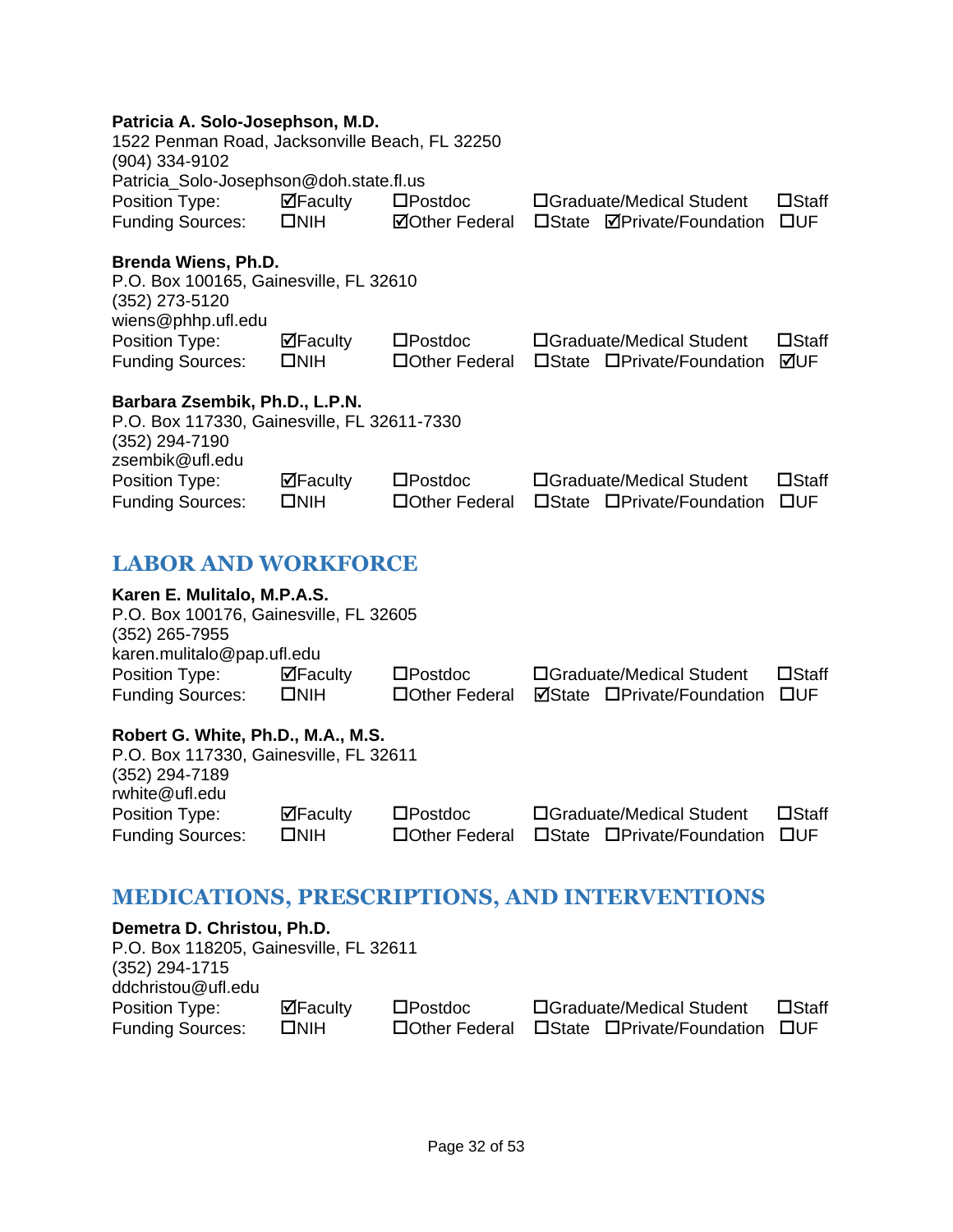**Patricia A. Solo-Josephson, M.D.**
1522 Penman Road, Jacksonville Beach, FL 32250
(904) 334-9102
Patricia_Solo-Josephson@doh.state.fl.us

| | | | | | |
|---|---|---|---|---|---|
| Position Type: | ☑Faculty | ☐Postdoc | ☐Graduate/Medical Student | | ☐Staff |
| Funding Sources: | ☐NIH | ☑Other Federal | ☐State | ☑Private/Foundation | ☐UF |

**Brenda Wiens, Ph.D.**
P.O. Box 100165, Gainesville, FL 32610
(352) 273-5120
wiens@phhp.ufl.edu

| | | | | | |
|---|---|---|---|---|---|
| Position Type: | ☑Faculty | ☐Postdoc | ☐Graduate/Medical Student | | ☐Staff |
| Funding Sources: | ☐NIH | ☐Other Federal | ☐State | ☐Private/Foundation | ☑UF |

**Barbara Zsembik, Ph.D., L.P.N.**
P.O. Box 117330, Gainesville, FL 32611-7330
(352) 294-7190
zsembik@ufl.edu

| | | | | | |
|---|---|---|---|---|---|
| Position Type: | ☑Faculty | ☐Postdoc | ☐Graduate/Medical Student | | ☐Staff |
| Funding Sources: | ☐NIH | ☐Other Federal | ☐State | ☐Private/Foundation | ☐UF |

## LABOR AND WORKFORCE

**Karen E. Mulitalo, M.P.A.S.**
P.O. Box 100176, Gainesville, FL 32605
(352) 265-7955
karen.mulitalo@pap.ufl.edu

| | | | | | |
|---|---|---|---|---|---|
| Position Type: | ☑Faculty | ☐Postdoc | ☐Graduate/Medical Student | | ☐Staff |
| Funding Sources: | ☐NIH | ☐Other Federal | ☑State | ☐Private/Foundation | ☐UF |

**Robert G. White, Ph.D., M.A., M.S.**
P.O. Box 117330, Gainesville, FL 32611
(352) 294-7189
rwhite@ufl.edu

| | | | | | |
|---|---|---|---|---|---|
| Position Type: | ☑Faculty | ☐Postdoc | ☐Graduate/Medical Student | | ☐Staff |
| Funding Sources: | ☐NIH | ☐Other Federal | ☐State | ☐Private/Foundation | ☐UF |

## MEDICATIONS, PRESCRIPTIONS, AND INTERVENTIONS

**Demetra D. Christou, Ph.D.**
P.O. Box 118205, Gainesville, FL 32611
(352) 294-1715
ddchristou@ufl.edu

| | | | | | |
|---|---|---|---|---|---|
| Position Type: | ☑Faculty | ☐Postdoc | ☐Graduate/Medical Student | | ☐Staff |
| Funding Sources: | ☐NIH | ☐Other Federal | ☐State | ☐Private/Foundation | ☐UF |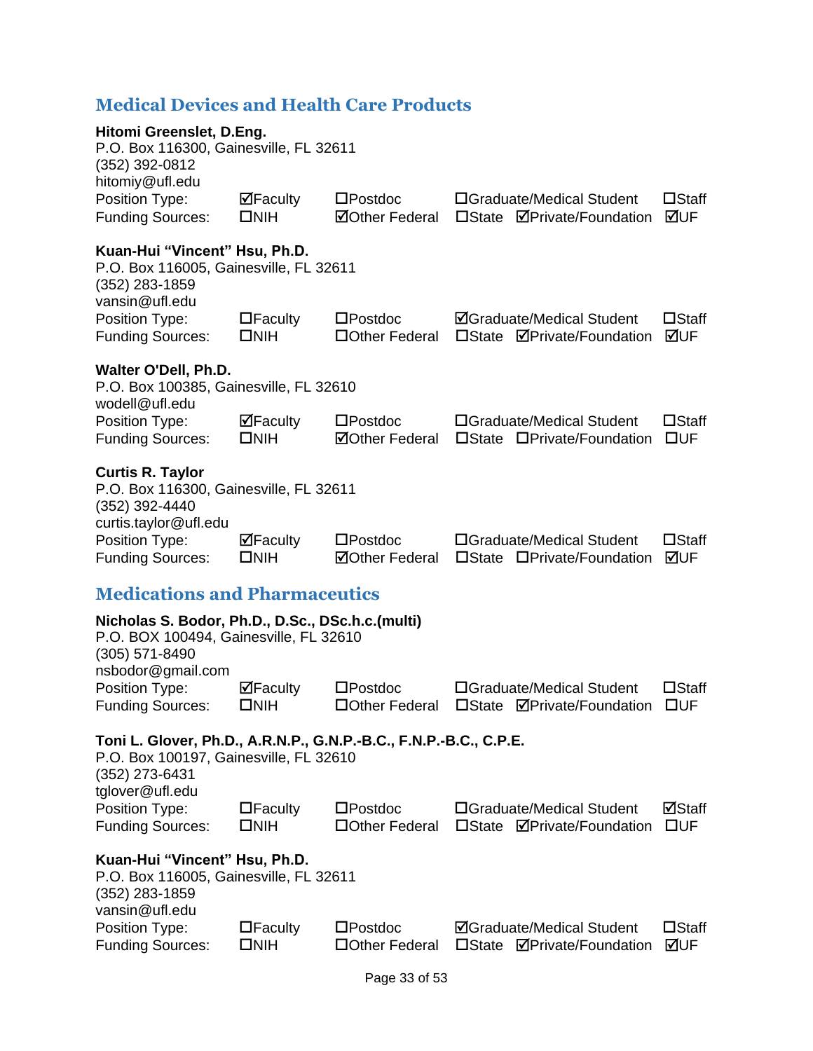## Medical Devices and Health Care Products

**Hitomi Greenslet, D.Eng.**
P.O. Box 116300, Gainesville, FL 32611
(352) 392-0812
hitomiy@ufl.edu

| | | | | | |
|---|---|---|---|---|---|
| Position Type: | ☑Faculty | ☐Postdoc | ☐Graduate/Medical Student | | ☐Staff |
| Funding Sources: | ☐NIH | ☑Other Federal | ☐State | ☑Private/Foundation | ☑UF |

**Kuan-Hui "Vincent" Hsu, Ph.D.**
P.O. Box 116005, Gainesville, FL 32611
(352) 283-1859
vansin@ufl.edu

| | | | | | |
|---|---|---|---|---|---|
| Position Type: | ☐Faculty | ☐Postdoc | ☑Graduate/Medical Student | | ☐Staff |
| Funding Sources: | ☐NIH | ☐Other Federal | ☐State | ☑Private/Foundation | ☑UF |

**Walter O'Dell, Ph.D.**
P.O. Box 100385, Gainesville, FL 32610
wodell@ufl.edu

| | | | | | |
|---|---|---|---|---|---|
| Position Type: | ☑Faculty | ☐Postdoc | ☐Graduate/Medical Student | | ☐Staff |
| Funding Sources: | ☐NIH | ☑Other Federal | ☐State | ☐Private/Foundation | ☐UF |

**Curtis R. Taylor**
P.O. Box 116300, Gainesville, FL 32611
(352) 392-4440
curtis.taylor@ufl.edu

| | | | | | |
|---|---|---|---|---|---|
| Position Type: | ☑Faculty | ☐Postdoc | ☐Graduate/Medical Student | | ☐Staff |
| Funding Sources: | ☐NIH | ☑Other Federal | ☐State | ☐Private/Foundation | ☑UF |

## Medications and Pharmaceutics

**Nicholas S. Bodor, Ph.D., D.Sc., DSc.h.c.(multi)**
P.O. BOX 100494, Gainesville, FL 32610
(305) 571-8490
nsbodor@gmail.com

| | | | | | |
|---|---|---|---|---|---|
| Position Type: | ☑Faculty | ☐Postdoc | ☐Graduate/Medical Student | | ☐Staff |
| Funding Sources: | ☐NIH | ☐Other Federal | ☐State | ☑Private/Foundation | ☐UF |

**Toni L. Glover, Ph.D., A.R.N.P., G.N.P.-B.C., F.N.P.-B.C., C.P.E.**
P.O. Box 100197, Gainesville, FL 32610
(352) 273-6431
tglover@ufl.edu

| | | | | | |
|---|---|---|---|---|---|
| Position Type: | ☐Faculty | ☐Postdoc | ☐Graduate/Medical Student | | ☑Staff |
| Funding Sources: | ☐NIH | ☐Other Federal | ☐State | ☑Private/Foundation | ☐UF |

**Kuan-Hui "Vincent" Hsu, Ph.D.**
P.O. Box 116005, Gainesville, FL 32611
(352) 283-1859
vansin@ufl.edu

| | | | | | |
|---|---|---|---|---|---|
| Position Type: | ☐Faculty | ☐Postdoc | ☑Graduate/Medical Student | | ☐Staff |
| Funding Sources: | ☐NIH | ☐Other Federal | ☐State | ☑Private/Foundation | ☑UF |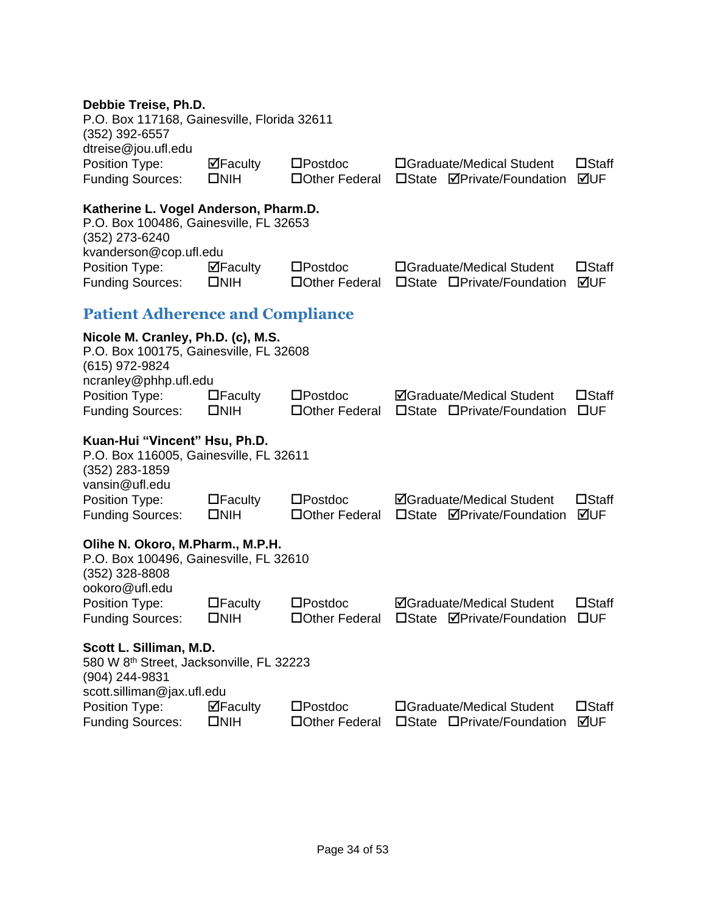**Debbie Treise, Ph.D.**
P.O. Box 117168, Gainesville, Florida 32611
(352) 392-6557
dtreise@jou.ufl.edu

| | | | | | |
|---|---|---|---|---|---|
| Position Type: | ☑Faculty | ☐Postdoc | ☐Graduate/Medical Student | | ☐Staff |
| Funding Sources: | ☐NIH | ☐Other Federal | ☐State | ☑Private/Foundation | ☑UF |

**Katherine L. Vogel Anderson, Pharm.D.**
P.O. Box 100486, Gainesville, FL 32653
(352) 273-6240
kvanderson@cop.ufl.edu

| | | | | | |
|---|---|---|---|---|---|
| Position Type: | ☑Faculty | ☐Postdoc | ☐Graduate/Medical Student | | ☐Staff |
| Funding Sources: | ☐NIH | ☐Other Federal | ☐State | ☐Private/Foundation | ☑UF |

## Patient Adherence and Compliance

**Nicole M. Cranley, Ph.D. (c), M.S.**
P.O. Box 100175, Gainesville, FL 32608
(615) 972-9824
ncranley@phhp.ufl.edu

| | | | | | |
|---|---|---|---|---|---|
| Position Type: | ☐Faculty | ☐Postdoc | ☑Graduate/Medical Student | | ☐Staff |
| Funding Sources: | ☐NIH | ☐Other Federal | ☐State | ☐Private/Foundation | ☐UF |

**Kuan-Hui "Vincent" Hsu, Ph.D.**
P.O. Box 116005, Gainesville, FL 32611
(352) 283-1859
vansin@ufl.edu

| | | | | | |
|---|---|---|---|---|---|
| Position Type: | ☐Faculty | ☐Postdoc | ☑Graduate/Medical Student | | ☐Staff |
| Funding Sources: | ☐NIH | ☐Other Federal | ☐State | ☑Private/Foundation | ☑UF |

**Olihe N. Okoro, M.Pharm., M.P.H.**
P.O. Box 100496, Gainesville, FL 32610
(352) 328-8808
ookoro@ufl.edu

| | | | | | |
|---|---|---|---|---|---|
| Position Type: | ☐Faculty | ☐Postdoc | ☑Graduate/Medical Student | | ☐Staff |
| Funding Sources: | ☐NIH | ☐Other Federal | ☐State | ☑Private/Foundation | ☐UF |

**Scott L. Silliman, M.D.**
580 W 8th Street, Jacksonville, FL 32223
(904) 244-9831
scott.silliman@jax.ufl.edu

| | | | | | |
|---|---|---|---|---|---|
| Position Type: | ☑Faculty | ☐Postdoc | ☐Graduate/Medical Student | | ☐Staff |
| Funding Sources: | ☐NIH | ☐Other Federal | ☐State | ☐Private/Foundation | ☑UF |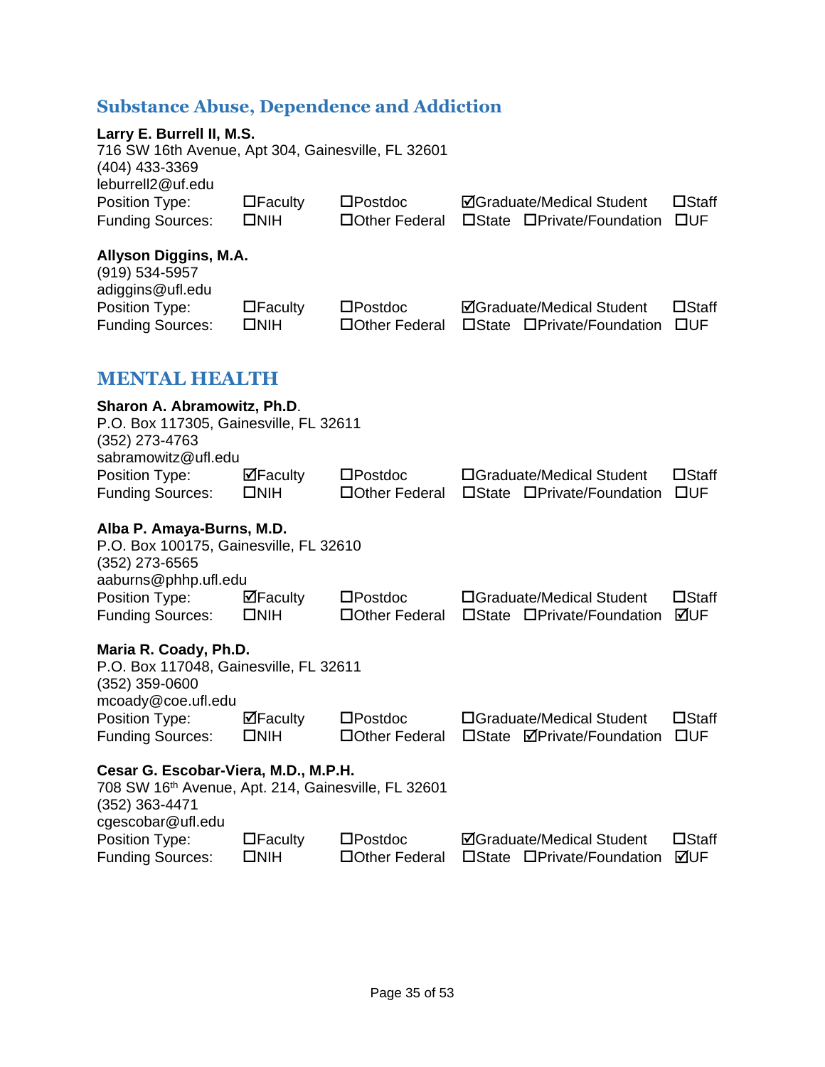## Substance Abuse, Dependence and Addiction

**Larry E. Burrell II, M.S.**
716 SW 16th Avenue, Apt 304, Gainesville, FL 32601
(404) 433-3369
leburrell2@uf.edu

| | | | | |
|---|---|---|---|---|
| Position Type: | ☐Faculty | ☐Postdoc | ☑Graduate/Medical Student | ☐Staff |
| Funding Sources: | ☐NIH | ☐Other Federal | ☐State ☐Private/Foundation | ☐UF |

**Allyson Diggins, M.A.**
(919) 534-5957
adiggins@ufl.edu

| | | | | |
|---|---|---|---|---|
| Position Type: | ☐Faculty | ☐Postdoc | ☑Graduate/Medical Student | ☐Staff |
| Funding Sources: | ☐NIH | ☐Other Federal | ☐State ☐Private/Foundation | ☐UF |

## MENTAL HEALTH

**Sharon A. Abramowitz, Ph.D**.
P.O. Box 117305, Gainesville, FL 32611
(352) 273-4763
sabramowitz@ufl.edu

| | | | | |
|---|---|---|---|---|
| Position Type: | ☑Faculty | ☐Postdoc | ☐Graduate/Medical Student | ☐Staff |
| Funding Sources: | ☐NIH | ☐Other Federal | ☐State ☐Private/Foundation | ☐UF |

**Alba P. Amaya-Burns, M.D.**
P.O. Box 100175, Gainesville, FL 32610
(352) 273-6565
aaburns@phhp.ufl.edu

| | | | | |
|---|---|---|---|---|
| Position Type: | ☑Faculty | ☐Postdoc | ☐Graduate/Medical Student | ☐Staff |
| Funding Sources: | ☐NIH | ☐Other Federal | ☐State ☐Private/Foundation | ☑UF |

**Maria R. Coady, Ph.D.**
P.O. Box 117048, Gainesville, FL 32611
(352) 359-0600
mcoady@coe.ufl.edu

| | | | | |
|---|---|---|---|---|
| Position Type: | ☑Faculty | ☐Postdoc | ☐Graduate/Medical Student | ☐Staff |
| Funding Sources: | ☐NIH | ☐Other Federal | ☐State ☑Private/Foundation | ☐UF |

**Cesar G. Escobar-Viera, M.D., M.P.H.**
708 SW 16th Avenue, Apt. 214, Gainesville, FL 32601
(352) 363-4471
cgescobar@ufl.edu

| | | | | |
|---|---|---|---|---|
| Position Type: | ☐Faculty | ☐Postdoc | ☑Graduate/Medical Student | ☐Staff |
| Funding Sources: | ☐NIH | ☐Other Federal | ☐State ☐Private/Foundation | ☑UF |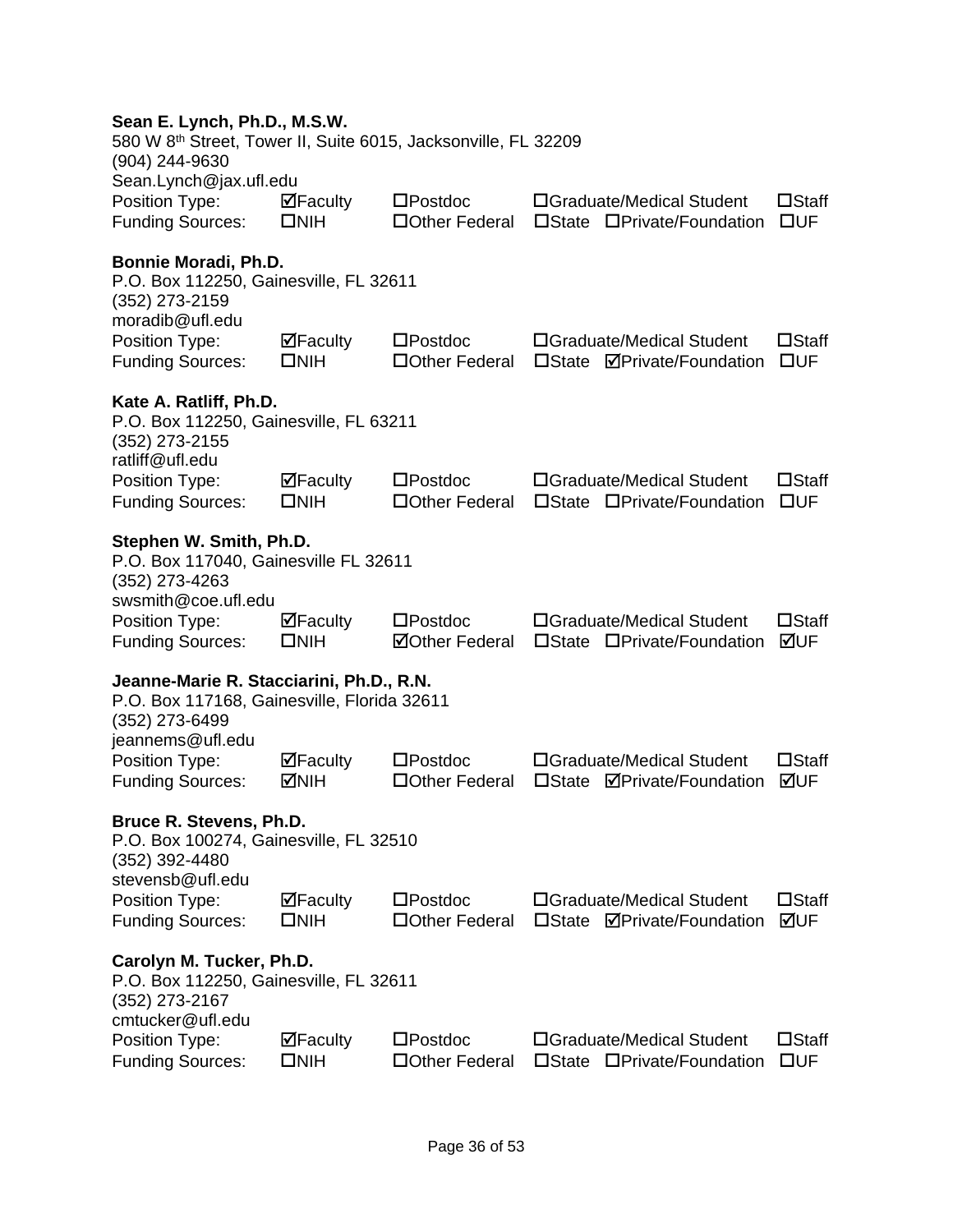**Sean E. Lynch, Ph.D., M.S.W.**
580 W 8th Street, Tower II, Suite 6015, Jacksonville, FL 32209
(904) 244-9630
Sean.Lynch@jax.ufl.edu

| | | | | | |
|---|---|---|---|---|---|
| Position Type: | ☑Faculty | ☐Postdoc | ☐Graduate/Medical Student | | ☐Staff |
| Funding Sources: | ☐NIH | ☐Other Federal | ☐State | ☐Private/Foundation | ☐UF |

**Bonnie Moradi, Ph.D.**
P.O. Box 112250, Gainesville, FL 32611
(352) 273-2159
moradib@ufl.edu

| | | | | | |
|---|---|---|---|---|---|
| Position Type: | ☑Faculty | ☐Postdoc | ☐Graduate/Medical Student | | ☐Staff |
| Funding Sources: | ☐NIH | ☐Other Federal | ☐State | ☑Private/Foundation | ☐UF |

**Kate A. Ratliff, Ph.D.**
P.O. Box 112250, Gainesville, FL 63211
(352) 273-2155
ratliff@ufl.edu

| | | | | | |
|---|---|---|---|---|---|
| Position Type: | ☑Faculty | ☐Postdoc | ☐Graduate/Medical Student | | ☐Staff |
| Funding Sources: | ☐NIH | ☐Other Federal | ☐State | ☐Private/Foundation | ☐UF |

**Stephen W. Smith, Ph.D.**
P.O. Box 117040, Gainesville FL 32611
(352) 273-4263
swsmith@coe.ufl.edu

| | | | | | |
|---|---|---|---|---|---|
| Position Type: | ☑Faculty | ☐Postdoc | ☐Graduate/Medical Student | | ☐Staff |
| Funding Sources: | ☐NIH | ☑Other Federal | ☐State | ☐Private/Foundation | ☑UF |

**Jeanne-Marie R. Stacciarini, Ph.D., R.N.**
P.O. Box 117168, Gainesville, Florida 32611
(352) 273-6499
jeannems@ufl.edu

| | | | | | |
|---|---|---|---|---|---|
| Position Type: | ☑Faculty | ☐Postdoc | ☐Graduate/Medical Student | | ☐Staff |
| Funding Sources: | ☑NIH | ☐Other Federal | ☐State | ☑Private/Foundation | ☑UF |

**Bruce R. Stevens, Ph.D.**
P.O. Box 100274, Gainesville, FL 32510
(352) 392-4480
stevensb@ufl.edu

| | | | | | |
|---|---|---|---|---|---|
| Position Type: | ☑Faculty | ☐Postdoc | ☐Graduate/Medical Student | | ☐Staff |
| Funding Sources: | ☐NIH | ☐Other Federal | ☐State | ☑Private/Foundation | ☑UF |

**Carolyn M. Tucker, Ph.D.**
P.O. Box 112250, Gainesville, FL 32611
(352) 273-2167
cmtucker@ufl.edu

| | | | | | |
|---|---|---|---|---|---|
| Position Type: | ☑Faculty | ☐Postdoc | ☐Graduate/Medical Student | | ☐Staff |
| Funding Sources: | ☐NIH | ☐Other Federal | ☐State | ☐Private/Foundation | ☐UF |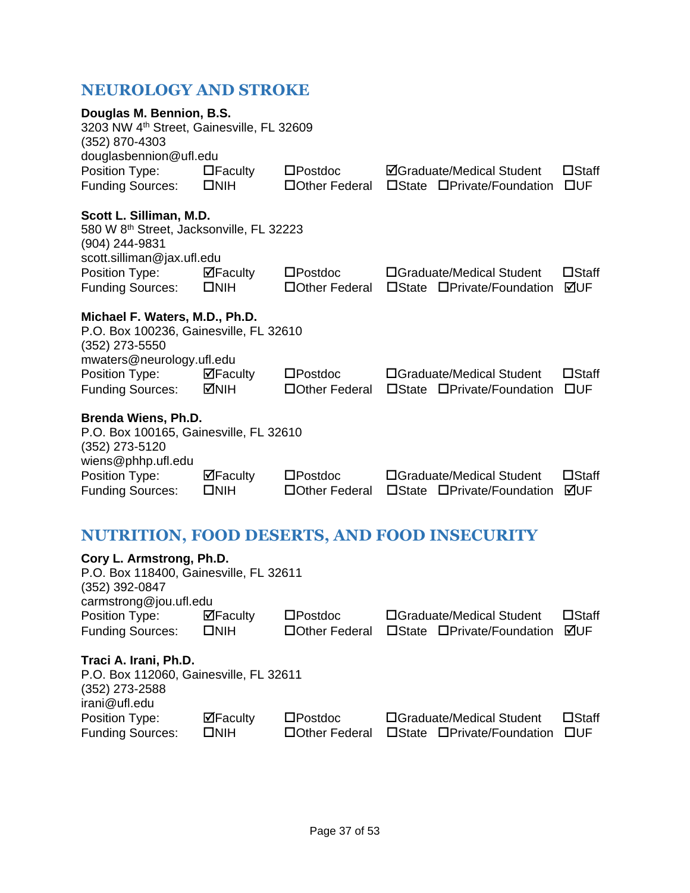## NEUROLOGY AND STROKE

**Douglas M. Bennion, B.S.**
3203 NW 4th Street, Gainesville, FL 32609
(352) 870-4303
douglasbennion@ufl.edu
Position Type: ☐Faculty ☐Postdoc ☑Graduate/Medical Student ☐Staff
Funding Sources: ☐NIH ☐Other Federal ☐State ☐Private/Foundation ☐UF

**Scott L. Silliman, M.D.**
580 W 8th Street, Jacksonville, FL 32223
(904) 244-9831
scott.silliman@jax.ufl.edu
Position Type: ☑Faculty ☐Postdoc ☐Graduate/Medical Student ☐Staff
Funding Sources: ☐NIH ☐Other Federal ☐State ☐Private/Foundation ☑UF

**Michael F. Waters, M.D., Ph.D.**
P.O. Box 100236, Gainesville, FL 32610
(352) 273-5550
mwaters@neurology.ufl.edu
Position Type: ☑Faculty ☐Postdoc ☐Graduate/Medical Student ☐Staff
Funding Sources: ☑NIH ☐Other Federal ☐State ☐Private/Foundation ☐UF

**Brenda Wiens, Ph.D.**
P.O. Box 100165, Gainesville, FL 32610
(352) 273-5120
wiens@phhp.ufl.edu
Position Type: ☑Faculty ☐Postdoc ☐Graduate/Medical Student ☐Staff
Funding Sources: ☐NIH ☐Other Federal ☐State ☐Private/Foundation ☑UF

## NUTRITION, FOOD DESERTS, AND FOOD INSECURITY

**Cory L. Armstrong, Ph.D.**
P.O. Box 118400, Gainesville, FL 32611
(352) 392-0847
carmstrong@jou.ufl.edu
Position Type: ☑Faculty ☐Postdoc ☐Graduate/Medical Student ☐Staff
Funding Sources: ☐NIH ☐Other Federal ☐State ☐Private/Foundation ☑UF

**Traci A. Irani, Ph.D.**
P.O. Box 112060, Gainesville, FL 32611
(352) 273-2588
irani@ufl.edu
Position Type: ☑Faculty ☐Postdoc ☐Graduate/Medical Student ☐Staff
Funding Sources: ☐NIH ☐Other Federal ☐State ☐Private/Foundation ☐UF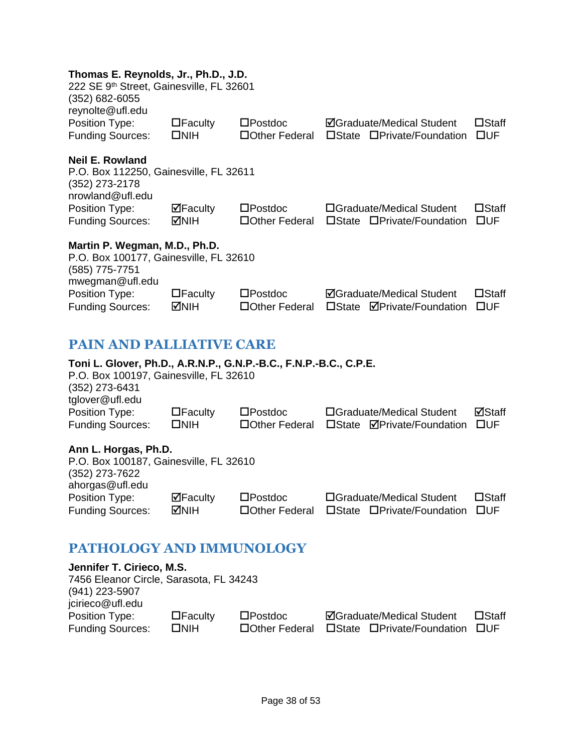**Thomas E. Reynolds, Jr., Ph.D., J.D.**
222 SE 9th Street, Gainesville, FL 32601
(352) 682-6055
reynolte@ufl.edu

| | | | | | |
|---|---|---|---|---|---|
| Position Type: | ☐Faculty | ☐Postdoc | ☑Graduate/Medical Student | | ☐Staff |
| Funding Sources: | ☐NIH | ☐Other Federal | ☐State | ☐Private/Foundation | ☐UF |

**Neil E. Rowland**
P.O. Box 112250, Gainesville, FL 32611
(352) 273-2178
nrowland@ufl.edu

| | | | | | |
|---|---|---|---|---|---|
| Position Type: | ☑Faculty | ☐Postdoc | ☐Graduate/Medical Student | | ☐Staff |
| Funding Sources: | ☑NIH | ☐Other Federal | ☐State | ☐Private/Foundation | ☐UF |

**Martin P. Wegman, M.D., Ph.D.**
P.O. Box 100177, Gainesville, FL 32610
(585) 775-7751
mwegman@ufl.edu

| | | | | | |
|---|---|---|---|---|---|
| Position Type: | ☐Faculty | ☐Postdoc | ☑Graduate/Medical Student | | ☐Staff |
| Funding Sources: | ☑NIH | ☐Other Federal | ☐State | ☑Private/Foundation | ☐UF |

## PAIN AND PALLIATIVE CARE

**Toni L. Glover, Ph.D., A.R.N.P., G.N.P.-B.C., F.N.P.-B.C., C.P.E.**
P.O. Box 100197, Gainesville, FL 32610
(352) 273-6431
tglover@ufl.edu

| | | | | | |
|---|---|---|---|---|---|
| Position Type: | ☐Faculty | ☐Postdoc | ☐Graduate/Medical Student | | ☑Staff |
| Funding Sources: | ☐NIH | ☐Other Federal | ☐State | ☑Private/Foundation | ☐UF |

**Ann L. Horgas, Ph.D.**
P.O. Box 100187, Gainesville, FL 32610
(352) 273-7622
ahorgas@ufl.edu

| | | | | | |
|---|---|---|---|---|---|
| Position Type: | ☑Faculty | ☐Postdoc | ☐Graduate/Medical Student | | ☐Staff |
| Funding Sources: | ☑NIH | ☐Other Federal | ☐State | ☐Private/Foundation | ☐UF |

## PATHOLOGY AND IMMUNOLOGY

**Jennifer T. Cirieco, M.S.**
7456 Eleanor Circle, Sarasota, FL 34243
(941) 223-5907
jcirieco@ufl.edu

| | | | | | |
|---|---|---|---|---|---|
| Position Type: | ☐Faculty | ☐Postdoc | ☑Graduate/Medical Student | | ☐Staff |
| Funding Sources: | ☐NIH | ☐Other Federal | ☐State | ☐Private/Foundation | ☐UF |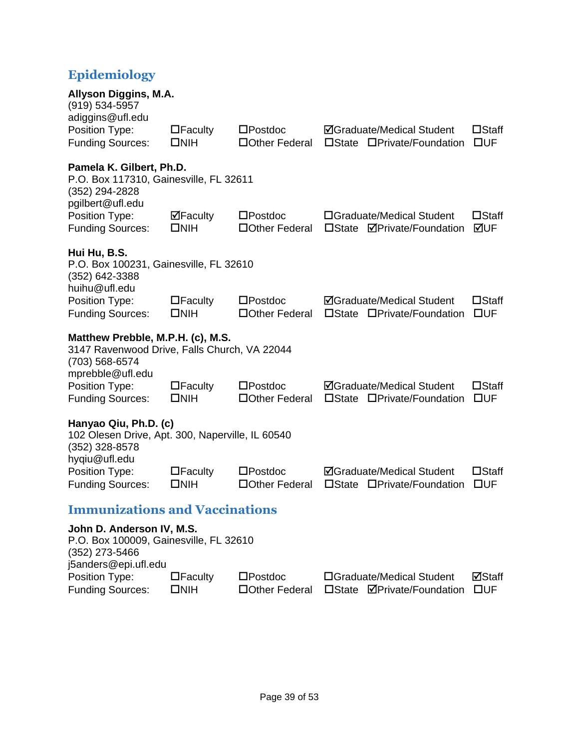## Epidemiology

**Allyson Diggins, M.A.**
(919) 534-5957
adiggins@ufl.edu

| | | | | |
|---|---|---|---|---|
| Position Type: | ☐Faculty | ☐Postdoc | ☑Graduate/Medical Student | ☐Staff |
| Funding Sources: | ☐NIH | ☐Other Federal | ☐State ☐Private/Foundation | ☐UF |

**Pamela K. Gilbert, Ph.D.**
P.O. Box 117310, Gainesville, FL 32611
(352) 294-2828
pgilbert@ufl.edu

| | | | | |
|---|---|---|---|---|
| Position Type: | ☑Faculty | ☐Postdoc | ☐Graduate/Medical Student | ☐Staff |
| Funding Sources: | ☐NIH | ☐Other Federal | ☐State ☑Private/Foundation | ☑UF |

**Hui Hu, B.S.**
P.O. Box 100231, Gainesville, FL 32610
(352) 642-3388
huihu@ufl.edu

| | | | | |
|---|---|---|---|---|
| Position Type: | ☐Faculty | ☐Postdoc | ☑Graduate/Medical Student | ☐Staff |
| Funding Sources: | ☐NIH | ☐Other Federal | ☐State ☐Private/Foundation | ☐UF |

**Matthew Prebble, M.P.H. (c), M.S.**
3147 Ravenwood Drive, Falls Church, VA 22044
(703) 568-6574
mprebble@ufl.edu

| | | | | |
|---|---|---|---|---|
| Position Type: | ☐Faculty | ☐Postdoc | ☑Graduate/Medical Student | ☐Staff |
| Funding Sources: | ☐NIH | ☐Other Federal | ☐State ☐Private/Foundation | ☐UF |

**Hanyao Qiu, Ph.D. (c)**
102 Olesen Drive, Apt. 300, Naperville, IL 60540
(352) 328-8578
hyqiu@ufl.edu

| | | | | |
|---|---|---|---|---|
| Position Type: | ☐Faculty | ☐Postdoc | ☑Graduate/Medical Student | ☐Staff |
| Funding Sources: | ☐NIH | ☐Other Federal | ☐State ☐Private/Foundation | ☐UF |

## Immunizations and Vaccinations

**John D. Anderson IV, M.S.**
P.O. Box 100009, Gainesville, FL 32610
(352) 273-5466
j5anders@epi.ufl.edu

| | | | | |
|---|---|---|---|---|
| Position Type: | ☐Faculty | ☐Postdoc | ☐Graduate/Medical Student | ☑Staff |
| Funding Sources: | ☐NIH | ☐Other Federal | ☐State ☑Private/Foundation | ☐UF |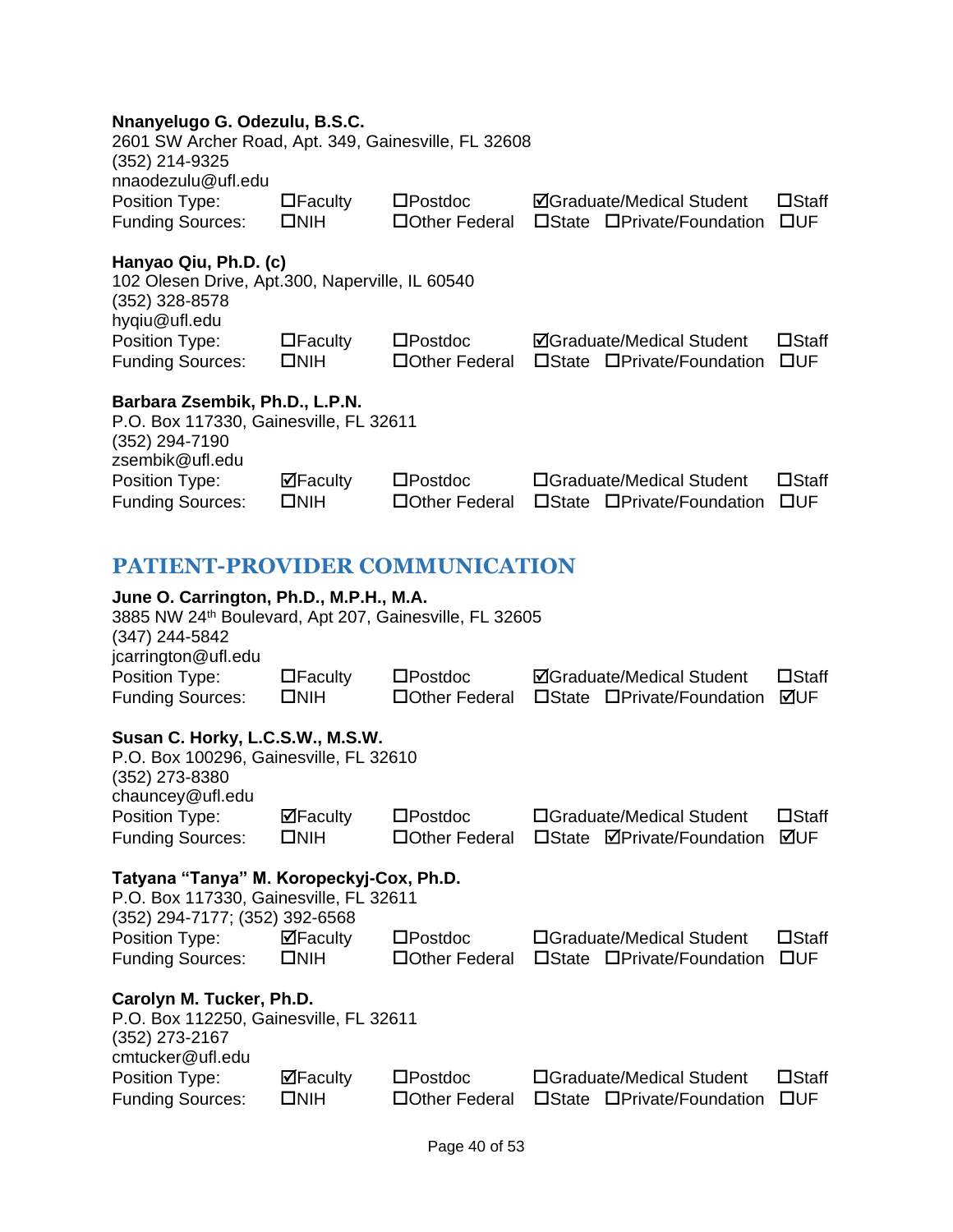**Nnanyelugo G. Odezulu, B.S.C.**
2601 SW Archer Road, Apt. 349, Gainesville, FL 32608
(352) 214-9325
nnaodezulu@ufl.edu
Position Type: ☐Faculty ☐Postdoc ☑Graduate/Medical Student ☐Staff
Funding Sources: ☐NIH ☐Other Federal ☐State ☐Private/Foundation ☐UF

**Hanyao Qiu, Ph.D. (c)**
102 Olesen Drive, Apt.300, Naperville, IL 60540
(352) 328-8578
hyqiu@ufl.edu
Position Type: ☐Faculty ☐Postdoc ☑Graduate/Medical Student ☐Staff
Funding Sources: ☐NIH ☐Other Federal ☐State ☐Private/Foundation ☐UF

**Barbara Zsembik, Ph.D., L.P.N.**
P.O. Box 117330, Gainesville, FL 32611
(352) 294-7190
zsembik@ufl.edu
Position Type: ☑Faculty ☐Postdoc ☐Graduate/Medical Student ☐Staff
Funding Sources: ☐NIH ☐Other Federal ☐State ☐Private/Foundation ☐UF

## PATIENT-PROVIDER COMMUNICATION

**June O. Carrington, Ph.D., M.P.H., M.A.**
3885 NW 24th Boulevard, Apt 207, Gainesville, FL 32605
(347) 244-5842
jcarrington@ufl.edu
Position Type: ☐Faculty ☐Postdoc ☑Graduate/Medical Student ☐Staff
Funding Sources: ☐NIH ☐Other Federal ☐State ☐Private/Foundation ☑UF

**Susan C. Horky, L.C.S.W., M.S.W.**
P.O. Box 100296, Gainesville, FL 32610
(352) 273-8380
chauncey@ufl.edu
Position Type: ☑Faculty ☐Postdoc ☐Graduate/Medical Student ☐Staff
Funding Sources: ☐NIH ☐Other Federal ☐State ☑Private/Foundation ☑UF

**Tatyana "Tanya" M. Koropeckyj-Cox, Ph.D.**
P.O. Box 117330, Gainesville, FL 32611
(352) 294-7177; (352) 392-6568
Position Type: ☑Faculty ☐Postdoc ☐Graduate/Medical Student ☐Staff
Funding Sources: ☐NIH ☐Other Federal ☐State ☐Private/Foundation ☐UF

**Carolyn M. Tucker, Ph.D.**
P.O. Box 112250, Gainesville, FL 32611
(352) 273-2167
cmtucker@ufl.edu
Position Type: ☑Faculty ☐Postdoc ☐Graduate/Medical Student ☐Staff
Funding Sources: ☐NIH ☐Other Federal ☐State ☐Private/Foundation ☐UF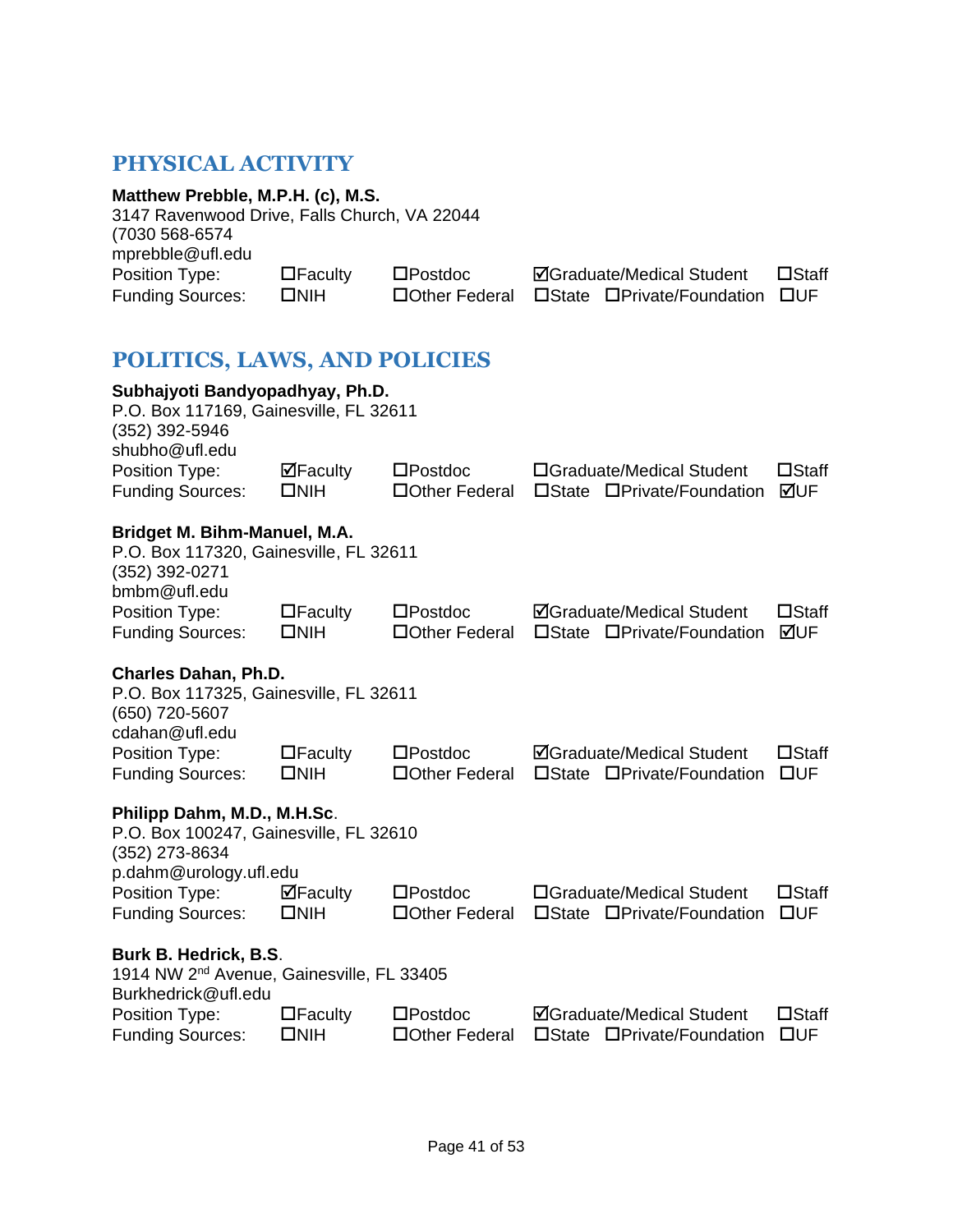## PHYSICAL ACTIVITY

**Matthew Prebble, M.P.H. (c), M.S.**
3147 Ravenwood Drive, Falls Church, VA 22044
(7030 568-6574
mprebble@ufl.edu

| | | | | | |
|---|---|---|---|---|---|
| Position Type: | ☐Faculty | ☐Postdoc | ☑Graduate/Medical Student | | ☐Staff |
| Funding Sources: | ☐NIH | ☐Other Federal | ☐State | ☐Private/Foundation | ☐UF |

## POLITICS, LAWS, AND POLICIES

**Subhajyoti Bandyopadhyay, Ph.D.**
P.O. Box 117169, Gainesville, FL 32611
(352) 392-5946
shubho@ufl.edu

| | | | | | |
|---|---|---|---|---|---|
| Position Type: | ☑Faculty | ☐Postdoc | ☐Graduate/Medical Student | | ☐Staff |
| Funding Sources: | ☐NIH | ☐Other Federal | ☐State | ☐Private/Foundation | ☑UF |

**Bridget M. Bihm-Manuel, M.A.**
P.O. Box 117320, Gainesville, FL 32611
(352) 392-0271
bmbm@ufl.edu

| | | | | | |
|---|---|---|---|---|---|
| Position Type: | ☐Faculty | ☐Postdoc | ☑Graduate/Medical Student | | ☐Staff |
| Funding Sources: | ☐NIH | ☐Other Federal | ☐State | ☐Private/Foundation | ☑UF |

**Charles Dahan, Ph.D.**
P.O. Box 117325, Gainesville, FL 32611
(650) 720-5607
cdahan@ufl.edu

| | | | | | |
|---|---|---|---|---|---|
| Position Type: | ☐Faculty | ☐Postdoc | ☑Graduate/Medical Student | | ☐Staff |
| Funding Sources: | ☐NIH | ☐Other Federal | ☐State | ☐Private/Foundation | ☐UF |

**Philipp Dahm, M.D., M.H.Sc**.
P.O. Box 100247, Gainesville, FL 32610
(352) 273-8634
p.dahm@urology.ufl.edu

| | | | | | |
|---|---|---|---|---|---|
| Position Type: | ☑Faculty | ☐Postdoc | ☐Graduate/Medical Student | | ☐Staff |
| Funding Sources: | ☐NIH | ☐Other Federal | ☐State | ☐Private/Foundation | ☐UF |

**Burk B. Hedrick, B.S**.
1914 NW 2nd Avenue, Gainesville, FL 33405
Burkhedrick@ufl.edu

| | | | | | |
|---|---|---|---|---|---|
| Position Type: | ☐Faculty | ☐Postdoc | ☑Graduate/Medical Student | | ☐Staff |
| Funding Sources: | ☐NIH | ☐Other Federal | ☐State | ☐Private/Foundation | ☐UF |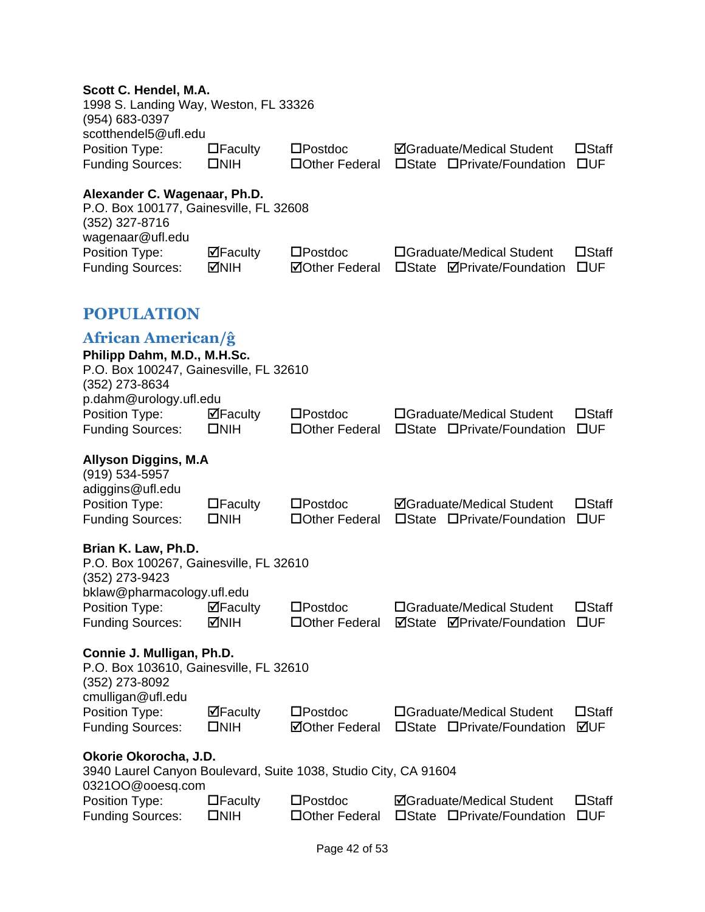**Scott C. Hendel, M.A.**
1998 S. Landing Way, Weston, FL 33326
(954) 683-0397
scotthendel5@ufl.edu
Position Type: ☐Faculty ☐Postdoc ☑Graduate/Medical Student ☐Staff
Funding Sources: ☐NIH ☐Other Federal ☐State ☐Private/Foundation ☐UF

**Alexander C. Wagenaar, Ph.D.**
P.O. Box 100177, Gainesville, FL 32608
(352) 327-8716
wagenaar@ufl.edu
Position Type: ☑Faculty ☐Postdoc ☐Graduate/Medical Student ☐Staff
Funding Sources: ☑NIH ☑Other Federal ☐State ☑Private/Foundation ☐UF

# POPULATION

## African American/ĝ

**Philipp Dahm, M.D., M.H.Sc.**
P.O. Box 100247, Gainesville, FL 32610
(352) 273-8634
p.dahm@urology.ufl.edu
Position Type: ☑Faculty ☐Postdoc ☐Graduate/Medical Student ☐Staff
Funding Sources: ☐NIH ☐Other Federal ☐State ☐Private/Foundation ☐UF

**Allyson Diggins, M.A**
(919) 534-5957
adiggins@ufl.edu
Position Type: ☐Faculty ☐Postdoc ☑Graduate/Medical Student ☐Staff
Funding Sources: ☐NIH ☐Other Federal ☐State ☐Private/Foundation ☐UF

**Brian K. Law, Ph.D.**
P.O. Box 100267, Gainesville, FL 32610
(352) 273-9423
bklaw@pharmacology.ufl.edu
Position Type: ☑Faculty ☐Postdoc ☐Graduate/Medical Student ☐Staff
Funding Sources: ☑NIH ☐Other Federal ☑State ☑Private/Foundation ☐UF

**Connie J. Mulligan, Ph.D.**
P.O. Box 103610, Gainesville, FL 32610
(352) 273-8092
cmulligan@ufl.edu
Position Type: ☑Faculty ☐Postdoc ☐Graduate/Medical Student ☐Staff
Funding Sources: ☐NIH ☑Other Federal ☐State ☐Private/Foundation ☑UF

**Okorie Okorocha, J.D.**
3940 Laurel Canyon Boulevard, Suite 1038, Studio City, CA 91604
0321OO@ooesq.com
Position Type: ☐Faculty ☐Postdoc ☑Graduate/Medical Student ☐Staff
Funding Sources: ☐NIH ☐Other Federal ☐State ☐Private/Foundation ☐UF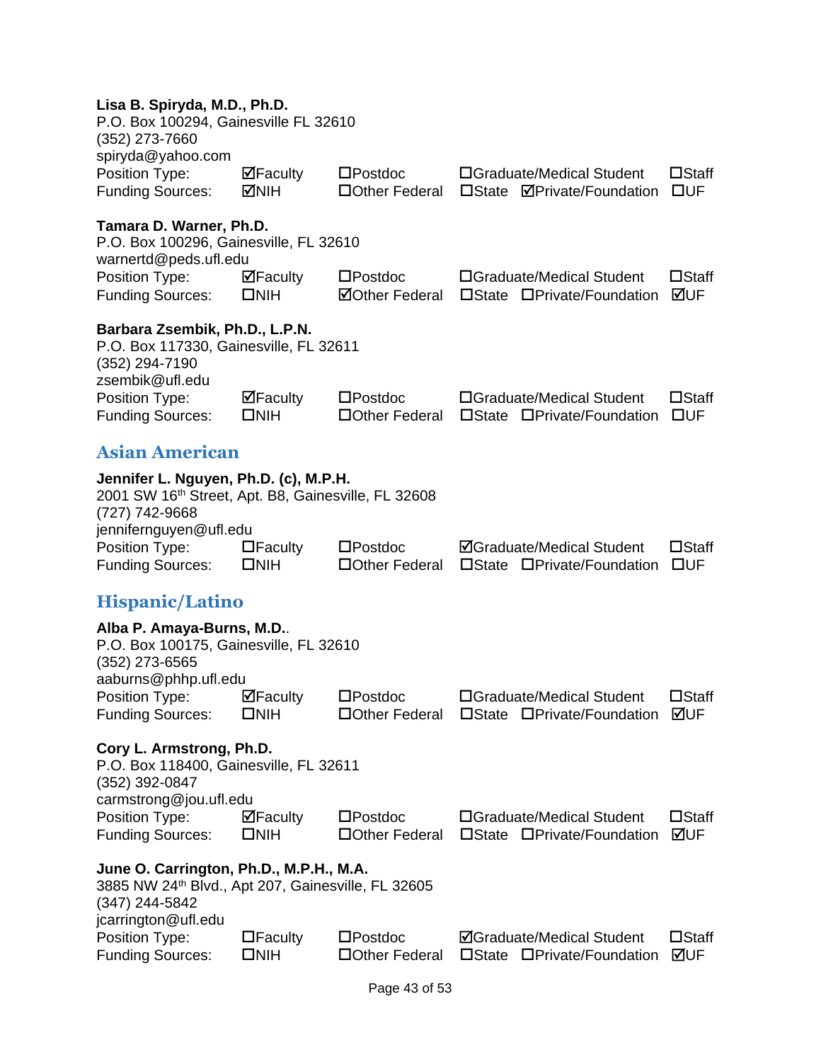**Lisa B. Spiryda, M.D., Ph.D.**
P.O. Box 100294, Gainesville FL 32610
(352) 273-7660
spiryda@yahoo.com

| | | | | | |
|---|---|---|---|---|---|
| Position Type: | ☑Faculty | ☐Postdoc | ☐Graduate/Medical Student | | ☐Staff |
| Funding Sources: | ☑NIH | ☐Other Federal | ☐State | ☑Private/Foundation | ☐UF |

**Tamara D. Warner, Ph.D.**
P.O. Box 100296, Gainesville, FL 32610
warnertd@peds.ufl.edu

| | | | | | |
|---|---|---|---|---|---|
| Position Type: | ☑Faculty | ☐Postdoc | ☐Graduate/Medical Student | | ☐Staff |
| Funding Sources: | ☐NIH | ☑Other Federal | ☐State | ☐Private/Foundation | ☑UF |

**Barbara Zsembik, Ph.D., L.P.N.**
P.O. Box 117330, Gainesville, FL 32611
(352) 294-7190
zsembik@ufl.edu

| | | | | | |
|---|---|---|---|---|---|
| Position Type: | ☑Faculty | ☐Postdoc | ☐Graduate/Medical Student | | ☐Staff |
| Funding Sources: | ☐NIH | ☐Other Federal | ☐State | ☐Private/Foundation | ☐UF |

## Asian American

**Jennifer L. Nguyen, Ph.D. (c), M.P.H.**
2001 SW 16th Street, Apt. B8, Gainesville, FL 32608
(727) 742-9668
jennifernguyen@ufl.edu

| | | | | | |
|---|---|---|---|---|---|
| Position Type: | ☐Faculty | ☐Postdoc | ☑Graduate/Medical Student | | ☐Staff |
| Funding Sources: | ☐NIH | ☐Other Federal | ☐State | ☐Private/Foundation | ☐UF |

## Hispanic/Latino

**Alba P. Amaya-Burns, M.D.**.
P.O. Box 100175, Gainesville, FL 32610
(352) 273-6565
aaburns@phhp.ufl.edu

| | | | | | |
|---|---|---|---|---|---|
| Position Type: | ☑Faculty | ☐Postdoc | ☐Graduate/Medical Student | | ☐Staff |
| Funding Sources: | ☐NIH | ☐Other Federal | ☐State | ☐Private/Foundation | ☑UF |

**Cory L. Armstrong, Ph.D.**
P.O. Box 118400, Gainesville, FL 32611
(352) 392-0847
carmstrong@jou.ufl.edu

| | | | | | |
|---|---|---|---|---|---|
| Position Type: | ☑Faculty | ☐Postdoc | ☐Graduate/Medical Student | | ☐Staff |
| Funding Sources: | ☐NIH | ☐Other Federal | ☐State | ☐Private/Foundation | ☑UF |

**June O. Carrington, Ph.D., M.P.H., M.A.**
3885 NW 24th Blvd., Apt 207, Gainesville, FL 32605
(347) 244-5842
jcarrington@ufl.edu

| | | | | | |
|---|---|---|---|---|---|
| Position Type: | ☐Faculty | ☐Postdoc | ☑Graduate/Medical Student | | ☐Staff |
| Funding Sources: | ☐NIH | ☐Other Federal | ☐State | ☐Private/Foundation | ☑UF |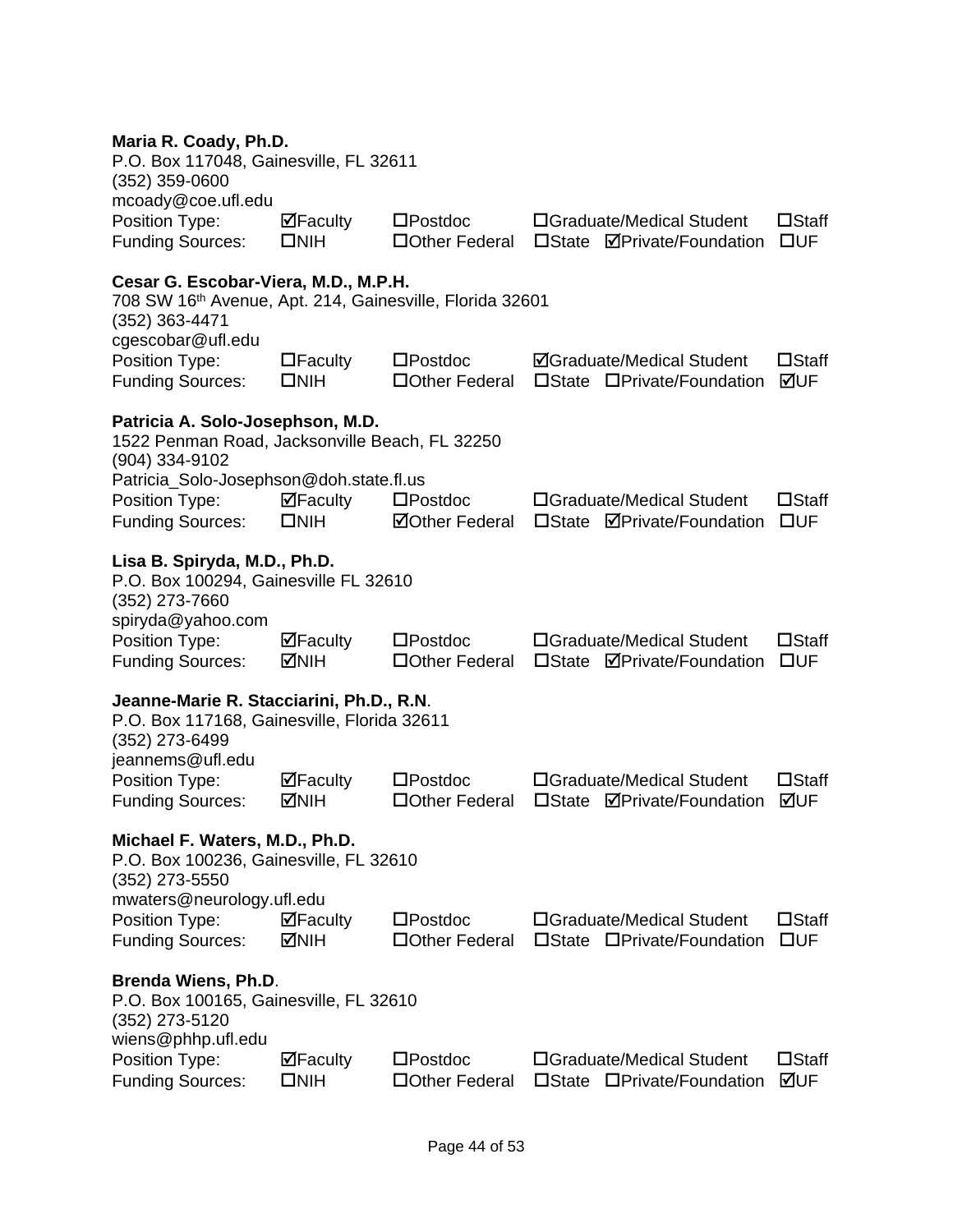**Maria R. Coady, Ph.D.**
P.O. Box 117048, Gainesville, FL 32611
(352) 359-0600
mcoady@coe.ufl.edu

| Position Type: | ☑Faculty | ☐Postdoc | ☐Graduate/Medical Student | | ☐Staff |
|---|---|---|---|---|---|
| Funding Sources: | ☐NIH | ☐Other Federal | ☐State | ☑Private/Foundation | ☐UF |

**Cesar G. Escobar-Viera, M.D., M.P.H.**
708 SW 16th Avenue, Apt. 214, Gainesville, Florida 32601
(352) 363-4471
cgescobar@ufl.edu

| Position Type: | ☐Faculty | ☐Postdoc | ☑Graduate/Medical Student | | ☐Staff |
|---|---|---|---|---|---|
| Funding Sources: | ☐NIH | ☐Other Federal | ☐State | ☐Private/Foundation | ☑UF |

**Patricia A. Solo-Josephson, M.D.**
1522 Penman Road, Jacksonville Beach, FL 32250
(904) 334-9102
Patricia_Solo-Josephson@doh.state.fl.us

| Position Type: | ☑Faculty | ☐Postdoc | ☐Graduate/Medical Student | | ☐Staff |
|---|---|---|---|---|---|
| Funding Sources: | ☐NIH | ☑Other Federal | ☐State | ☑Private/Foundation | ☐UF |

**Lisa B. Spiryda, M.D., Ph.D.**
P.O. Box 100294, Gainesville FL 32610
(352) 273-7660
spiryda@yahoo.com

| Position Type: | ☑Faculty | ☐Postdoc | ☐Graduate/Medical Student | | ☐Staff |
|---|---|---|---|---|---|
| Funding Sources: | ☑NIH | ☐Other Federal | ☐State | ☑Private/Foundation | ☐UF |

**Jeanne-Marie R. Stacciarini, Ph.D., R.N**.
P.O. Box 117168, Gainesville, Florida 32611
(352) 273-6499
jeannems@ufl.edu

| Position Type: | ☑Faculty | ☐Postdoc | ☐Graduate/Medical Student | | ☐Staff |
|---|---|---|---|---|---|
| Funding Sources: | ☑NIH | ☐Other Federal | ☐State | ☑Private/Foundation | ☑UF |

**Michael F. Waters, M.D., Ph.D.**
P.O. Box 100236, Gainesville, FL 32610
(352) 273-5550
mwaters@neurology.ufl.edu

| Position Type: | ☑Faculty | ☐Postdoc | ☐Graduate/Medical Student | | ☐Staff |
|---|---|---|---|---|---|
| Funding Sources: | ☑NIH | ☐Other Federal | ☐State | ☐Private/Foundation | ☐UF |

**Brenda Wiens, Ph.D**.
P.O. Box 100165, Gainesville, FL 32610
(352) 273-5120
wiens@phhp.ufl.edu

| Position Type: | ☑Faculty | ☐Postdoc | ☐Graduate/Medical Student | | ☐Staff |
|---|---|---|---|---|---|
| Funding Sources: | ☐NIH | ☐Other Federal | ☐State | ☐Private/Foundation | ☑UF |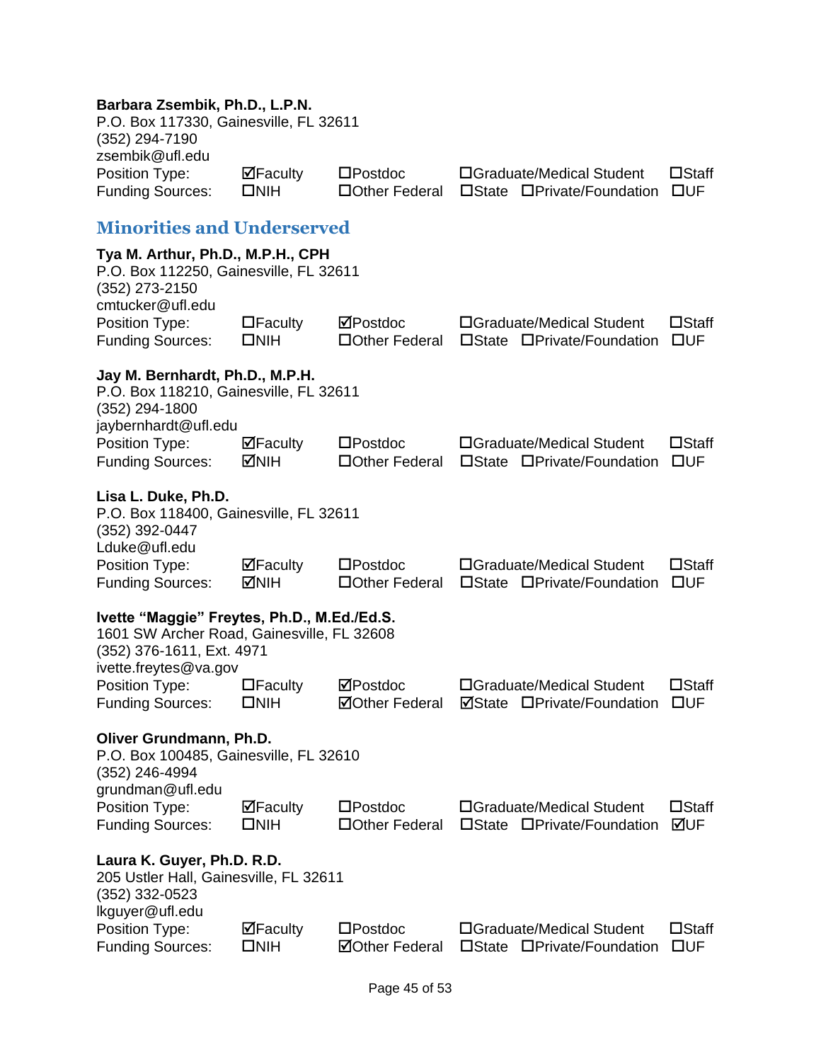**Barbara Zsembik, Ph.D., L.P.N.**
P.O. Box 117330, Gainesville, FL 32611
(352) 294-7190
zsembik@ufl.edu

| | | | | |
|---|---|---|---|---|
| Position Type: | ☑Faculty | ☐Postdoc | ☐Graduate/Medical Student | ☐Staff |
| Funding Sources: | ☐NIH | ☐Other Federal | ☐State ☐Private/Foundation | ☐UF |

## Minorities and Underserved

**Tya M. Arthur, Ph.D., M.P.H., CPH**
P.O. Box 112250, Gainesville, FL 32611
(352) 273-2150
cmtucker@ufl.edu

| | | | | |
|---|---|---|---|---|
| Position Type: | ☐Faculty | ☑Postdoc | ☐Graduate/Medical Student | ☐Staff |
| Funding Sources: | ☐NIH | ☐Other Federal | ☐State ☐Private/Foundation | ☐UF |

**Jay M. Bernhardt, Ph.D., M.P.H.**
P.O. Box 118210, Gainesville, FL 32611
(352) 294-1800
jaybernhardt@ufl.edu

| | | | | |
|---|---|---|---|---|
| Position Type: | ☑Faculty | ☐Postdoc | ☐Graduate/Medical Student | ☐Staff |
| Funding Sources: | ☑NIH | ☐Other Federal | ☐State ☐Private/Foundation | ☐UF |

**Lisa L. Duke, Ph.D.**
P.O. Box 118400, Gainesville, FL 32611
(352) 392-0447
Lduke@ufl.edu

| | | | | |
|---|---|---|---|---|
| Position Type: | ☑Faculty | ☐Postdoc | ☐Graduate/Medical Student | ☐Staff |
| Funding Sources: | ☑NIH | ☐Other Federal | ☐State ☐Private/Foundation | ☐UF |

**Ivette “Maggie” Freytes, Ph.D., M.Ed./Ed.S.**
1601 SW Archer Road, Gainesville, FL 32608
(352) 376-1611, Ext. 4971
ivette.freytes@va.gov

| | | | | |
|---|---|---|---|---|
| Position Type: | ☐Faculty | ☑Postdoc | ☐Graduate/Medical Student | ☐Staff |
| Funding Sources: | ☐NIH | ☑Other Federal | ☑State ☐Private/Foundation | ☐UF |

**Oliver Grundmann, Ph.D.**
P.O. Box 100485, Gainesville, FL 32610
(352) 246-4994
grundman@ufl.edu

| | | | | |
|---|---|---|---|---|
| Position Type: | ☑Faculty | ☐Postdoc | ☐Graduate/Medical Student | ☐Staff |
| Funding Sources: | ☐NIH | ☐Other Federal | ☐State ☐Private/Foundation | ☑UF |

**Laura K. Guyer, Ph.D. R.D.**
205 Ustler Hall, Gainesville, FL 32611
(352) 332-0523
lkguyer@ufl.edu

| | | | | |
|---|---|---|---|---|
| Position Type: | ☑Faculty | ☐Postdoc | ☐Graduate/Medical Student | ☐Staff |
| Funding Sources: | ☐NIH | ☑Other Federal | ☐State ☐Private/Foundation | ☐UF |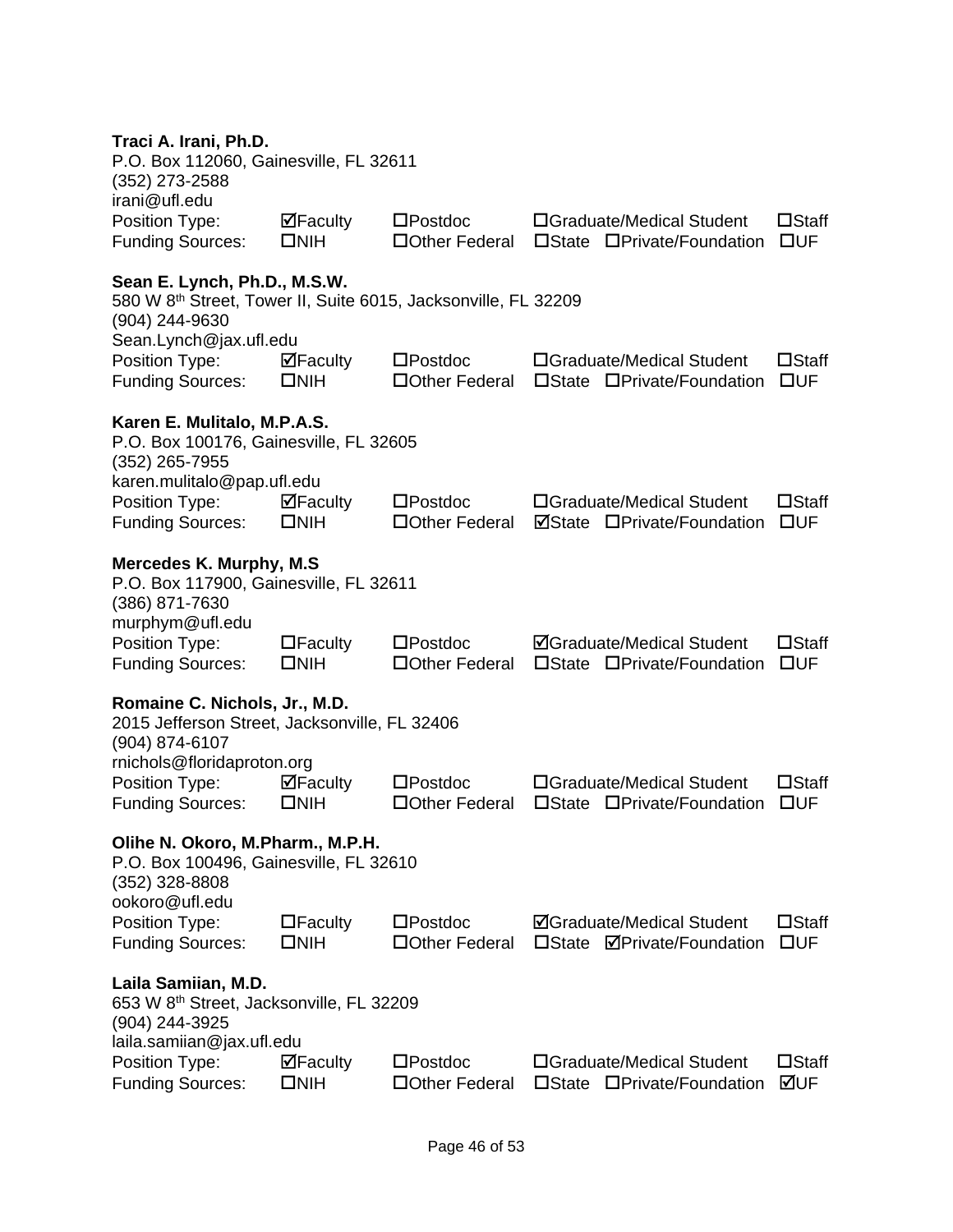**Traci A. Irani, Ph.D.**
P.O. Box 112060, Gainesville, FL 32611
(352) 273-2588
irani@ufl.edu

| | | | | | | |
|---|---|---|---|---|---|---|
| Position Type: | ☑Faculty | ☐Postdoc | ☐Graduate/Medical Student | | | ☐Staff |
| Funding Sources: | ☐NIH | ☐Other Federal | ☐State | ☐Private/Foundation | | ☐UF |

**Sean E. Lynch, Ph.D., M.S.W.**
580 W 8th Street, Tower II, Suite 6015, Jacksonville, FL 32209
(904) 244-9630
Sean.Lynch@jax.ufl.edu

| | | | | | | |
|---|---|---|---|---|---|---|
| Position Type: | ☑Faculty | ☐Postdoc | ☐Graduate/Medical Student | | | ☐Staff |
| Funding Sources: | ☐NIH | ☐Other Federal | ☐State | ☐Private/Foundation | | ☐UF |

**Karen E. Mulitalo, M.P.A.S.**
P.O. Box 100176, Gainesville, FL 32605
(352) 265-7955
karen.mulitalo@pap.ufl.edu

| | | | | | | |
|---|---|---|---|---|---|---|
| Position Type: | ☑Faculty | ☐Postdoc | ☐Graduate/Medical Student | | | ☐Staff |
| Funding Sources: | ☐NIH | ☐Other Federal | ☑State | ☐Private/Foundation | | ☐UF |

**Mercedes K. Murphy, M.S**
P.O. Box 117900, Gainesville, FL 32611
(386) 871-7630
murphym@ufl.edu

| | | | | | | |
|---|---|---|---|---|---|---|
| Position Type: | ☐Faculty | ☐Postdoc | ☑Graduate/Medical Student | | | ☐Staff |
| Funding Sources: | ☐NIH | ☐Other Federal | ☐State | ☐Private/Foundation | | ☐UF |

**Romaine C. Nichols, Jr., M.D.**
2015 Jefferson Street, Jacksonville, FL 32406
(904) 874-6107
rnichols@floridaproton.org

| | | | | | | |
|---|---|---|---|---|---|---|
| Position Type: | ☑Faculty | ☐Postdoc | ☐Graduate/Medical Student | | | ☐Staff |
| Funding Sources: | ☐NIH | ☐Other Federal | ☐State | ☐Private/Foundation | | ☐UF |

**Olihe N. Okoro, M.Pharm., M.P.H.**
P.O. Box 100496, Gainesville, FL 32610
(352) 328-8808
ookoro@ufl.edu

| | | | | | | |
|---|---|---|---|---|---|---|
| Position Type: | ☐Faculty | ☐Postdoc | ☑Graduate/Medical Student | | | ☐Staff |
| Funding Sources: | ☐NIH | ☐Other Federal | ☐State | ☑Private/Foundation | | ☐UF |

**Laila Samiian, M.D.**
653 W 8th Street, Jacksonville, FL 32209
(904) 244-3925
laila.samiian@jax.ufl.edu

| | | | | | | |
|---|---|---|---|---|---|---|
| Position Type: | ☑Faculty | ☐Postdoc | ☐Graduate/Medical Student | | | ☐Staff |
| Funding Sources: | ☐NIH | ☐Other Federal | ☐State | ☐Private/Foundation | | ☑UF |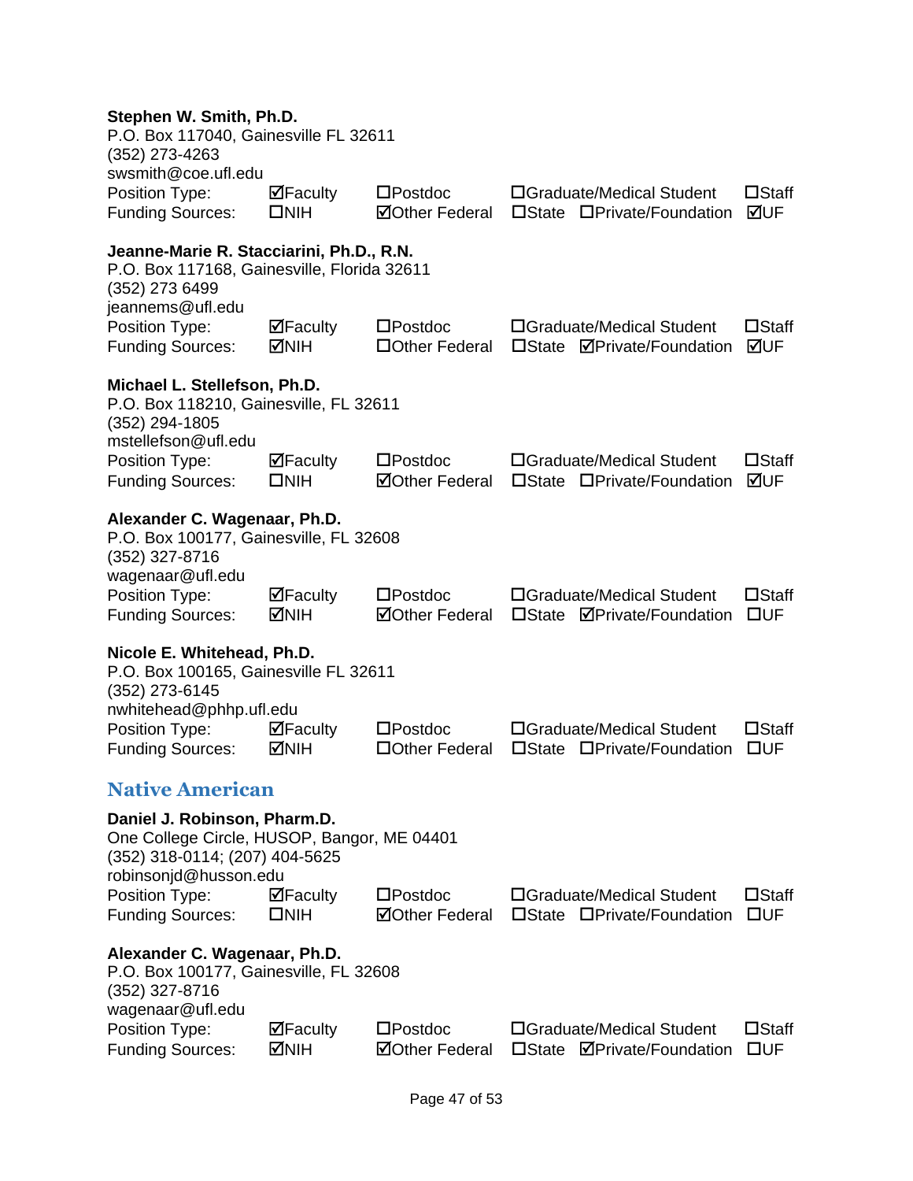**Stephen W. Smith, Ph.D.**
P.O. Box 117040, Gainesville FL 32611
(352) 273-4263
swsmith@coe.ufl.edu

| | | | | | |
|---|---|---|---|---|---|
| Position Type: | ☑Faculty | ☐Postdoc | ☐Graduate/Medical Student | | ☐Staff |
| Funding Sources: | ☐NIH | ☑Other Federal | ☐State | ☐Private/Foundation | ☑UF |

**Jeanne-Marie R. Stacciarini, Ph.D., R.N.**
P.O. Box 117168, Gainesville, Florida 32611
(352) 273 6499
jeannems@ufl.edu

| | | | | | |
|---|---|---|---|---|---|
| Position Type: | ☑Faculty | ☐Postdoc | ☐Graduate/Medical Student | | ☐Staff |
| Funding Sources: | ☑NIH | ☐Other Federal | ☐State | ☑Private/Foundation | ☑UF |

**Michael L. Stellefson, Ph.D.**
P.O. Box 118210, Gainesville, FL 32611
(352) 294-1805
mstellefson@ufl.edu

| | | | | | |
|---|---|---|---|---|---|
| Position Type: | ☑Faculty | ☐Postdoc | ☐Graduate/Medical Student | | ☐Staff |
| Funding Sources: | ☐NIH | ☑Other Federal | ☐State | ☐Private/Foundation | ☑UF |

**Alexander C. Wagenaar, Ph.D.**
P.O. Box 100177, Gainesville, FL 32608
(352) 327-8716
wagenaar@ufl.edu

| | | | | | |
|---|---|---|---|---|---|
| Position Type: | ☑Faculty | ☐Postdoc | ☐Graduate/Medical Student | | ☐Staff |
| Funding Sources: | ☑NIH | ☑Other Federal | ☐State | ☑Private/Foundation | ☐UF |

**Nicole E. Whitehead, Ph.D.**
P.O. Box 100165, Gainesville FL 32611
(352) 273-6145
nwhitehead@phhp.ufl.edu

| | | | | | |
|---|---|---|---|---|---|
| Position Type: | ☑Faculty | ☐Postdoc | ☐Graduate/Medical Student | | ☐Staff |
| Funding Sources: | ☑NIH | ☐Other Federal | ☐State | ☐Private/Foundation | ☐UF |

## Native American

**Daniel J. Robinson, Pharm.D.**
One College Circle, HUSOP, Bangor, ME 04401
(352) 318-0114; (207) 404-5625
robinsonjd@husson.edu

| | | | | | |
|---|---|---|---|---|---|
| Position Type: | ☑Faculty | ☐Postdoc | ☐Graduate/Medical Student | | ☐Staff |
| Funding Sources: | ☐NIH | ☑Other Federal | ☐State | ☐Private/Foundation | ☐UF |

**Alexander C. Wagenaar, Ph.D.**
P.O. Box 100177, Gainesville, FL 32608
(352) 327-8716
wagenaar@ufl.edu

| | | | | | |
|---|---|---|---|---|---|
| Position Type: | ☑Faculty | ☐Postdoc | ☐Graduate/Medical Student | | ☐Staff |
| Funding Sources: | ☑NIH | ☑Other Federal | ☐State | ☑Private/Foundation | ☐UF |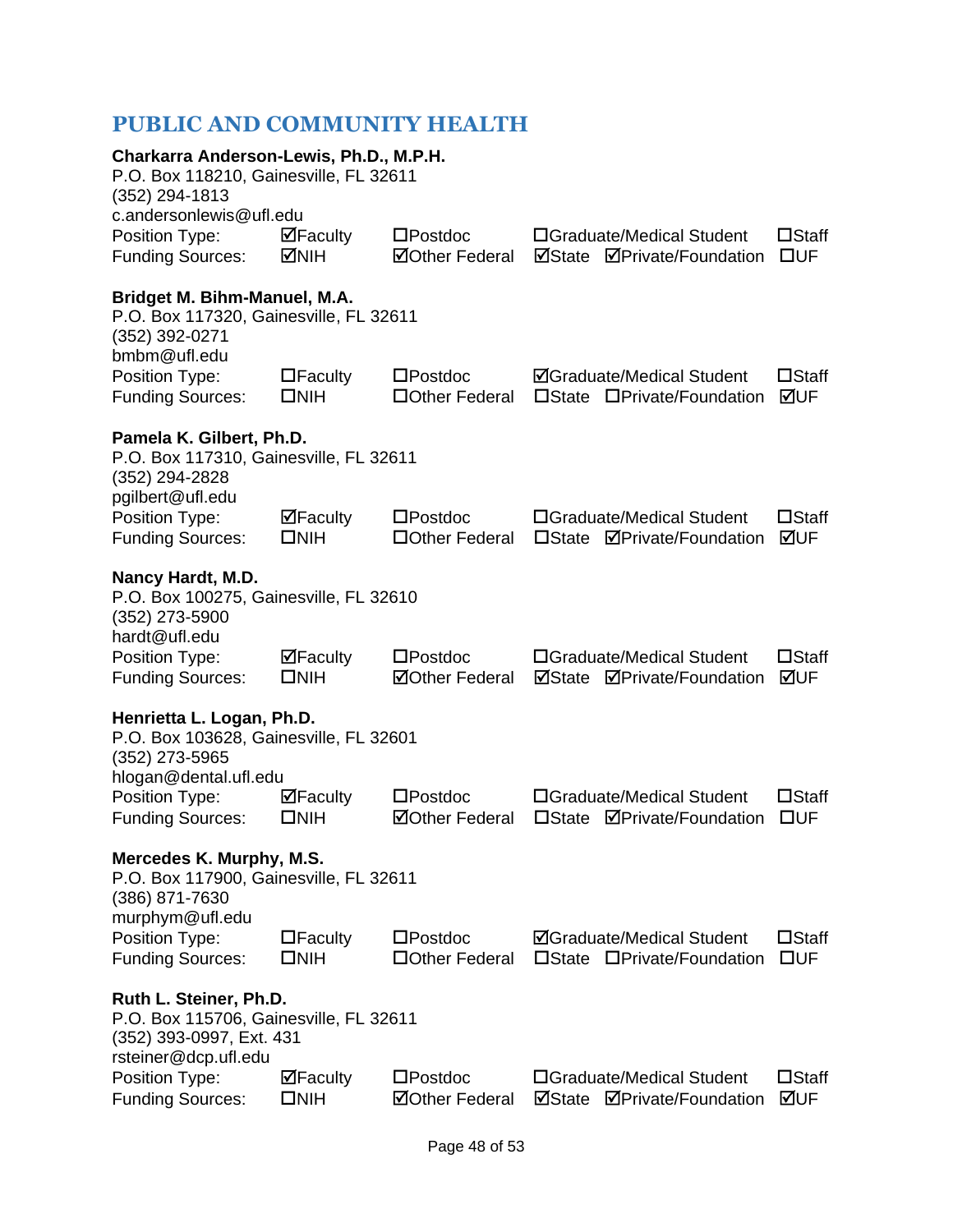## PUBLIC AND COMMUNITY HEALTH

**Charkarra Anderson-Lewis, Ph.D., M.P.H.**
P.O. Box 118210, Gainesville, FL 32611
(352) 294-1813
c.andersonlewis@ufl.edu

| | | | | | |
|---|---|---|---|---|---|
| Position Type: | ☑Faculty | ☐Postdoc | ☐Graduate/Medical Student | | ☐Staff |
| Funding Sources: | ☑NIH | ☑Other Federal | ☑State | ☑Private/Foundation | ☐UF |

**Bridget M. Bihm-Manuel, M.A.**
P.O. Box 117320, Gainesville, FL 32611
(352) 392-0271
bmbm@ufl.edu

| | | | | | |
|---|---|---|---|---|---|
| Position Type: | ☐Faculty | ☐Postdoc | ☑Graduate/Medical Student | | ☐Staff |
| Funding Sources: | ☐NIH | ☐Other Federal | ☐State | ☐Private/Foundation | ☑UF |

**Pamela K. Gilbert, Ph.D.**
P.O. Box 117310, Gainesville, FL 32611
(352) 294-2828
pgilbert@ufl.edu

| | | | | | |
|---|---|---|---|---|---|
| Position Type: | ☑Faculty | ☐Postdoc | ☐Graduate/Medical Student | | ☐Staff |
| Funding Sources: | ☐NIH | ☐Other Federal | ☐State | ☑Private/Foundation | ☑UF |

**Nancy Hardt, M.D.**
P.O. Box 100275, Gainesville, FL 32610
(352) 273-5900
hardt@ufl.edu

| | | | | | |
|---|---|---|---|---|---|
| Position Type: | ☑Faculty | ☐Postdoc | ☐Graduate/Medical Student | | ☐Staff |
| Funding Sources: | ☐NIH | ☑Other Federal | ☑State | ☑Private/Foundation | ☑UF |

**Henrietta L. Logan, Ph.D.**
P.O. Box 103628, Gainesville, FL 32601
(352) 273-5965
hlogan@dental.ufl.edu

| | | | | | |
|---|---|---|---|---|---|
| Position Type: | ☑Faculty | ☐Postdoc | ☐Graduate/Medical Student | | ☐Staff |
| Funding Sources: | ☐NIH | ☑Other Federal | ☐State | ☑Private/Foundation | ☐UF |

**Mercedes K. Murphy, M.S.**
P.O. Box 117900, Gainesville, FL 32611
(386) 871-7630
murphym@ufl.edu

| | | | | | |
|---|---|---|---|---|---|
| Position Type: | ☐Faculty | ☐Postdoc | ☑Graduate/Medical Student | | ☐Staff |
| Funding Sources: | ☐NIH | ☐Other Federal | ☐State | ☐Private/Foundation | ☐UF |

**Ruth L. Steiner, Ph.D.**
P.O. Box 115706, Gainesville, FL 32611
(352) 393-0997, Ext. 431
rsteiner@dcp.ufl.edu

| | | | | | |
|---|---|---|---|---|---|
| Position Type: | ☑Faculty | ☐Postdoc | ☐Graduate/Medical Student | | ☐Staff |
| Funding Sources: | ☐NIH | ☑Other Federal | ☑State | ☑Private/Foundation | ☑UF |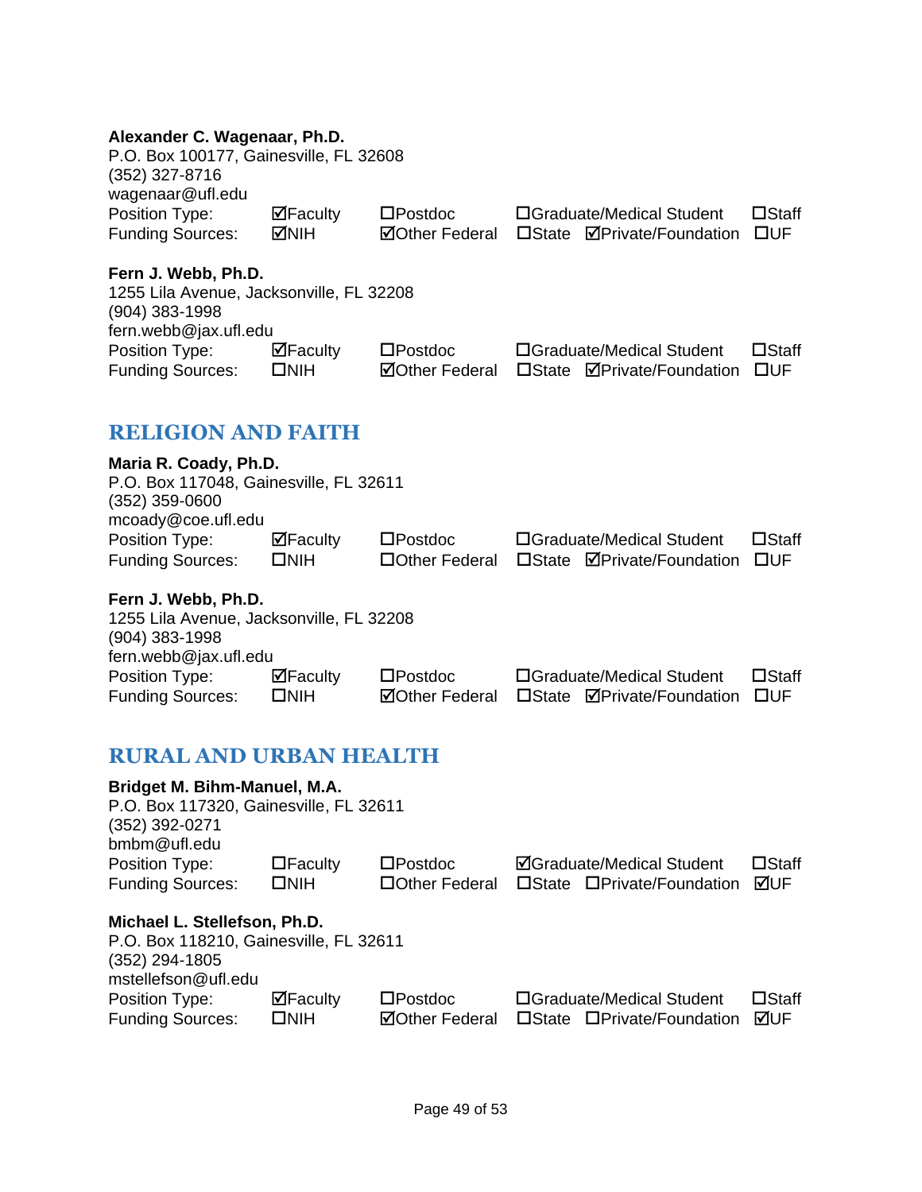**Alexander C. Wagenaar, Ph.D.**
P.O. Box 100177, Gainesville, FL 32608
(352) 327-8716
wagenaar@ufl.edu

| | | | | | |
|---|---|---|---|---|---|
| Position Type: | ☑Faculty | ☐Postdoc | ☐Graduate/Medical Student | | ☐Staff |
| Funding Sources: | ☑NIH | ☑Other Federal | ☐State | ☑Private/Foundation | ☐UF |

**Fern J. Webb, Ph.D.**
1255 Lila Avenue, Jacksonville, FL 32208
(904) 383-1998
fern.webb@jax.ufl.edu

| | | | | | |
|---|---|---|---|---|---|
| Position Type: | ☑Faculty | ☐Postdoc | ☐Graduate/Medical Student | | ☐Staff |
| Funding Sources: | ☐NIH | ☑Other Federal | ☐State | ☑Private/Foundation | ☐UF |

## RELIGION AND FAITH

**Maria R. Coady, Ph.D.**
P.O. Box 117048, Gainesville, FL 32611
(352) 359-0600
mcoady@coe.ufl.edu

| | | | | | |
|---|---|---|---|---|---|
| Position Type: | ☑Faculty | ☐Postdoc | ☐Graduate/Medical Student | | ☐Staff |
| Funding Sources: | ☐NIH | ☐Other Federal | ☐State | ☑Private/Foundation | ☐UF |

**Fern J. Webb, Ph.D.**
1255 Lila Avenue, Jacksonville, FL 32208
(904) 383-1998
fern.webb@jax.ufl.edu

| | | | | | |
|---|---|---|---|---|---|
| Position Type: | ☑Faculty | ☐Postdoc | ☐Graduate/Medical Student | | ☐Staff |
| Funding Sources: | ☐NIH | ☑Other Federal | ☐State | ☑Private/Foundation | ☐UF |

## RURAL AND URBAN HEALTH

**Bridget M. Bihm-Manuel, M.A.**
P.O. Box 117320, Gainesville, FL 32611
(352) 392-0271
bmbm@ufl.edu

| | | | | | |
|---|---|---|---|---|---|
| Position Type: | ☐Faculty | ☐Postdoc | ☑Graduate/Medical Student | | ☐Staff |
| Funding Sources: | ☐NIH | ☐Other Federal | ☐State | ☐Private/Foundation | ☑UF |

**Michael L. Stellefson, Ph.D.**
P.O. Box 118210, Gainesville, FL 32611
(352) 294-1805
mstellefson@ufl.edu

| | | | | | |
|---|---|---|---|---|---|
| Position Type: | ☑Faculty | ☐Postdoc | ☐Graduate/Medical Student | | ☐Staff |
| Funding Sources: | ☐NIH | ☑Other Federal | ☐State | ☐Private/Foundation | ☑UF |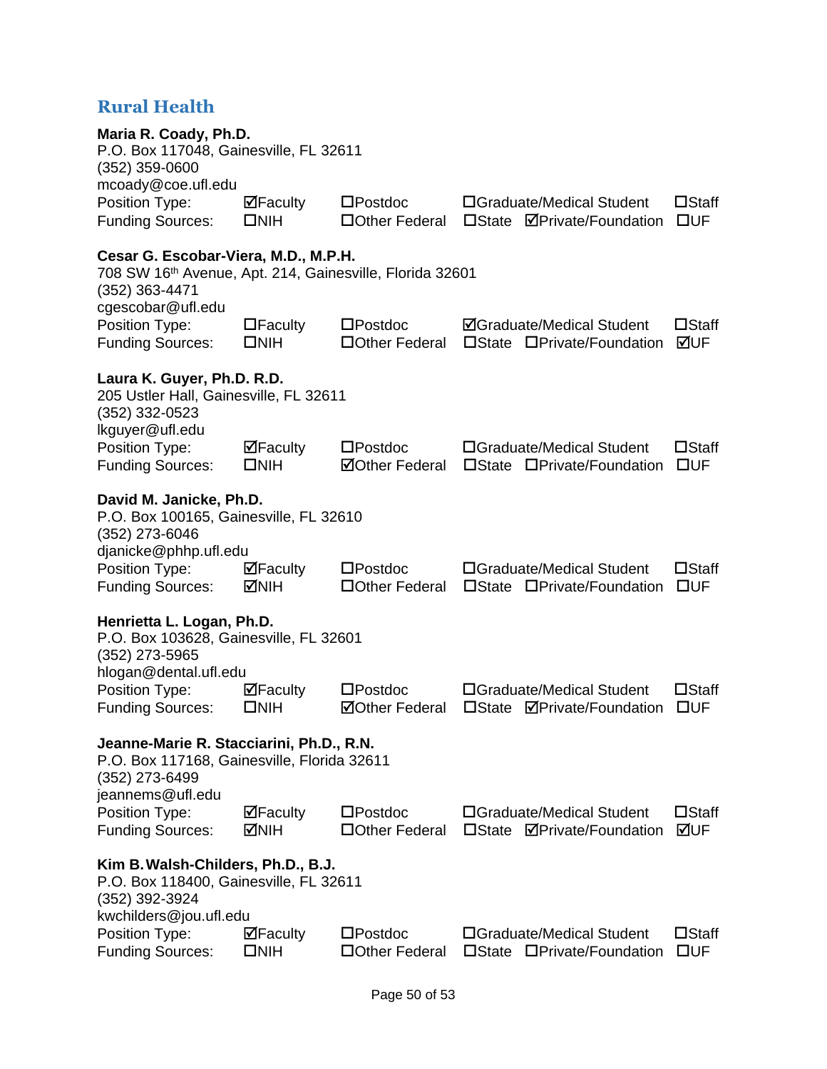## Rural Health

**Maria R. Coady, Ph.D.**
P.O. Box 117048, Gainesville, FL 32611
(352) 359-0600
mcoady@coe.ufl.edu

| | | | | | |
|---|---|---|---|---|---|
| Position Type: | ☑Faculty | ☐Postdoc | ☐Graduate/Medical Student | | ☐Staff |
| Funding Sources: | ☐NIH | ☐Other Federal | ☐State | ☑Private/Foundation | ☐UF |

**Cesar G. Escobar-Viera, M.D., M.P.H.**
708 SW 16th Avenue, Apt. 214, Gainesville, Florida 32601
(352) 363-4471
cgescobar@ufl.edu

| | | | | | |
|---|---|---|---|---|---|
| Position Type: | ☐Faculty | ☐Postdoc | ☑Graduate/Medical Student | | ☐Staff |
| Funding Sources: | ☐NIH | ☐Other Federal | ☐State | ☐Private/Foundation | ☑UF |

**Laura K. Guyer, Ph.D. R.D.**
205 Ustler Hall, Gainesville, FL 32611
(352) 332-0523
lkguyer@ufl.edu

| | | | | | |
|---|---|---|---|---|---|
| Position Type: | ☑Faculty | ☐Postdoc | ☐Graduate/Medical Student | | ☐Staff |
| Funding Sources: | ☐NIH | ☑Other Federal | ☐State | ☐Private/Foundation | ☐UF |

**David M. Janicke, Ph.D.**
P.O. Box 100165, Gainesville, FL 32610
(352) 273-6046
djanicke@phhp.ufl.edu

| | | | | | |
|---|---|---|---|---|---|
| Position Type: | ☑Faculty | ☐Postdoc | ☐Graduate/Medical Student | | ☐Staff |
| Funding Sources: | ☑NIH | ☐Other Federal | ☐State | ☐Private/Foundation | ☐UF |

**Henrietta L. Logan, Ph.D.**
P.O. Box 103628, Gainesville, FL 32601
(352) 273-5965
hlogan@dental.ufl.edu

| | | | | | |
|---|---|---|---|---|---|
| Position Type: | ☑Faculty | ☐Postdoc | ☐Graduate/Medical Student | | ☐Staff |
| Funding Sources: | ☐NIH | ☑Other Federal | ☐State | ☑Private/Foundation | ☐UF |

**Jeanne-Marie R. Stacciarini, Ph.D., R.N.**
P.O. Box 117168, Gainesville, Florida 32611
(352) 273-6499
jeannems@ufl.edu

| | | | | | |
|---|---|---|---|---|---|
| Position Type: | ☑Faculty | ☐Postdoc | ☐Graduate/Medical Student | | ☐Staff |
| Funding Sources: | ☑NIH | ☐Other Federal | ☐State | ☑Private/Foundation | ☑UF |

**Kim B. Walsh-Childers, Ph.D., B.J.**
P.O. Box 118400, Gainesville, FL 32611
(352) 392-3924
kwchilders@jou.ufl.edu

| | | | | | |
|---|---|---|---|---|---|
| Position Type: | ☑Faculty | ☐Postdoc | ☐Graduate/Medical Student | | ☐Staff |
| Funding Sources: | ☐NIH | ☐Other Federal | ☐State | ☐Private/Foundation | ☐UF |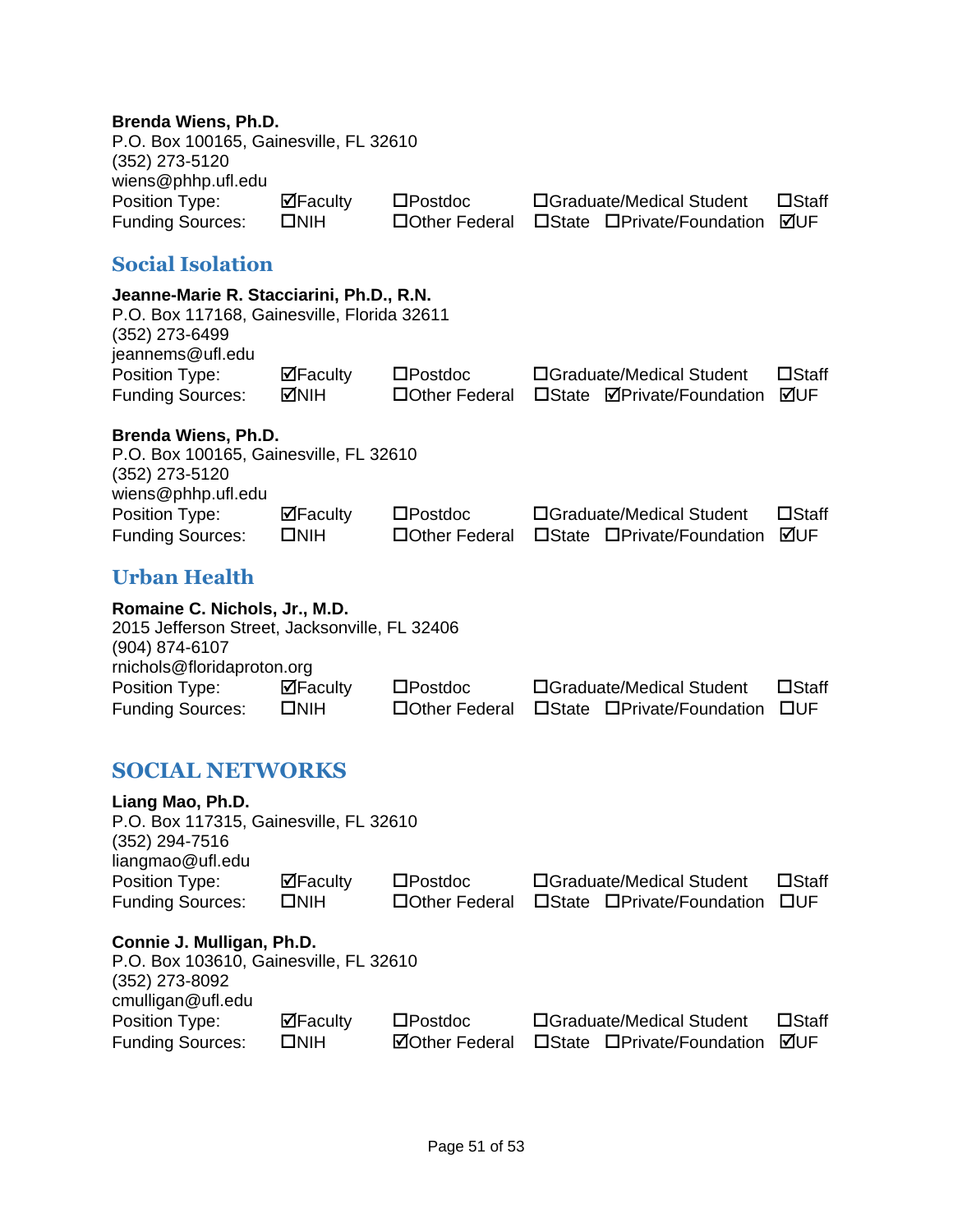**Brenda Wiens, Ph.D.**
P.O. Box 100165, Gainesville, FL 32610
(352) 273-5120
wiens@phhp.ufl.edu

| | | | | | |
|---|---|---|---|---|---|
| Position Type: | ☑Faculty | ☐Postdoc | ☐Graduate/Medical Student | | ☐Staff |
| Funding Sources: | ☐NIH | ☐Other Federal | ☐State | ☐Private/Foundation | ☑UF |

## Social Isolation

**Jeanne-Marie R. Stacciarini, Ph.D., R.N.**
P.O. Box 117168, Gainesville, Florida 32611
(352) 273-6499
jeannems@ufl.edu

| | | | | | |
|---|---|---|---|---|---|
| Position Type: | ☑Faculty | ☐Postdoc | ☐Graduate/Medical Student | | ☐Staff |
| Funding Sources: | ☑NIH | ☐Other Federal | ☐State | ☑Private/Foundation | ☑UF |

**Brenda Wiens, Ph.D.**
P.O. Box 100165, Gainesville, FL 32610
(352) 273-5120
wiens@phhp.ufl.edu

| | | | | | |
|---|---|---|---|---|---|
| Position Type: | ☑Faculty | ☐Postdoc | ☐Graduate/Medical Student | | ☐Staff |
| Funding Sources: | ☐NIH | ☐Other Federal | ☐State | ☐Private/Foundation | ☑UF |

## Urban Health

**Romaine C. Nichols, Jr., M.D.**
2015 Jefferson Street, Jacksonville, FL 32406
(904) 874-6107
rnichols@floridaproton.org

| | | | | | |
|---|---|---|---|---|---|
| Position Type: | ☑Faculty | ☐Postdoc | ☐Graduate/Medical Student | | ☐Staff |
| Funding Sources: | ☐NIH | ☐Other Federal | ☐State | ☐Private/Foundation | ☐UF |

# SOCIAL NETWORKS

**Liang Mao, Ph.D.**
P.O. Box 117315, Gainesville, FL 32610
(352) 294-7516
liangmao@ufl.edu

| | | | | | |
|---|---|---|---|---|---|
| Position Type: | ☑Faculty | ☐Postdoc | ☐Graduate/Medical Student | | ☐Staff |
| Funding Sources: | ☐NIH | ☐Other Federal | ☐State | ☐Private/Foundation | ☐UF |

**Connie J. Mulligan, Ph.D.**
P.O. Box 103610, Gainesville, FL 32610
(352) 273-8092
cmulligan@ufl.edu

| | | | | | |
|---|---|---|---|---|---|
| Position Type: | ☑Faculty | ☐Postdoc | ☐Graduate/Medical Student | | ☐Staff |
| Funding Sources: | ☐NIH | ☑Other Federal | ☐State | ☐Private/Foundation | ☑UF |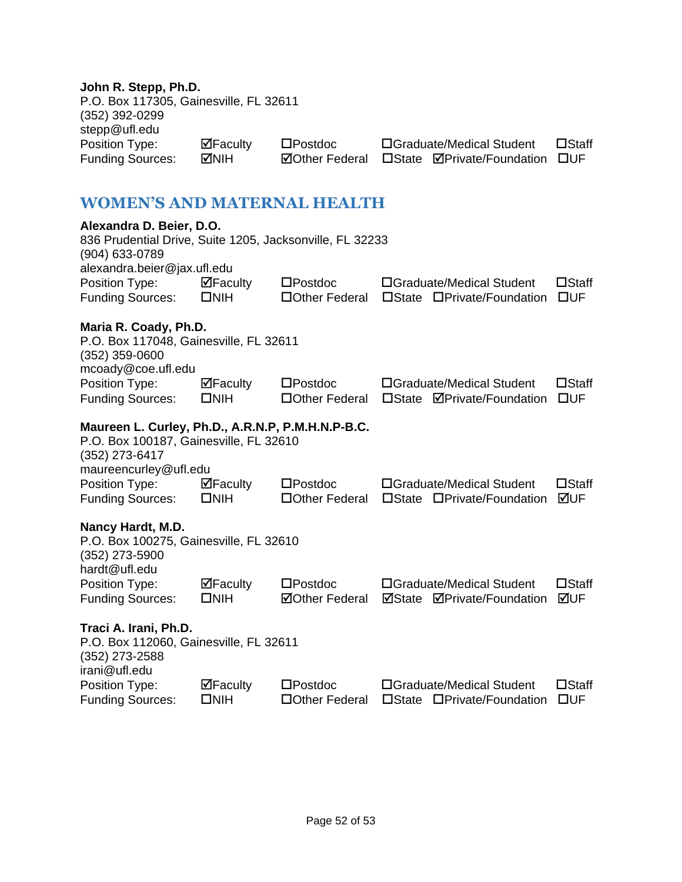**John R. Stepp, Ph.D.**
P.O. Box 117305, Gainesville, FL 32611
(352) 392-0299
stepp@ufl.edu

| | | | | | | |
|---|---|---|---|---|---|---|
| Position Type: | ☑Faculty | ☐Postdoc | ☐Graduate/Medical Student | | ☐Staff |
| Funding Sources: | ☑NIH | ☑Other Federal | ☐State | ☑Private/Foundation | ☐UF |

## WOMEN'S AND MATERNAL HEALTH

**Alexandra D. Beier, D.O.**
836 Prudential Drive, Suite 1205, Jacksonville, FL 32233
(904) 633-0789
alexandra.beier@jax.ufl.edu

| | | | | | |
|---|---|---|---|---|---|
| Position Type: | ☑Faculty | ☐Postdoc | ☐Graduate/Medical Student | | ☐Staff |
| Funding Sources: | ☐NIH | ☐Other Federal | ☐State | ☐Private/Foundation | ☐UF |

**Maria R. Coady, Ph.D.**
P.O. Box 117048, Gainesville, FL 32611
(352) 359-0600
mcoady@coe.ufl.edu

| | | | | | |
|---|---|---|---|---|---|
| Position Type: | ☑Faculty | ☐Postdoc | ☐Graduate/Medical Student | | ☐Staff |
| Funding Sources: | ☐NIH | ☐Other Federal | ☐State | ☑Private/Foundation | ☐UF |

**Maureen L. Curley, Ph.D., A.R.N.P, P.M.H.N.P-B.C.**
P.O. Box 100187, Gainesville, FL 32610
(352) 273-6417
maureencurley@ufl.edu

| | | | | | |
|---|---|---|---|---|---|
| Position Type: | ☑Faculty | ☐Postdoc | ☐Graduate/Medical Student | | ☐Staff |
| Funding Sources: | ☐NIH | ☐Other Federal | ☐State | ☐Private/Foundation | ☑UF |

**Nancy Hardt, M.D.**
P.O. Box 100275, Gainesville, FL 32610
(352) 273-5900
hardt@ufl.edu

| | | | | | |
|---|---|---|---|---|---|
| Position Type: | ☑Faculty | ☐Postdoc | ☐Graduate/Medical Student | | ☐Staff |
| Funding Sources: | ☐NIH | ☑Other Federal | ☑State | ☑Private/Foundation | ☑UF |

**Traci A. Irani, Ph.D.**
P.O. Box 112060, Gainesville, FL 32611
(352) 273-2588
irani@ufl.edu

| | | | | | |
|---|---|---|---|---|---|
| Position Type: | ☑Faculty | ☐Postdoc | ☐Graduate/Medical Student | | ☐Staff |
| Funding Sources: | ☐NIH | ☐Other Federal | ☐State | ☐Private/Foundation | ☐UF |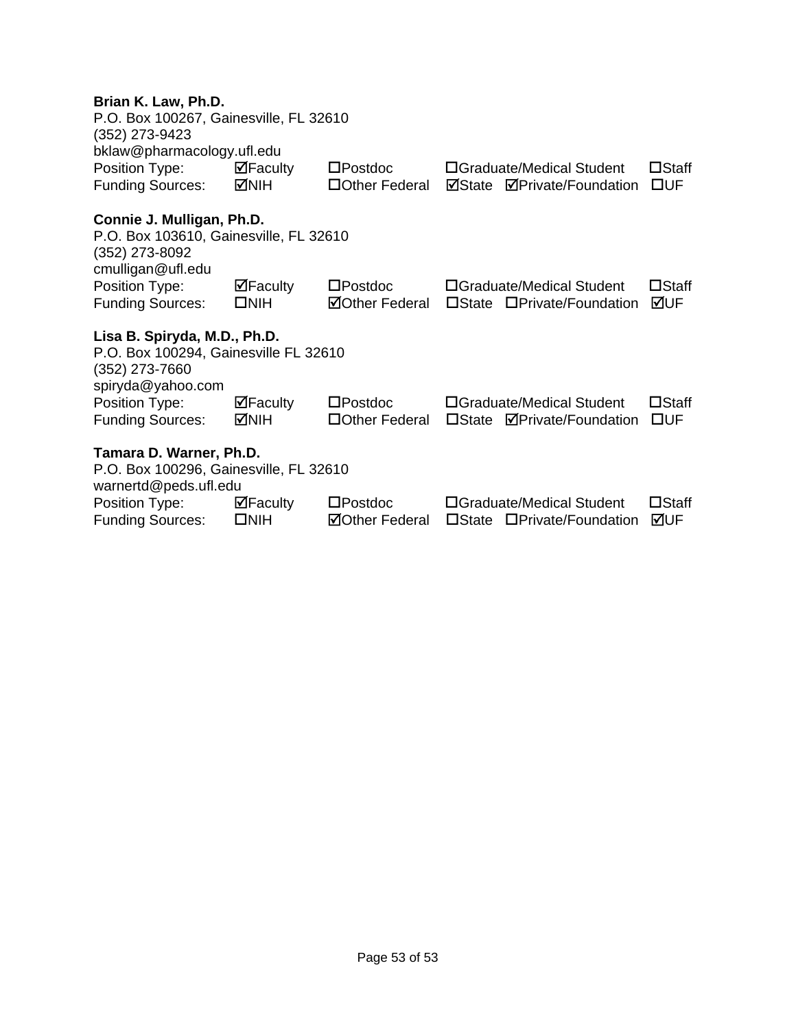**Brian K. Law, Ph.D.**
P.O. Box 100267, Gainesville, FL 32610
(352) 273-9423
bklaw@pharmacology.ufl.edu

| | | | | | |
|---|---|---|---|---|---|
| Position Type: | ☑Faculty | ☐Postdoc | ☐Graduate/Medical Student | | ☐Staff |
| Funding Sources: | ☑NIH | ☐Other Federal | ☑State | ☑Private/Foundation | ☐UF |

**Connie J. Mulligan, Ph.D.**
P.O. Box 103610, Gainesville, FL 32610
(352) 273-8092
cmulligan@ufl.edu

| | | | | | |
|---|---|---|---|---|---|
| Position Type: | ☑Faculty | ☐Postdoc | ☐Graduate/Medical Student | | ☐Staff |
| Funding Sources: | ☐NIH | ☑Other Federal | ☐State | ☐Private/Foundation | ☑UF |

**Lisa B. Spiryda, M.D., Ph.D.**
P.O. Box 100294, Gainesville FL 32610
(352) 273-7660
spiryda@yahoo.com

| | | | | | |
|---|---|---|---|---|---|
| Position Type: | ☑Faculty | ☐Postdoc | ☐Graduate/Medical Student | | ☐Staff |
| Funding Sources: | ☑NIH | ☐Other Federal | ☐State | ☑Private/Foundation | ☐UF |

**Tamara D. Warner, Ph.D.**
P.O. Box 100296, Gainesville, FL 32610
warnertd@peds.ufl.edu

| | | | | | |
|---|---|---|---|---|---|
| Position Type: | ☑Faculty | ☐Postdoc | ☐Graduate/Medical Student | | ☐Staff |
| Funding Sources: | ☐NIH | ☑Other Federal | ☐State | ☐Private/Foundation | ☑UF |